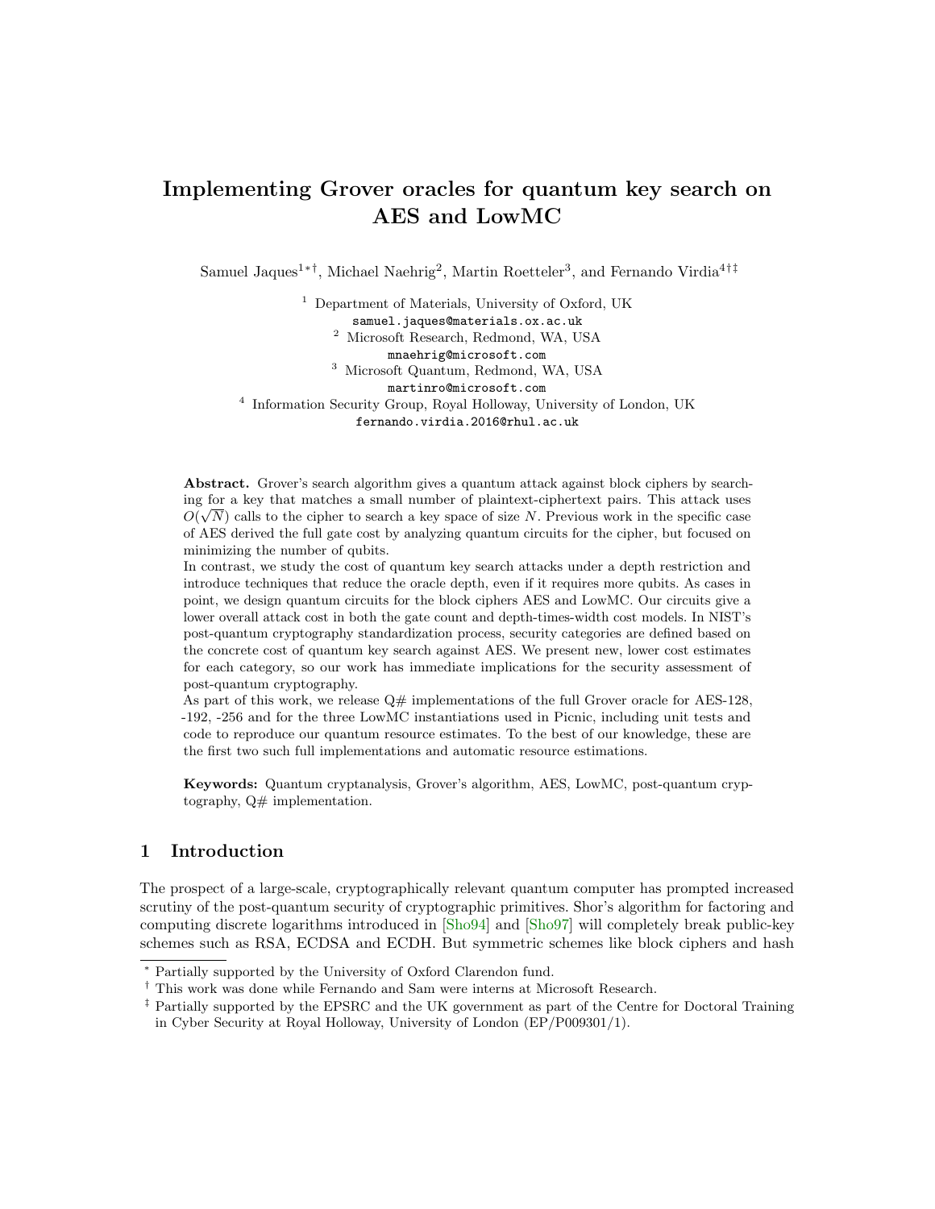# Implementing Grover oracles for quantum key search on AES and LowMC

Samuel Jaques[1*†], Michael Naehrig[2], Martin Roetteler[3], and Fernando Virdia[4†‡]

[1] Department of Materials, University of Oxford, UK
samuel.jaques@materials.ox.ac.uk

[2] Microsoft Research, Redmond, WA, USA
mnaehrig@microsoft.com

[3] Microsoft Quantum, Redmond, WA, USA
martinro@microsoft.com

[4] Information Security Group, Royal Holloway, University of London, UK
fernando.virdia.2016@rhul.ac.uk

**Abstract.** Grover's search algorithm gives a quantum attack against block ciphers by searching for a key that matches a small number of plaintext-ciphertext pairs. This attack uses $O(\sqrt{N})$ calls to the cipher to search a key space of size $N$. Previous work in the specific case of AES derived the full gate cost by analyzing quantum circuits for the cipher, but focused on minimizing the number of qubits.

In contrast, we study the cost of quantum key search attacks under a depth restriction and introduce techniques that reduce the oracle depth, even if it requires more qubits. As cases in point, we design quantum circuits for the block ciphers AES and LowMC. Our circuits give a lower overall attack cost in both the gate count and depth-times-width cost models. In NIST's post-quantum cryptography standardization process, security categories are defined based on the concrete cost of quantum key search against AES. We present new, lower cost estimates for each category, so our work has immediate implications for the security assessment of post-quantum cryptography.

As part of this work, we release Q# implementations of the full Grover oracle for AES-128, -192, -256 and for the three LowMC instantiations used in Picnic, including unit tests and code to reproduce our quantum resource estimates. To the best of our knowledge, these are the first two such full implementations and automatic resource estimations.

**Keywords:** Quantum cryptanalysis, Grover's algorithm, AES, LowMC, post-quantum cryptography, Q# implementation.

## 1 Introduction

The prospect of a large-scale, cryptographically relevant quantum computer has prompted increased scrutiny of the post-quantum security of cryptographic primitives. Shor's algorithm for factoring and computing discrete logarithms introduced in [Sho94] and [Sho97] will completely break public-key schemes such as RSA, ECDSA and ECDH. But symmetric schemes like block ciphers and hash

[*] Partially supported by the University of Oxford Clarendon fund.

[†] This work was done while Fernando and Sam were interns at Microsoft Research.

[‡] Partially supported by the EPSRC and the UK government as part of the Centre for Doctoral Training in Cyber Security at Royal Holloway, University of London (EP/P009301/1).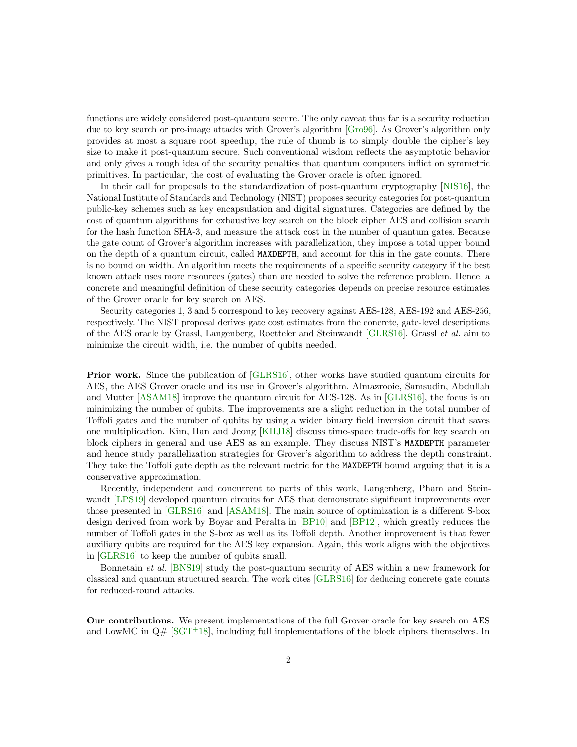functions are widely considered post-quantum secure. The only caveat thus far is a security reduction due to key search or pre-image attacks with Grover's algorithm [Gro96]. As Grover's algorithm only provides at most a square root speedup, the rule of thumb is to simply double the cipher's key size to make it post-quantum secure. Such conventional wisdom reflects the asymptotic behavior and only gives a rough idea of the security penalties that quantum computers inflict on symmetric primitives. In particular, the cost of evaluating the Grover oracle is often ignored.

In their call for proposals to the standardization of post-quantum cryptography [NIS16], the National Institute of Standards and Technology (NIST) proposes security categories for post-quantum public-key schemes such as key encapsulation and digital signatures. Categories are defined by the cost of quantum algorithms for exhaustive key search on the block cipher AES and collision search for the hash function SHA-3, and measure the attack cost in the number of quantum gates. Because the gate count of Grover's algorithm increases with parallelization, they impose a total upper bound on the depth of a quantum circuit, called `MAXDEPTH`, and account for this in the gate counts. There is no bound on width. An algorithm meets the requirements of a specific security category if the best known attack uses more resources (gates) than are needed to solve the reference problem. Hence, a concrete and meaningful definition of these security categories depends on precise resource estimates of the Grover oracle for key search on AES.

Security categories 1, 3 and 5 correspond to key recovery against AES-128, AES-192 and AES-256, respectively. The NIST proposal derives gate cost estimates from the concrete, gate-level descriptions of the AES oracle by Grassl, Langenberg, Roetteler and Steinwandt [GLRS16]. Grassl *et al.* aim to minimize the circuit width, i.e. the number of qubits needed.

**Prior work.** Since the publication of [GLRS16], other works have studied quantum circuits for AES, the AES Grover oracle and its use in Grover's algorithm. Almazrooie, Samsudin, Abdullah and Mutter [ASAM18] improve the quantum circuit for AES-128. As in [GLRS16], the focus is on minimizing the number of qubits. The improvements are a slight reduction in the total number of Toffoli gates and the number of qubits by using a wider binary field inversion circuit that saves one multiplication. Kim, Han and Jeong [KHJ18] discuss time-space trade-offs for key search on block ciphers in general and use AES as an example. They discuss NIST's `MAXDEPTH` parameter and hence study parallelization strategies for Grover's algorithm to address the depth constraint. They take the Toffoli gate depth as the relevant metric for the `MAXDEPTH` bound arguing that it is a conservative approximation.

Recently, independent and concurrent to parts of this work, Langenberg, Pham and Steinwandt [LPS19] developed quantum circuits for AES that demonstrate significant improvements over those presented in [GLRS16] and [ASAM18]. The main source of optimization is a different S-box design derived from work by Boyar and Peralta in [BP10] and [BP12], which greatly reduces the number of Toffoli gates in the S-box as well as its Toffoli depth. Another improvement is that fewer auxiliary qubits are required for the AES key expansion. Again, this work aligns with the objectives in [GLRS16] to keep the number of qubits small.

Bonnetain *et al.* [BNS19] study the post-quantum security of AES within a new framework for classical and quantum structured search. The work cites [GLRS16] for deducing concrete gate counts for reduced-round attacks.

**Our contributions.** We present implementations of the full Grover oracle for key search on AES and LowMC in Q# [SGT+18], including full implementations of the block ciphers themselves. In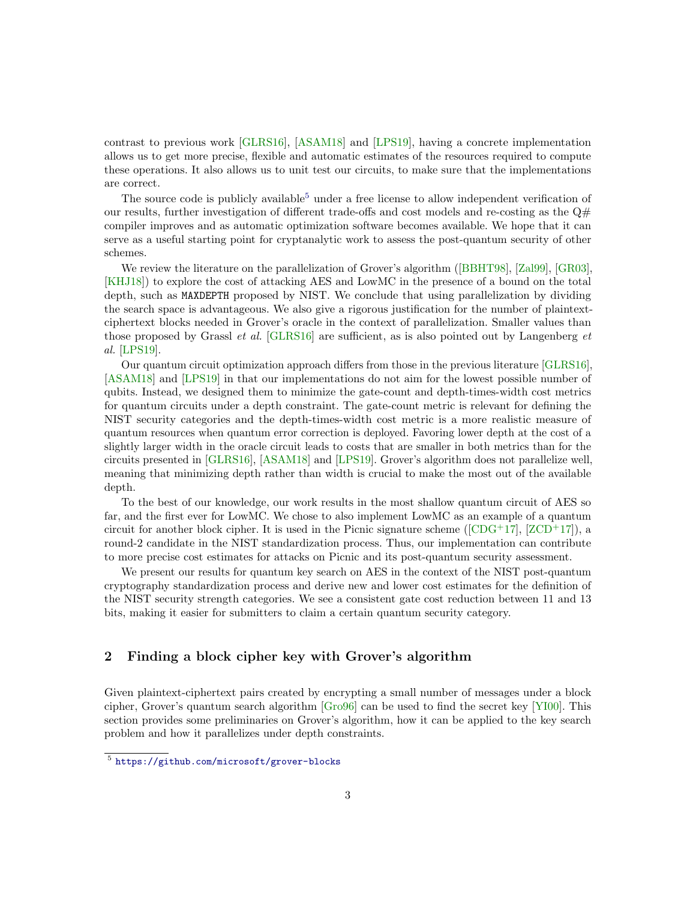contrast to previous work [GLRS16], [ASAM18] and [LPS19], having a concrete implementation allows us to get more precise, flexible and automatic estimates of the resources required to compute these operations. It also allows us to unit test our circuits, to make sure that the implementations are correct.

The source code is publicly available[5] under a free license to allow independent verification of our results, further investigation of different trade-offs and cost models and re-costing as the Q# compiler improves and as automatic optimization software becomes available. We hope that it can serve as a useful starting point for cryptanalytic work to assess the post-quantum security of other schemes.

We review the literature on the parallelization of Grover's algorithm ([BBHT98], [Zal99], [GR03], [KHJ18]) to explore the cost of attacking AES and LowMC in the presence of a bound on the total depth, such as `MAXDEPTH` proposed by NIST. We conclude that using parallelization by dividing the search space is advantageous. We also give a rigorous justification for the number of plaintext-ciphertext blocks needed in Grover's oracle in the context of parallelization. Smaller values than those proposed by Grassl *et al.* [GLRS16] are sufficient, as is also pointed out by Langenberg *et al.* [LPS19].

Our quantum circuit optimization approach differs from those in the previous literature [GLRS16], [ASAM18] and [LPS19] in that our implementations do not aim for the lowest possible number of qubits. Instead, we designed them to minimize the gate-count and depth-times-width cost metrics for quantum circuits under a depth constraint. The gate-count metric is relevant for defining the NIST security categories and the depth-times-width cost metric is a more realistic measure of quantum resources when quantum error correction is deployed. Favoring lower depth at the cost of a slightly larger width in the oracle circuit leads to costs that are smaller in both metrics than for the circuits presented in [GLRS16], [ASAM18] and [LPS19]. Grover's algorithm does not parallelize well, meaning that minimizing depth rather than width is crucial to make the most out of the available depth.

To the best of our knowledge, our work results in the most shallow quantum circuit of AES so far, and the first ever for LowMC. We chose to also implement LowMC as an example of a quantum circuit for another block cipher. It is used in the Picnic signature scheme ([CDG+17], [ZCD+17]), a round-2 candidate in the NIST standardization process. Thus, our implementation can contribute to more precise cost estimates for attacks on Picnic and its post-quantum security assessment.

We present our results for quantum key search on AES in the context of the NIST post-quantum cryptography standardization process and derive new and lower cost estimates for the definition of the NIST security strength categories. We see a consistent gate cost reduction between 11 and 13 bits, making it easier for submitters to claim a certain quantum security category.

## 2 Finding a block cipher key with Grover's algorithm

Given plaintext-ciphertext pairs created by encrypting a small number of messages under a block cipher, Grover's quantum search algorithm [Gro96] can be used to find the secret key [YI00]. This section provides some preliminaries on Grover's algorithm, how it can be applied to the key search problem and how it parallelizes under depth constraints.

[5] https://github.com/microsoft/grover-blocks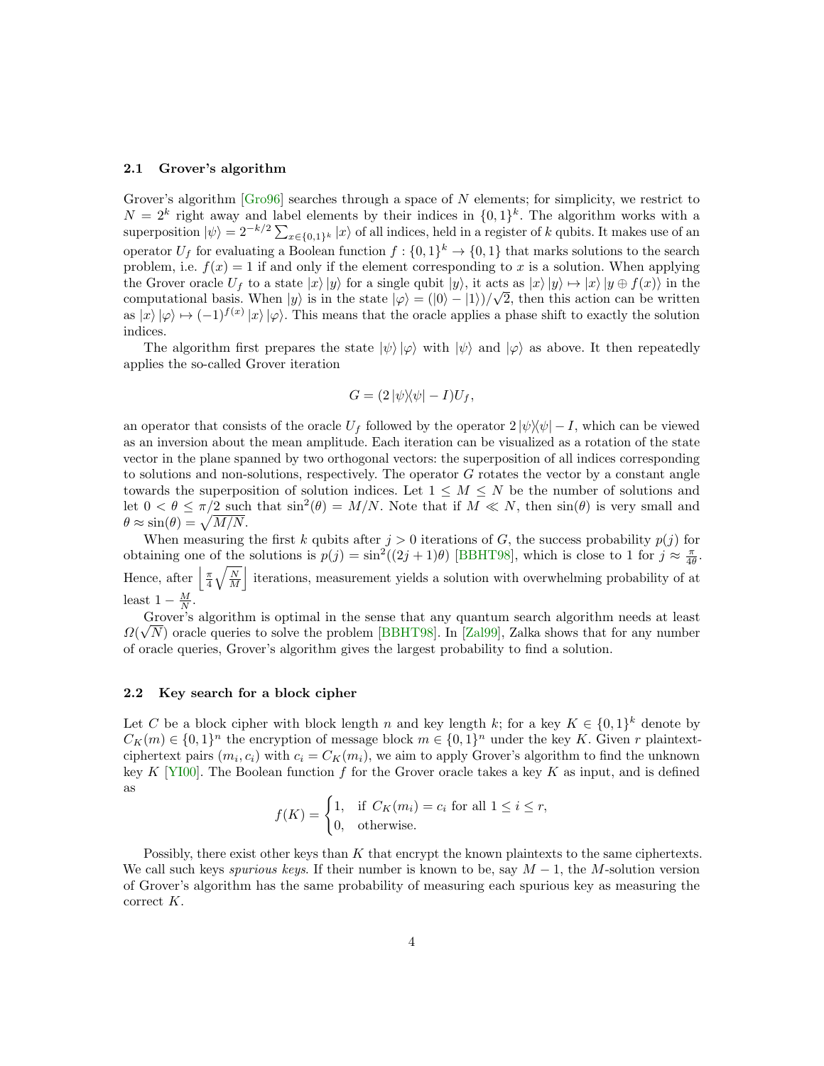### 2.1 Grover's algorithm

Grover's algorithm [Gro96] searches through a space of $N$ elements; for simplicity, we restrict to $N = 2^k$ right away and label elements by their indices in $\{0,1\}^k$. The algorithm works with a superposition $|\psi\rangle = 2^{-k/2} \sum_{x \in \{0,1\}^k} |x\rangle$ of all indices, held in a register of $k$ qubits. It makes use of an operator $U_f$ for evaluating a Boolean function $f : \{0,1\}^k \to \{0,1\}$ that marks solutions to the search problem, i.e. $f(x) = 1$ if and only if the element corresponding to $x$ is a solution. When applying the Grover oracle $U_f$ to a state $|x\rangle |y\rangle$ for a single qubit $|y\rangle$, it acts as $|x\rangle |y\rangle \mapsto |x\rangle |y \oplus f(x)\rangle$ in the computational basis. When $|y\rangle$ is in the state $|\varphi\rangle = (|0\rangle - |1\rangle)/\sqrt{2}$, then this action can be written as $|x\rangle |\varphi\rangle \mapsto (-1)^{f(x)} |x\rangle |\varphi\rangle$. This means that the oracle applies a phase shift to exactly the solution indices.

The algorithm first prepares the state $|\psi\rangle |\varphi\rangle$ with $|\psi\rangle$ and $|\varphi\rangle$ as above. It then repeatedly applies the so-called Grover iteration

$$G = (2 |\psi\rangle\langle\psi| - I)U_f,$$

an operator that consists of the oracle $U_f$ followed by the operator $2 |\psi\rangle\langle\psi| - I$, which can be viewed as an inversion about the mean amplitude. Each iteration can be visualized as a rotation of the state vector in the plane spanned by two orthogonal vectors: the superposition of all indices corresponding to solutions and non-solutions, respectively. The operator $G$ rotates the vector by a constant angle towards the superposition of solution indices. Let $1 \leq M \leq N$ be the number of solutions and let $0 < \theta \leq \pi/2$ such that $\sin^2(\theta) = M/N$. Note that if $M \ll N$, then $\sin(\theta)$ is very small and $\theta \approx \sin(\theta) = \sqrt{M/N}$.

When measuring the first $k$ qubits after $j > 0$ iterations of $G$, the success probability $p(j)$ for obtaining one of the solutions is $p(j) = \sin^2((2j+1)\theta)$ [BBHT98], which is close to 1 for $j \approx \frac{\pi}{4\theta}$. Hence, after $\left\lfloor \frac{\pi}{4}\sqrt{\frac{N}{M}} \right\rfloor$ iterations, measurement yields a solution with overwhelming probability of at least $1 - \frac{M}{N}$.

Grover's algorithm is optimal in the sense that any quantum search algorithm needs at least $\Omega(\sqrt{N})$ oracle queries to solve the problem [BBHT98]. In [Zal99], Zalka shows that for any number of oracle queries, Grover's algorithm gives the largest probability to find a solution.

### 2.2 Key search for a block cipher

Let $C$ be a block cipher with block length $n$ and key length $k$; for a key $K \in \{0,1\}^k$ denote by $C_K(m) \in \{0,1\}^n$ the encryption of message block $m \in \{0,1\}^n$ under the key $K$. Given $r$ plaintext-ciphertext pairs $(m_i, c_i)$ with $c_i = C_K(m_i)$, we aim to apply Grover's algorithm to find the unknown key $K$ [YI00]. The Boolean function $f$ for the Grover oracle takes a key $K$ as input, and is defined as

$$f(K) = \begin{cases} 1, & \text{if } C_K(m_i) = c_i \text{ for all } 1 \leq i \leq r, \\ 0, & \text{otherwise.} \end{cases}$$

Possibly, there exist other keys than $K$ that encrypt the known plaintexts to the same ciphertexts. We call such keys *spurious keys*. If their number is known to be, say $M - 1$, the $M$-solution version of Grover's algorithm has the same probability of measuring each spurious key as measuring the correct $K$.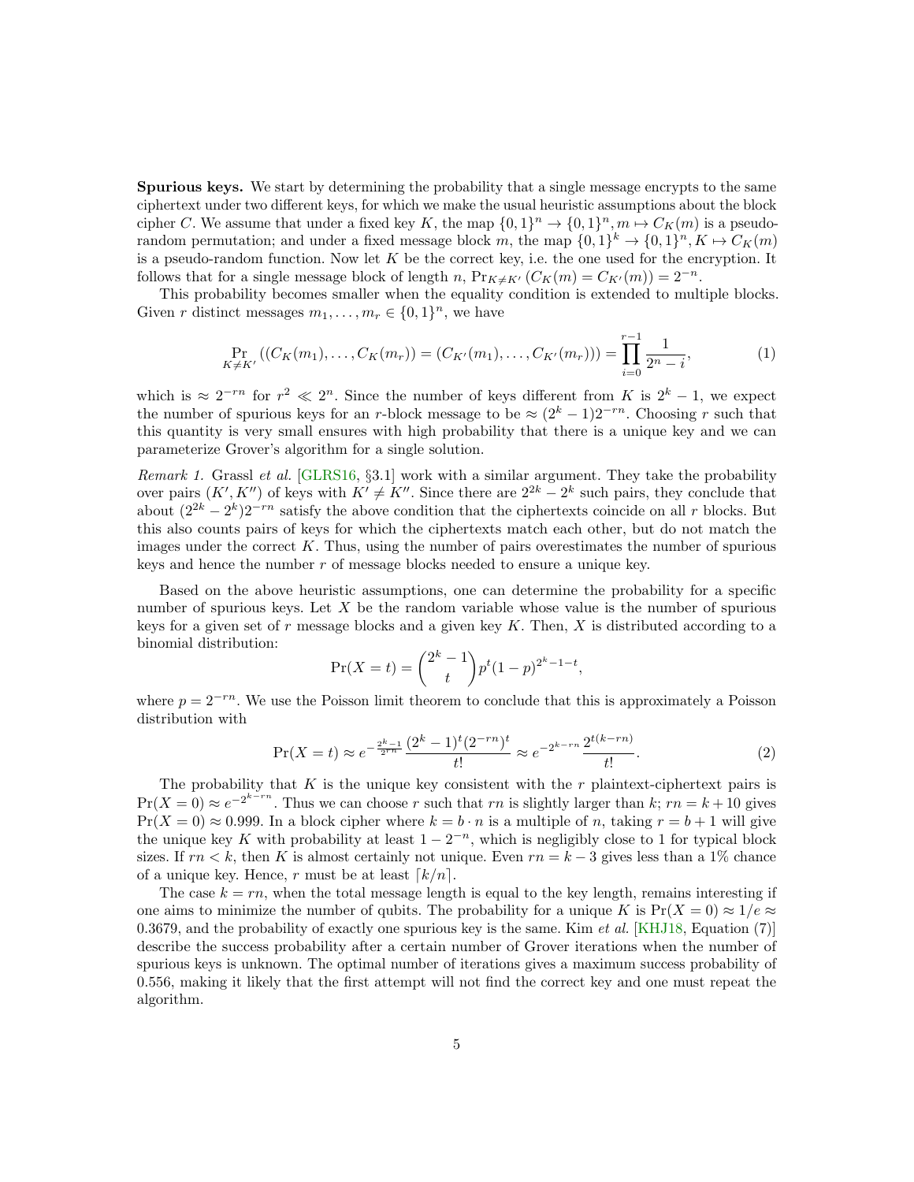**Spurious keys.** We start by determining the probability that a single message encrypts to the same ciphertext under two different keys, for which we make the usual heuristic assumptions about the block cipher $C$. We assume that under a fixed key $K$, the map $\{0,1\}^n \to \{0,1\}^n, m \mapsto C_K(m)$ is a pseudo-random permutation; and under a fixed message block $m$, the map $\{0,1\}^k \to \{0,1\}^n, K \mapsto C_K(m)$ is a pseudo-random function. Now let $K$ be the correct key, i.e. the one used for the encryption. It follows that for a single message block of length $n$, $\Pr_{K \neq K'}(C_K(m) = C_{K'}(m)) = 2^{-n}$.

This probability becomes smaller when the equality condition is extended to multiple blocks. Given $r$ distinct messages $m_1, \ldots, m_r \in \{0,1\}^n$, we have

$$\Pr_{K \neq K'}\left((C_K(m_1), \ldots, C_K(m_r)) = (C_{K'}(m_1), \ldots, C_{K'}(m_r))\right) = \prod_{i=0}^{r-1} \frac{1}{2^n - i}, \tag{1}$$

which is $\approx 2^{-rn}$ for $r^2 \ll 2^n$. Since the number of keys different from $K$ is $2^k - 1$, we expect the number of spurious keys for an $r$-block message to be $\approx (2^k - 1)2^{-rn}$. Choosing $r$ such that this quantity is very small ensures with high probability that there is a unique key and we can parameterize Grover's algorithm for a single solution.

*Remark 1.* Grassl *et al.* [GLRS16, §3.1] work with a similar argument. They take the probability over pairs $(K', K'')$ of keys with $K' \neq K''$. Since there are $2^{2k} - 2^k$ such pairs, they conclude that about $(2^{2k} - 2^k)2^{-rn}$ satisfy the above condition that the ciphertexts coincide on all $r$ blocks. But this also counts pairs of keys for which the ciphertexts match each other, but do not match the images under the correct $K$. Thus, using the number of pairs overestimates the number of spurious keys and hence the number $r$ of message blocks needed to ensure a unique key.

Based on the above heuristic assumptions, one can determine the probability for a specific number of spurious keys. Let $X$ be the random variable whose value is the number of spurious keys for a given set of $r$ message blocks and a given key $K$. Then, $X$ is distributed according to a binomial distribution:

$$\Pr(X = t) = \binom{2^k - 1}{t} p^t (1-p)^{2^k - 1 - t},$$

where $p = 2^{-rn}$. We use the Poisson limit theorem to conclude that this is approximately a Poisson distribution with

$$\Pr(X = t) \approx e^{-\frac{2^k - 1}{2^{rn}}} \frac{(2^k - 1)^t (2^{-rn})^t}{t!} \approx e^{-2^{k-rn}} \frac{2^{t(k-rn)}}{t!}. \tag{2}$$

The probability that $K$ is the unique key consistent with the $r$ plaintext-ciphertext pairs is $\Pr(X = 0) \approx e^{-2^{k-rn}}$. Thus we can choose $r$ such that $rn$ is slightly larger than $k$; $rn = k + 10$ gives $\Pr(X = 0) \approx 0.999$. In a block cipher where $k = b \cdot n$ is a multiple of $n$, taking $r = b + 1$ will give the unique key $K$ with probability at least $1 - 2^{-n}$, which is negligibly close to 1 for typical block sizes. If $rn < k$, then $K$ is almost certainly not unique. Even $rn = k - 3$ gives less than a 1% chance of a unique key. Hence, $r$ must be at least $\lceil k/n \rceil$.

The case $k = rn$, when the total message length is equal to the key length, remains interesting if one aims to minimize the number of qubits. The probability for a unique $K$ is $\Pr(X = 0) \approx 1/e \approx 0.3679$, and the probability of exactly one spurious key is the same. Kim *et al.* [KHJ18, Equation (7)] describe the success probability after a certain number of Grover iterations when the number of spurious keys is unknown. The optimal number of iterations gives a maximum success probability of 0.556, making it likely that the first attempt will not find the correct key and one must repeat the algorithm.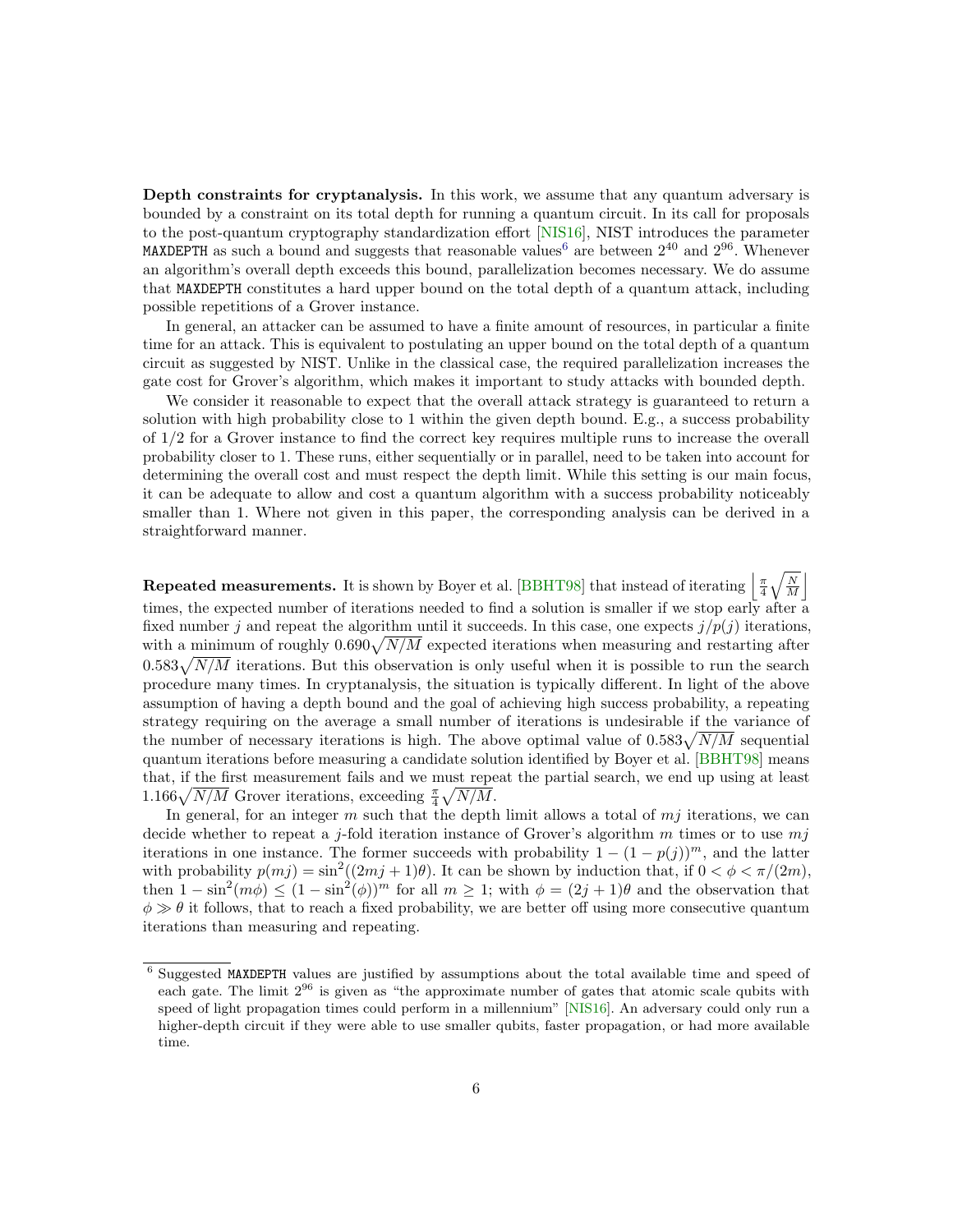**Depth constraints for cryptanalysis.** In this work, we assume that any quantum adversary is bounded by a constraint on its total depth for running a quantum circuit. In its call for proposals to the post-quantum cryptography standardization effort [NIS16], NIST introduces the parameter MAXDEPTH as such a bound and suggests that reasonable values[6] are between $2^{40}$ and $2^{96}$. Whenever an algorithm's overall depth exceeds this bound, parallelization becomes necessary. We do assume that MAXDEPTH constitutes a hard upper bound on the total depth of a quantum attack, including possible repetitions of a Grover instance.

In general, an attacker can be assumed to have a finite amount of resources, in particular a finite time for an attack. This is equivalent to postulating an upper bound on the total depth of a quantum circuit as suggested by NIST. Unlike in the classical case, the required parallelization increases the gate cost for Grover's algorithm, which makes it important to study attacks with bounded depth.

We consider it reasonable to expect that the overall attack strategy is guaranteed to return a solution with high probability close to 1 within the given depth bound. E.g., a success probability of 1/2 for a Grover instance to find the correct key requires multiple runs to increase the overall probability closer to 1. These runs, either sequentially or in parallel, need to be taken into account for determining the overall cost and must respect the depth limit. While this setting is our main focus, it can be adequate to allow and cost a quantum algorithm with a success probability noticeably smaller than 1. Where not given in this paper, the corresponding analysis can be derived in a straightforward manner.

**Repeated measurements.** It is shown by Boyer et al. [BBHT98] that instead of iterating $\left\lfloor \frac{\pi}{4}\sqrt{\frac{N}{M}} \right\rfloor$ times, the expected number of iterations needed to find a solution is smaller if we stop early after a fixed number $j$ and repeat the algorithm until it succeeds. In this case, one expects $j/p(j)$ iterations, with a minimum of roughly $0.690\sqrt{N/M}$ expected iterations when measuring and restarting after $0.583\sqrt{N/M}$ iterations. But this observation is only useful when it is possible to run the search procedure many times. In cryptanalysis, the situation is typically different. In light of the above assumption of having a depth bound and the goal of achieving high success probability, a repeating strategy requiring on the average a small number of iterations is undesirable if the variance of the number of necessary iterations is high. The above optimal value of $0.583\sqrt{N/M}$ sequential quantum iterations before measuring a candidate solution identified by Boyer et al. [BBHT98] means that, if the first measurement fails and we must repeat the partial search, we end up using at least $1.166\sqrt{N/M}$ Grover iterations, exceeding $\frac{\pi}{4}\sqrt{N/M}$.

In general, for an integer $m$ such that the depth limit allows a total of $mj$ iterations, we can decide whether to repeat a $j$-fold iteration instance of Grover's algorithm $m$ times or to use $mj$ iterations in one instance. The former succeeds with probability $1 - (1 - p(j))^m$, and the latter with probability $p(mj) = \sin^2((2mj + 1)\theta)$. It can be shown by induction that, if $0 < \phi < \pi/(2m)$, then $1 - \sin^2(m\phi) \leq (1 - \sin^2(\phi))^m$ for all $m \geq 1$; with $\phi = (2j + 1)\theta$ and the observation that $\phi \gg \theta$ it follows, that to reach a fixed probability, we are better off using more consecutive quantum iterations than measuring and repeating.

[6] Suggested MAXDEPTH values are justified by assumptions about the total available time and speed of each gate. The limit $2^{96}$ is given as "the approximate number of gates that atomic scale qubits with speed of light propagation times could perform in a millennium" [NIS16]. An adversary could only run a higher-depth circuit if they were able to use smaller qubits, faster propagation, or had more available time.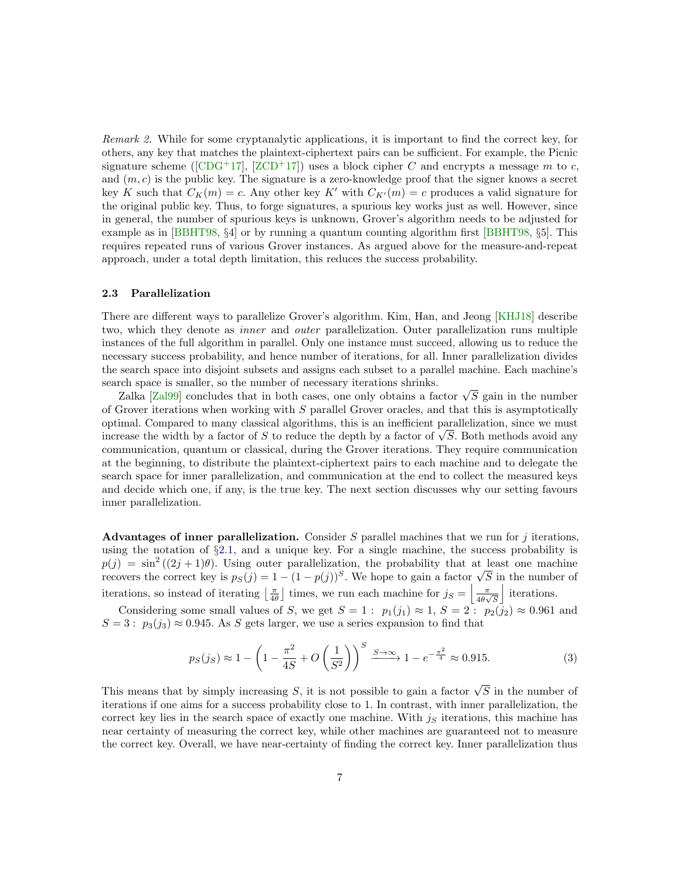*Remark 2.* While for some cryptanalytic applications, it is important to find the correct key, for others, any key that matches the plaintext-ciphertext pairs can be sufficient. For example, the Picnic signature scheme ([CDG⁺17], [ZCD⁺17]) uses a block cipher $C$ and encrypts a message $m$ to $c$, and $(m, c)$ is the public key. The signature is a zero-knowledge proof that the signer knows a secret key $K$ such that $C_K(m) = c$. Any other key $K'$ with $C_{K'}(m) = c$ produces a valid signature for the original public key. Thus, to forge signatures, a spurious key works just as well. However, since in general, the number of spurious keys is unknown, Grover's algorithm needs to be adjusted for example as in [BBHT98, §4] or by running a quantum counting algorithm first [BBHT98, §5]. This requires repeated runs of various Grover instances. As argued above for the measure-and-repeat approach, under a total depth limitation, this reduces the success probability.

### 2.3 Parallelization

There are different ways to parallelize Grover's algorithm. Kim, Han, and Jeong [KHJ18] describe two, which they denote as *inner* and *outer* parallelization. Outer parallelization runs multiple instances of the full algorithm in parallel. Only one instance must succeed, allowing us to reduce the necessary success probability, and hence number of iterations, for all. Inner parallelization divides the search space into disjoint subsets and assigns each subset to a parallel machine. Each machine's search space is smaller, so the number of necessary iterations shrinks.

Zalka [Zal99] concludes that in both cases, one only obtains a factor $\sqrt{S}$ gain in the number of Grover iterations when working with $S$ parallel Grover oracles, and that this is asymptotically optimal. Compared to many classical algorithms, this is an inefficient parallelization, since we must increase the width by a factor of $S$ to reduce the depth by a factor of $\sqrt{S}$. Both methods avoid any communication, quantum or classical, during the Grover iterations. They require communication at the beginning, to distribute the plaintext-ciphertext pairs to each machine and to delegate the search space for inner parallelization, and communication at the end to collect the measured keys and decide which one, if any, is the true key. The next section discusses why our setting favours inner parallelization.

**Advantages of inner parallelization.** Consider $S$ parallel machines that we run for $j$ iterations, using the notation of §2.1, and a unique key. For a single machine, the success probability is $p(j) = \sin^2((2j+1)\theta)$. Using outer parallelization, the probability that at least one machine recovers the correct key is $p_S(j) = 1 - (1 - p(j))^S$. We hope to gain a factor $\sqrt{S}$ in the number of iterations, so instead of iterating $\lfloor \frac{\pi}{4\theta} \rfloor$ times, we run each machine for $j_S = \left\lfloor \frac{\pi}{4\theta\sqrt{S}} \right\rfloor$ iterations.

Considering some small values of $S$, we get $S = 1: \ p_1(j_1) \approx 1$, $S = 2: \ p_2(j_2) \approx 0.961$ and $S = 3: \ p_3(j_3) \approx 0.945$. As $S$ gets larger, we use a series expansion to find that

$$p_S(j_S) \approx 1 - \left(1 - \frac{\pi^2}{4S} + O\left(\frac{1}{S^2}\right)\right)^S \xrightarrow{S \to \infty} 1 - e^{-\frac{\pi^2}{4}} \approx 0.915. \tag{3}$$

This means that by simply increasing $S$, it is not possible to gain a factor $\sqrt{S}$ in the number of iterations if one aims for a success probability close to 1. In contrast, with inner parallelization, the correct key lies in the search space of exactly one machine. With $j_S$ iterations, this machine has near certainty of measuring the correct key, while other machines are guaranteed not to measure the correct key. Overall, we have near-certainty of finding the correct key. Inner parallelization thus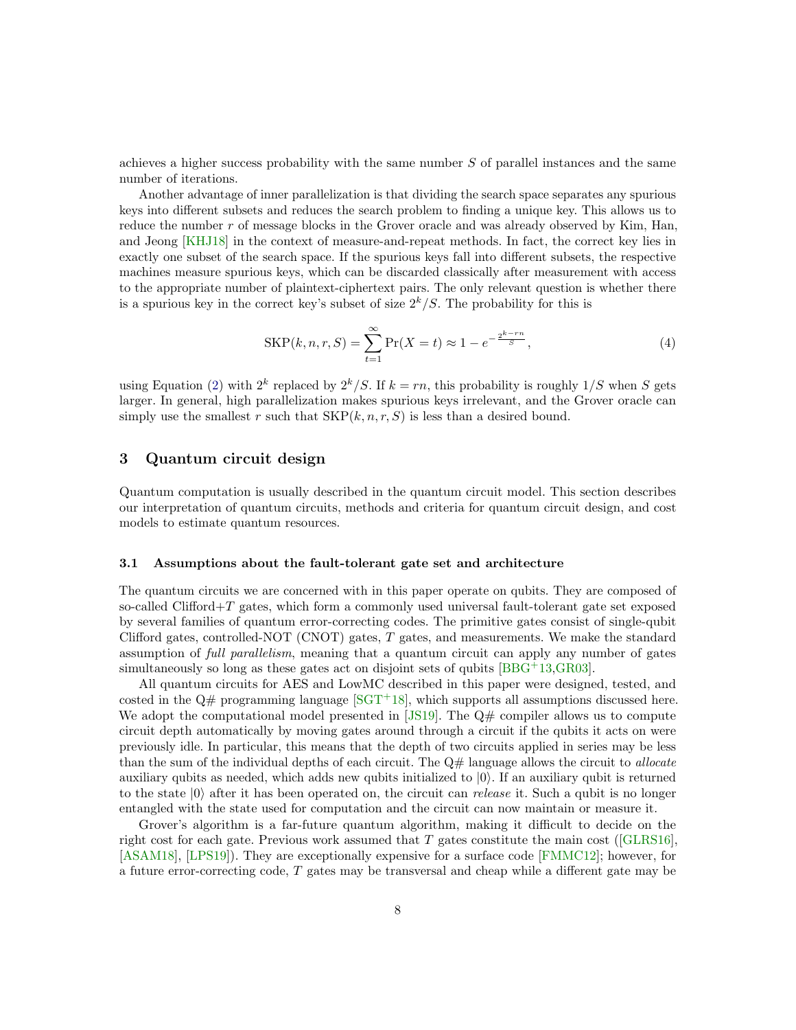achieves a higher success probability with the same number $S$ of parallel instances and the same number of iterations.

Another advantage of inner parallelization is that dividing the search space separates any spurious keys into different subsets and reduces the search problem to finding a unique key. This allows us to reduce the number $r$ of message blocks in the Grover oracle and was already observed by Kim, Han, and Jeong [KHJ18] in the context of measure-and-repeat methods. In fact, the correct key lies in exactly one subset of the search space. If the spurious keys fall into different subsets, the respective machines measure spurious keys, which can be discarded classically after measurement with access to the appropriate number of plaintext-ciphertext pairs. The only relevant question is whether there is a spurious key in the correct key's subset of size $2^k/S$. The probability for this is

$$\mathrm{SKP}(k, n, r, S) = \sum_{t=1}^{\infty} \Pr(X = t) \approx 1 - e^{-\frac{2^{k-rn}}{S}}, \tag{4}$$

using Equation (2) with $2^k$ replaced by $2^k/S$. If $k = rn$, this probability is roughly $1/S$ when $S$ gets larger. In general, high parallelization makes spurious keys irrelevant, and the Grover oracle can simply use the smallest $r$ such that $\mathrm{SKP}(k, n, r, S)$ is less than a desired bound.

## 3 Quantum circuit design

Quantum computation is usually described in the quantum circuit model. This section describes our interpretation of quantum circuits, methods and criteria for quantum circuit design, and cost models to estimate quantum resources.

### 3.1 Assumptions about the fault-tolerant gate set and architecture

The quantum circuits we are concerned with in this paper operate on qubits. They are composed of so-called Clifford+$T$ gates, which form a commonly used universal fault-tolerant gate set exposed by several families of quantum error-correcting codes. The primitive gates consist of single-qubit Clifford gates, controlled-NOT (CNOT) gates, $T$ gates, and measurements. We make the standard assumption of *full parallelism*, meaning that a quantum circuit can apply any number of gates simultaneously so long as these gates act on disjoint sets of qubits [BBG+13,GR03].

All quantum circuits for AES and LowMC described in this paper were designed, tested, and costed in the Q# programming language [SGT+18], which supports all assumptions discussed here. We adopt the computational model presented in [JS19]. The Q# compiler allows us to compute circuit depth automatically by moving gates around through a circuit if the qubits it acts on were previously idle. In particular, this means that the depth of two circuits applied in series may be less than the sum of the individual depths of each circuit. The Q# language allows the circuit to *allocate* auxiliary qubits as needed, which adds new qubits initialized to $|0\rangle$. If an auxiliary qubit is returned to the state $|0\rangle$ after it has been operated on, the circuit can *release* it. Such a qubit is no longer entangled with the state used for computation and the circuit can now maintain or measure it.

Grover's algorithm is a far-future quantum algorithm, making it difficult to decide on the right cost for each gate. Previous work assumed that $T$ gates constitute the main cost ([GLRS16], [ASAM18], [LPS19]). They are exceptionally expensive for a surface code [FMMC12]; however, for a future error-correcting code, $T$ gates may be transversal and cheap while a different gate may be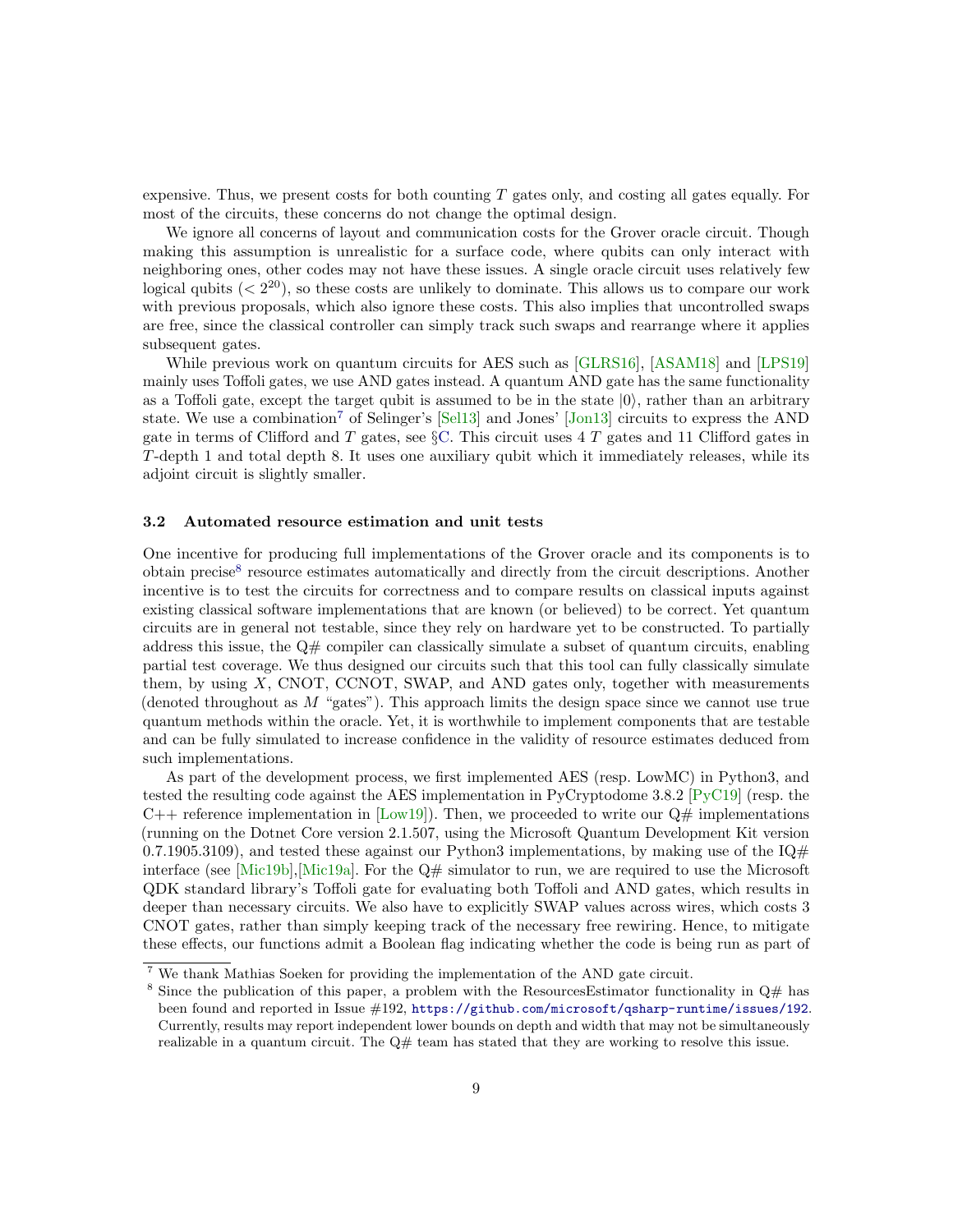expensive. Thus, we present costs for both counting $T$ gates only, and costing all gates equally. For most of the circuits, these concerns do not change the optimal design.

We ignore all concerns of layout and communication costs for the Grover oracle circuit. Though making this assumption is unrealistic for a surface code, where qubits can only interact with neighboring ones, other codes may not have these issues. A single oracle circuit uses relatively few logical qubits ($< 2^{20}$), so these costs are unlikely to dominate. This allows us to compare our work with previous proposals, which also ignore these costs. This also implies that uncontrolled swaps are free, since the classical controller can simply track such swaps and rearrange where it applies subsequent gates.

While previous work on quantum circuits for AES such as [GLRS16], [ASAM18] and [LPS19] mainly uses Toffoli gates, we use AND gates instead. A quantum AND gate has the same functionality as a Toffoli gate, except the target qubit is assumed to be in the state $|0\rangle$, rather than an arbitrary state. We use a combination[7] of Selinger's [Sel13] and Jones' [Jon13] circuits to express the AND gate in terms of Clifford and $T$ gates, see §C. This circuit uses 4 $T$ gates and 11 Clifford gates in $T$-depth 1 and total depth 8. It uses one auxiliary qubit which it immediately releases, while its adjoint circuit is slightly smaller.

### 3.2 Automated resource estimation and unit tests

One incentive for producing full implementations of the Grover oracle and its components is to obtain precise[8] resource estimates automatically and directly from the circuit descriptions. Another incentive is to test the circuits for correctness and to compare results on classical inputs against existing classical software implementations that are known (or believed) to be correct. Yet quantum circuits are in general not testable, since they rely on hardware yet to be constructed. To partially address this issue, the Q# compiler can classically simulate a subset of quantum circuits, enabling partial test coverage. We thus designed our circuits such that this tool can fully classically simulate them, by using $X$, CNOT, CCNOT, SWAP, and AND gates only, together with measurements (denoted throughout as $M$ "gates"). This approach limits the design space since we cannot use true quantum methods within the oracle. Yet, it is worthwhile to implement components that are testable and can be fully simulated to increase confidence in the validity of resource estimates deduced from such implementations.

As part of the development process, we first implemented AES (resp. LowMC) in Python3, and tested the resulting code against the AES implementation in PyCryptodome 3.8.2 [PyC19] (resp. the C++ reference implementation in [Low19]). Then, we proceeded to write our Q# implementations (running on the Dotnet Core version 2.1.507, using the Microsoft Quantum Development Kit version 0.7.1905.3109), and tested these against our Python3 implementations, by making use of the IQ# interface (see [Mic19b],[Mic19a]. For the Q# simulator to run, we are required to use the Microsoft QDK standard library's Toffoli gate for evaluating both Toffoli and AND gates, which results in deeper than necessary circuits. We also have to explicitly SWAP values across wires, which costs 3 CNOT gates, rather than simply keeping track of the necessary free rewiring. Hence, to mitigate these effects, our functions admit a Boolean flag indicating whether the code is being run as part of

[7] We thank Mathias Soeken for providing the implementation of the AND gate circuit.

[8] Since the publication of this paper, a problem with the ResourcesEstimator functionality in Q# has been found and reported in Issue #192, https://github.com/microsoft/qsharp-runtime/issues/192. Currently, results may report independent lower bounds on depth and width that may not be simultaneously realizable in a quantum circuit. The Q# team has stated that they are working to resolve this issue.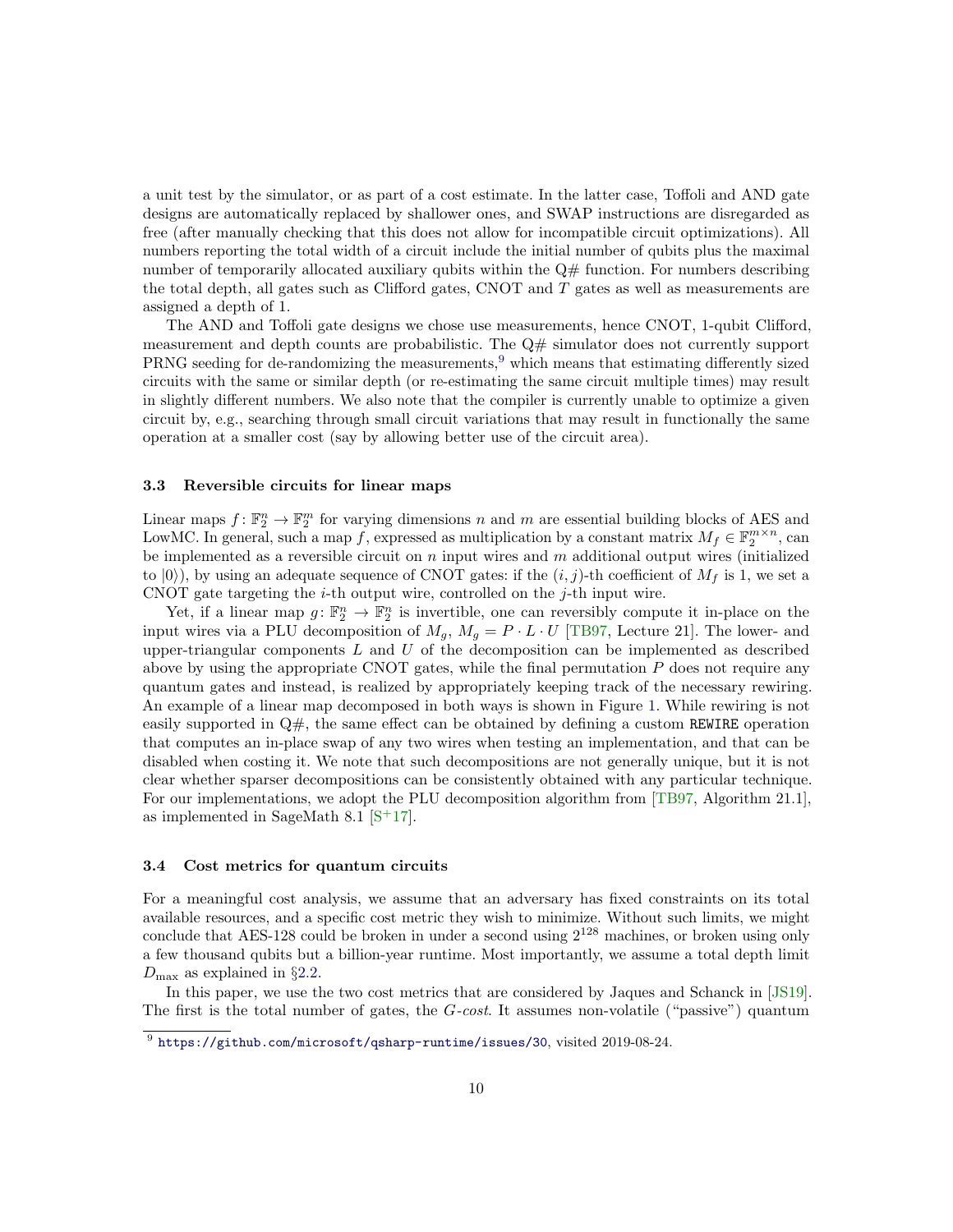a unit test by the simulator, or as part of a cost estimate. In the latter case, Toffoli and AND gate designs are automatically replaced by shallower ones, and SWAP instructions are disregarded as free (after manually checking that this does not allow for incompatible circuit optimizations). All numbers reporting the total width of a circuit include the initial number of qubits plus the maximal number of temporarily allocated auxiliary qubits within the Q# function. For numbers describing the total depth, all gates such as Clifford gates, CNOT and $T$ gates as well as measurements are assigned a depth of 1.

The AND and Toffoli gate designs we chose use measurements, hence CNOT, 1-qubit Clifford, measurement and depth counts are probabilistic. The Q# simulator does not currently support PRNG seeding for de-randomizing the measurements,[9] which means that estimating differently sized circuits with the same or similar depth (or re-estimating the same circuit multiple times) may result in slightly different numbers. We also note that the compiler is currently unable to optimize a given circuit by, e.g., searching through small circuit variations that may result in functionally the same operation at a smaller cost (say by allowing better use of the circuit area).

### 3.3 Reversible circuits for linear maps

Linear maps $f\colon \mathbb{F}_2^n \to \mathbb{F}_2^m$ for varying dimensions $n$ and $m$ are essential building blocks of AES and LowMC. In general, such a map $f$, expressed as multiplication by a constant matrix $M_f \in \mathbb{F}_2^{m\times n}$, can be implemented as a reversible circuit on $n$ input wires and $m$ additional output wires (initialized to $|0\rangle$), by using an adequate sequence of CNOT gates: if the $(i, j)$-th coefficient of $M_f$ is 1, we set a CNOT gate targeting the $i$-th output wire, controlled on the $j$-th input wire.

Yet, if a linear map $g\colon \mathbb{F}_2^n \to \mathbb{F}_2^n$ is invertible, one can reversibly compute it in-place on the input wires via a PLU decomposition of $M_g$, $M_g = P \cdot L \cdot U$ [TB97, Lecture 21]. The lower- and upper-triangular components $L$ and $U$ of the decomposition can be implemented as described above by using the appropriate CNOT gates, while the final permutation $P$ does not require any quantum gates and instead, is realized by appropriately keeping track of the necessary rewiring. An example of a linear map decomposed in both ways is shown in Figure 1. While rewiring is not easily supported in Q#, the same effect can be obtained by defining a custom `REWIRE` operation that computes an in-place swap of any two wires when testing an implementation, and that can be disabled when costing it. We note that such decompositions are not generally unique, but it is not clear whether sparser decompositions can be consistently obtained with any particular technique. For our implementations, we adopt the PLU decomposition algorithm from [TB97, Algorithm 21.1], as implemented in SageMath 8.1 [S+17].

### 3.4 Cost metrics for quantum circuits

For a meaningful cost analysis, we assume that an adversary has fixed constraints on its total available resources, and a specific cost metric they wish to minimize. Without such limits, we might conclude that AES-128 could be broken in under a second using $2^{128}$ machines, or broken using only a few thousand qubits but a billion-year runtime. Most importantly, we assume a total depth limit $D_{\max}$ as explained in §2.2.

In this paper, we use the two cost metrics that are considered by Jaques and Schanck in [JS19]. The first is the total number of gates, the *G-cost*. It assumes non-volatile ("passive") quantum

[9] https://github.com/microsoft/qsharp-runtime/issues/30, visited 2019-08-24.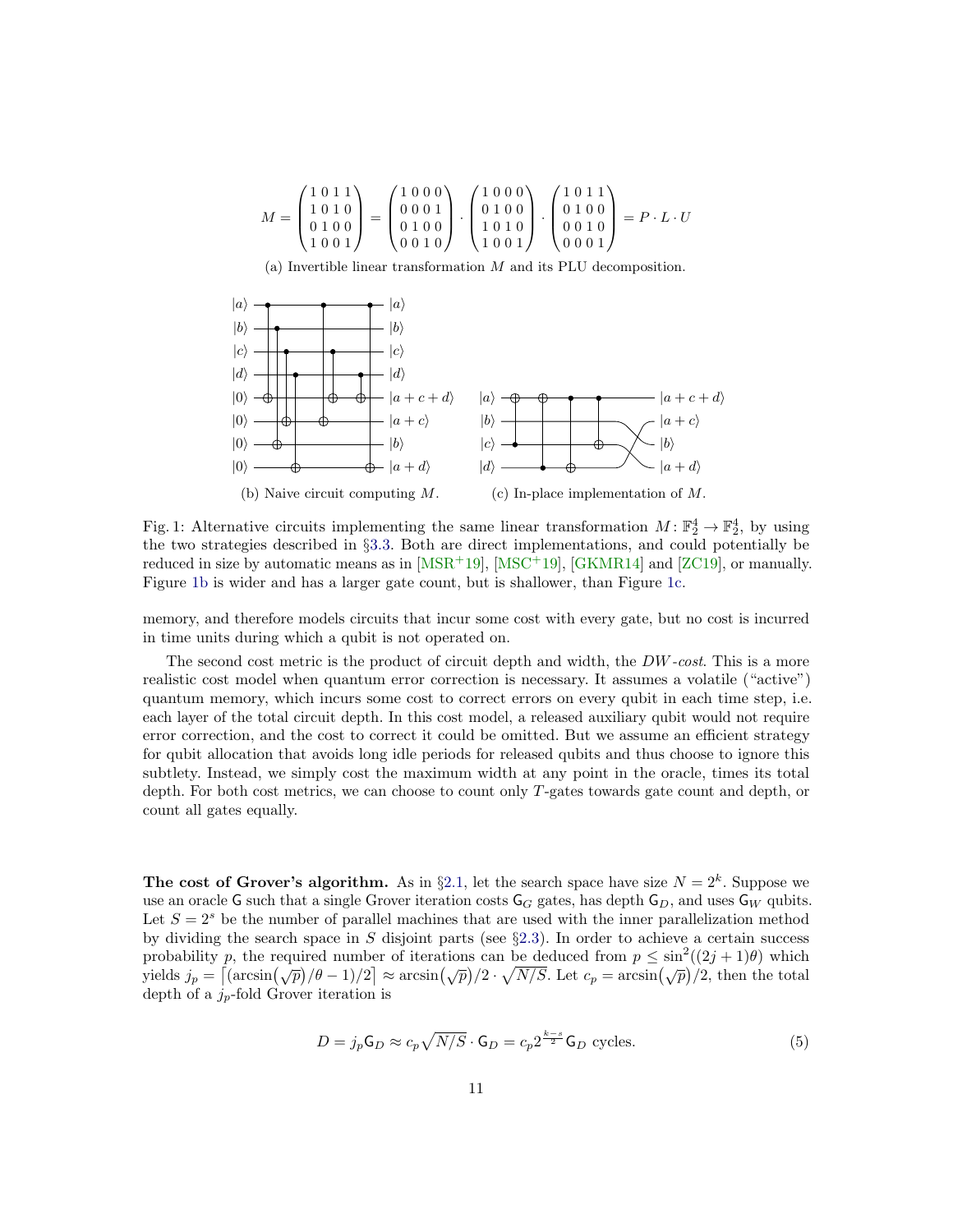$$M = \begin{pmatrix} 1 & 0 & 1 & 1 \\ 1 & 0 & 1 & 0 \\ 0 & 1 & 0 & 0 \\ 1 & 0 & 0 & 1 \end{pmatrix} = \begin{pmatrix} 1 & 0 & 0 & 0 \\ 0 & 0 & 0 & 1 \\ 0 & 1 & 0 & 0 \\ 0 & 0 & 1 & 0 \end{pmatrix} \cdot \begin{pmatrix} 1 & 0 & 0 & 0 \\ 0 & 1 & 0 & 0 \\ 1 & 0 & 1 & 0 \\ 1 & 0 & 0 & 1 \end{pmatrix} \cdot \begin{pmatrix} 1 & 0 & 1 & 1 \\ 0 & 1 & 0 & 0 \\ 0 & 0 & 1 & 0 \\ 0 & 0 & 0 & 1 \end{pmatrix} = P \cdot L \cdot U$$

(a) Invertible linear transformation $M$ and its PLU decomposition.

(b) Naive circuit computing $M$. (c) In-place implementation of $M$.

Fig. 1: Alternative circuits implementing the same linear transformation $M: \mathbb{F}_2^4 \to \mathbb{F}_2^4$, by using the two strategies described in §3.3. Both are direct implementations, and could potentially be reduced in size by automatic means as in [MSR+19], [MSC+19], [GKMR14] and [ZC19], or manually. Figure 1b is wider and has a larger gate count, but is shallower, than Figure 1c.

memory, and therefore models circuits that incur some cost with every gate, but no cost is incurred in time units during which a qubit is not operated on.

The second cost metric is the product of circuit depth and width, the *DW-cost*. This is a more realistic cost model when quantum error correction is necessary. It assumes a volatile ("active") quantum memory, which incurs some cost to correct errors on every qubit in each time step, i.e. each layer of the total circuit depth. In this cost model, a released auxiliary qubit would not require error correction, and the cost to correct it could be omitted. But we assume an efficient strategy for qubit allocation that avoids long idle periods for released qubits and thus choose to ignore this subtlety. Instead, we simply cost the maximum width at any point in the oracle, times its total depth. For both cost metrics, we can choose to count only $T$-gates towards gate count and depth, or count all gates equally.

**The cost of Grover's algorithm.** As in §2.1, let the search space have size $N = 2^k$. Suppose we use an oracle $\mathsf{G}$ such that a single Grover iteration costs $\mathsf{G}_G$ gates, has depth $\mathsf{G}_D$, and uses $\mathsf{G}_W$ qubits. Let $S = 2^s$ be the number of parallel machines that are used with the inner parallelization method by dividing the search space in $S$ disjoint parts (see §2.3). In order to achieve a certain success probability $p$, the required number of iterations can be deduced from $p \leq \sin^2((2j+1)\theta)$ which yields $j_p = \lceil (\arcsin(\sqrt{p})/\theta - 1)/2 \rceil \approx \arcsin(\sqrt{p})/2 \cdot \sqrt{N/S}$. Let $c_p = \arcsin(\sqrt{p})/2$, then the total depth of a $j_p$-fold Grover iteration is

$$D = j_p \mathsf{G}_D \approx c_p \sqrt{N/S} \cdot \mathsf{G}_D = c_p 2^{\frac{k-s}{2}} \mathsf{G}_D \text{ cycles.} \tag{5}$$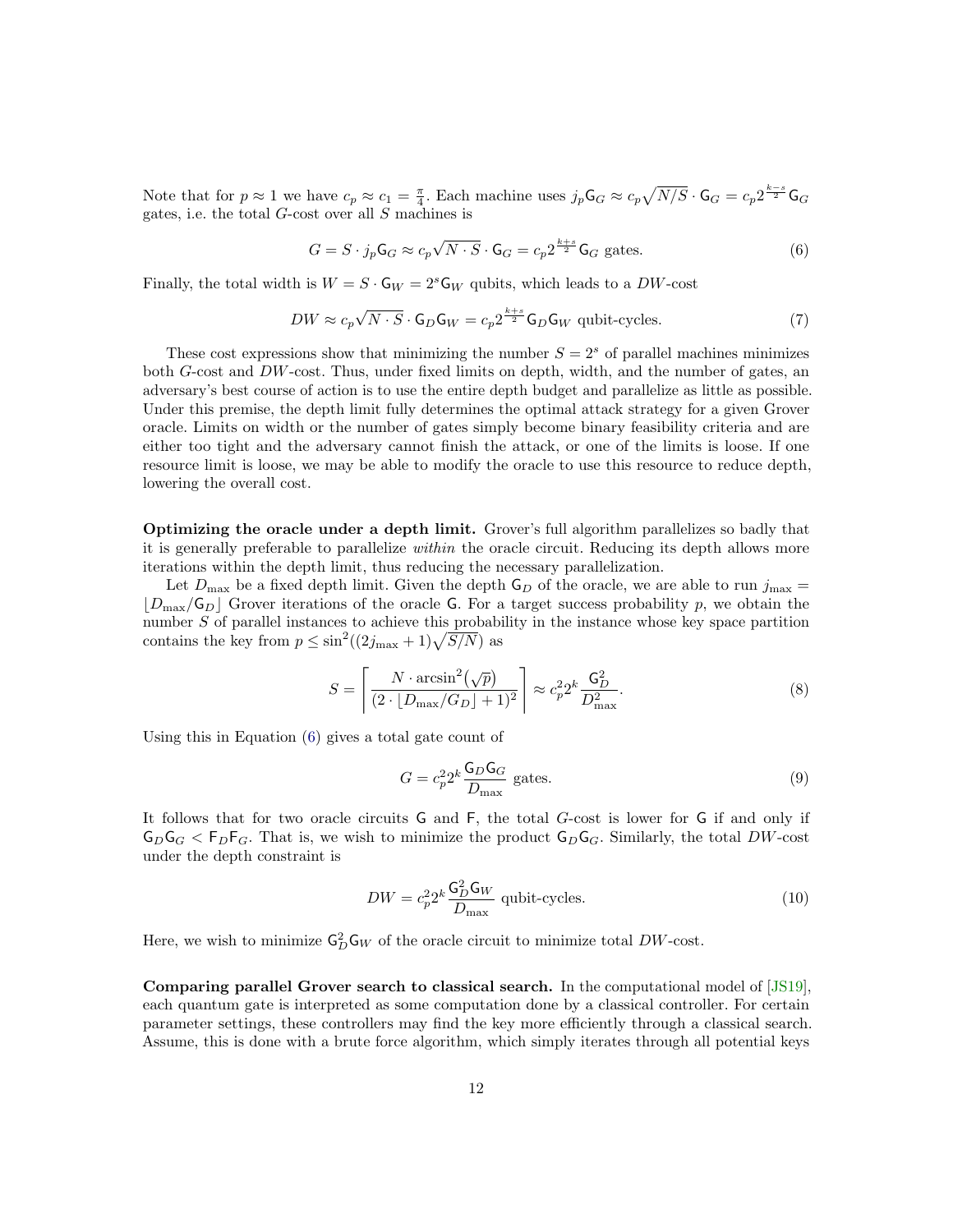Note that for $p \approx 1$ we have $c_p \approx c_1 = \frac{\pi}{4}$. Each machine uses $j_p \mathsf{G}_G \approx c_p \sqrt{N/S} \cdot \mathsf{G}_G = c_p 2^{\frac{k-s}{2}} \mathsf{G}_G$ gates, i.e. the total $G$-cost over all $S$ machines is

$$G = S \cdot j_p \mathsf{G}_G \approx c_p \sqrt{N \cdot S} \cdot \mathsf{G}_G = c_p 2^{\frac{k+s}{2}} \mathsf{G}_G \text{ gates.} \tag{6}$$

Finally, the total width is $W = S \cdot \mathsf{G}_W = 2^s \mathsf{G}_W$ qubits, which leads to a $DW$-cost

$$DW \approx c_p \sqrt{N \cdot S} \cdot \mathsf{G}_D \mathsf{G}_W = c_p 2^{\frac{k+s}{2}} \mathsf{G}_D \mathsf{G}_W \text{ qubit-cycles.} \tag{7}$$

These cost expressions show that minimizing the number $S = 2^s$ of parallel machines minimizes both $G$-cost and $DW$-cost. Thus, under fixed limits on depth, width, and the number of gates, an adversary's best course of action is to use the entire depth budget and parallelize as little as possible. Under this premise, the depth limit fully determines the optimal attack strategy for a given Grover oracle. Limits on width or the number of gates simply become binary feasibility criteria and are either too tight and the adversary cannot finish the attack, or one of the limits is loose. If one resource limit is loose, we may be able to modify the oracle to use this resource to reduce depth, lowering the overall cost.

**Optimizing the oracle under a depth limit.** Grover's full algorithm parallelizes so badly that it is generally preferable to parallelize *within* the oracle circuit. Reducing its depth allows more iterations within the depth limit, thus reducing the necessary parallelization.

Let $D_{\max}$ be a fixed depth limit. Given the depth $\mathsf{G}_D$ of the oracle, we are able to run $j_{\max} = \lfloor D_{\max}/\mathsf{G}_D \rfloor$ Grover iterations of the oracle $\mathsf{G}$. For a target success probability $p$, we obtain the number $S$ of parallel instances to achieve this probability in the instance whose key space partition contains the key from $p \leq \sin^2((2j_{\max}+1)\sqrt{S/N})$ as

$$S = \left\lceil \frac{N \cdot \arcsin^2(\sqrt{p})}{(2 \cdot \lfloor D_{\max}/G_D \rfloor + 1)^2} \right\rceil \approx c_p^2 2^k \frac{\mathsf{G}_D^2}{D_{\max}^2}. \tag{8}$$

Using this in Equation (6) gives a total gate count of

$$G = c_p^2 2^k \frac{\mathsf{G}_D \mathsf{G}_G}{D_{\max}} \text{ gates.} \tag{9}$$

It follows that for two oracle circuits $\mathsf{G}$ and $\mathsf{F}$, the total $G$-cost is lower for $\mathsf{G}$ if and only if $\mathsf{G}_D \mathsf{G}_G < \mathsf{F}_D \mathsf{F}_G$. That is, we wish to minimize the product $\mathsf{G}_D \mathsf{G}_G$. Similarly, the total $DW$-cost under the depth constraint is

$$DW = c_p^2 2^k \frac{\mathsf{G}_D^2 \mathsf{G}_W}{D_{\max}} \text{ qubit-cycles.} \tag{10}$$

Here, we wish to minimize $\mathsf{G}_D^2 \mathsf{G}_W$ of the oracle circuit to minimize total $DW$-cost.

**Comparing parallel Grover search to classical search.** In the computational model of [JS19], each quantum gate is interpreted as some computation done by a classical controller. For certain parameter settings, these controllers may find the key more efficiently through a classical search. Assume, this is done with a brute force algorithm, which simply iterates through all potential keys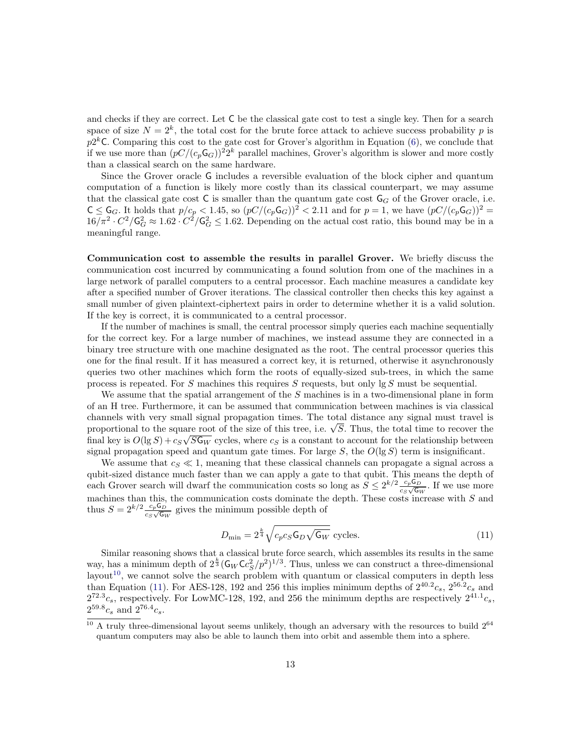and checks if they are correct. Let $\mathsf{C}$ be the classical gate cost to test a single key. Then for a search space of size $N = 2^k$, the total cost for the brute force attack to achieve success probability $p$ is $p2^k\mathsf{C}$. Comparing this cost to the gate cost for Grover's algorithm in Equation (6), we conclude that if we use more than $(pC/(c_p\mathsf{G}_G))^2 2^k$ parallel machines, Grover's algorithm is slower and more costly than a classical search on the same hardware.

Since the Grover oracle $\mathsf{G}$ includes a reversible evaluation of the block cipher and quantum computation of a function is likely more costly than its classical counterpart, we may assume that the classical gate cost $\mathsf{C}$ is smaller than the quantum gate cost $\mathsf{G}_G$ of the Grover oracle, i.e. $\mathsf{C} \leq \mathsf{G}_G$. It holds that $p/c_p < 1.45$, so $(pC/(c_p\mathsf{G}_G))^2 < 2.11$ and for $p = 1$, we have $(pC/(c_p\mathsf{G}_G))^2 = 16/\pi^2 \cdot C^2/\mathsf{G}_G^2 \approx 1.62 \cdot C^2/\mathsf{G}_G^2 \leq 1.62$. Depending on the actual cost ratio, this bound may be in a meaningful range.

**Communication cost to assemble the results in parallel Grover.** We briefly discuss the communication cost incurred by communicating a found solution from one of the machines in a large network of parallel computers to a central processor. Each machine measures a candidate key after a specified number of Grover iterations. The classical controller then checks this key against a small number of given plaintext-ciphertext pairs in order to determine whether it is a valid solution. If the key is correct, it is communicated to a central processor.

If the number of machines is small, the central processor simply queries each machine sequentially for the correct key. For a large number of machines, we instead assume they are connected in a binary tree structure with one machine designated as the root. The central processor queries this one for the final result. If it has measured a correct key, it is returned, otherwise it asynchronously queries two other machines which form the roots of equally-sized sub-trees, in which the same process is repeated. For $S$ machines this requires $S$ requests, but only $\lg S$ must be sequential.

We assume that the spatial arrangement of the $S$ machines is in a two-dimensional plane in form of an H tree. Furthermore, it can be assumed that communication between machines is via classical channels with very small signal propagation times. The total distance any signal must travel is proportional to the square root of the size of this tree, i.e. $\sqrt{S}$. Thus, the total time to recover the final key is $O(\lg S) + c_S\sqrt{S\mathsf{G}_W}$ cycles, where $c_S$ is a constant to account for the relationship between signal propagation speed and quantum gate times. For large $S$, the $O(\lg S)$ term is insignificant.

We assume that $c_S \ll 1$, meaning that these classical channels can propagate a signal across a qubit-sized distance much faster than we can apply a gate to that qubit. This means the depth of each Grover search will dwarf the communication costs so long as $S \leq 2^{k/2}\frac{c_p\mathsf{G}_D}{c_S\sqrt{\mathsf{G}_W}}$. If we use more machines than this, the communication costs dominate the depth. These costs increase with $S$ and thus $S = 2^{k/2}\frac{c_p\mathsf{G}_D}{c_S\sqrt{\mathsf{G}_W}}$ gives the minimum possible depth of

$$D_{\min} = 2^{\frac{k}{4}}\sqrt{c_p c_S \mathsf{G}_D\sqrt{\mathsf{G}_W}} \text{ cycles.} \tag{11}$$

Similar reasoning shows that a classical brute force search, which assembles its results in the same way, has a minimum depth of $2^{\frac{k}{3}}(\mathsf{G}_W\mathsf{C}c_S^2/p^2)^{1/3}$. Thus, unless we can construct a three-dimensional layout[10], we cannot solve the search problem with quantum or classical computers in depth less than Equation (11). For AES-128, 192 and 256 this implies minimum depths of $2^{40.2}c_s$, $2^{56.2}c_s$ and $2^{72.3}c_s$, respectively. For LowMC-128, 192, and 256 the minimum depths are respectively $2^{41.1}c_s$, $2^{59.8}c_s$ and $2^{76.4}c_s$.

[10] A truly three-dimensional layout seems unlikely, though an adversary with the resources to build $2^{64}$ quantum computers may also be able to launch them into orbit and assemble them into a sphere.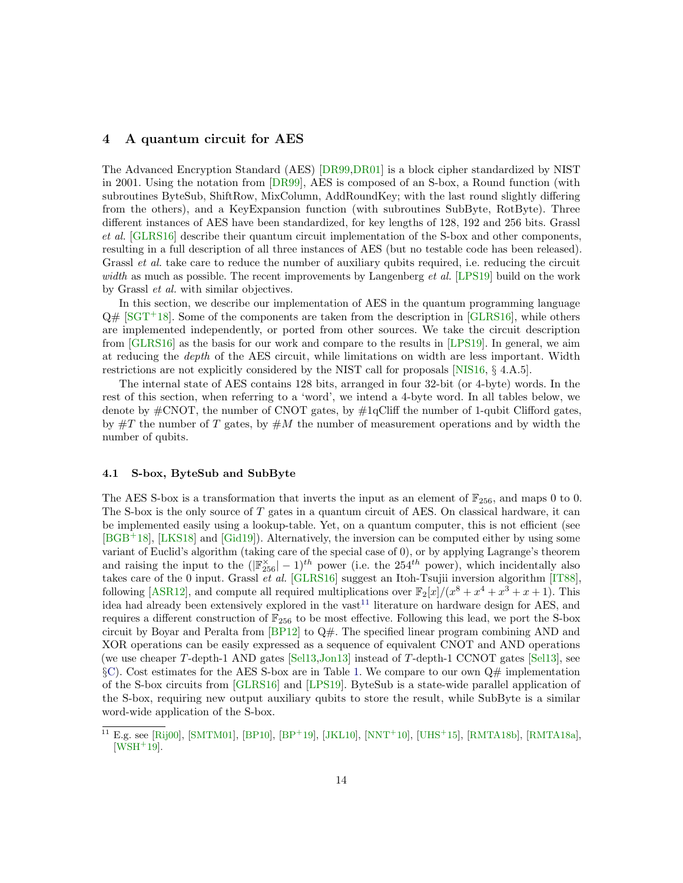## 4 A quantum circuit for AES

The Advanced Encryption Standard (AES) [DR99,DR01] is a block cipher standardized by NIST in 2001. Using the notation from [DR99], AES is composed of an S-box, a Round function (with subroutines ByteSub, ShiftRow, MixColumn, AddRoundKey; with the last round slightly differing from the others), and a KeyExpansion function (with subroutines SubByte, RotByte). Three different instances of AES have been standardized, for key lengths of 128, 192 and 256 bits. Grassl *et al.* [GLRS16] describe their quantum circuit implementation of the S-box and other components, resulting in a full description of all three instances of AES (but no testable code has been released). Grassl *et al.* take care to reduce the number of auxiliary qubits required, i.e. reducing the circuit *width* as much as possible. The recent improvements by Langenberg *et al.* [LPS19] build on the work by Grassl *et al.* with similar objectives.

In this section, we describe our implementation of AES in the quantum programming language Q# [SGT+18]. Some of the components are taken from the description in [GLRS16], while others are implemented independently, or ported from other sources. We take the circuit description from [GLRS16] as the basis for our work and compare to the results in [LPS19]. In general, we aim at reducing the *depth* of the AES circuit, while limitations on width are less important. Width restrictions are not explicitly considered by the NIST call for proposals [NIS16, § 4.A.5].

The internal state of AES contains 128 bits, arranged in four 32-bit (or 4-byte) words. In the rest of this section, when referring to a 'word', we intend a 4-byte word. In all tables below, we denote by #CNOT, the number of CNOT gates, by #1qCliff the number of 1-qubit Clifford gates, by $\#T$ the number of $T$ gates, by $\#M$ the number of measurement operations and by width the number of qubits.

### 4.1 S-box, ByteSub and SubByte

The AES S-box is a transformation that inverts the input as an element of $\mathbb{F}_{256}$, and maps 0 to 0. The S-box is the only source of $T$ gates in a quantum circuit of AES. On classical hardware, it can be implemented easily using a lookup-table. Yet, on a quantum computer, this is not efficient (see [BGB+18], [LKS18] and [Gid19]). Alternatively, the inversion can be computed either by using some variant of Euclid's algorithm (taking care of the special case of 0), or by applying Lagrange's theorem and raising the input to the $(|\mathbb{F}_{256}^{\times}| - 1)^{th}$ power (i.e. the $254^{th}$ power), which incidentally also takes care of the 0 input. Grassl *et al.* [GLRS16] suggest an Itoh-Tsujii inversion algorithm [IT88], following [ASR12], and compute all required multiplications over $\mathbb{F}_2[x]/(x^8 + x^4 + x^3 + x + 1)$. This idea had already been extensively explored in the vast[11] literature on hardware design for AES, and requires a different construction of $\mathbb{F}_{256}$ to be most effective. Following this lead, we port the S-box circuit by Boyar and Peralta from [BP12] to Q#. The specified linear program combining AND and XOR operations can be easily expressed as a sequence of equivalent CNOT and AND operations (we use cheaper $T$-depth-1 AND gates [Sel13,Jon13] instead of $T$-depth-1 CCNOT gates [Sel13], see §C). Cost estimates for the AES S-box are in Table 1. We compare to our own Q# implementation of the S-box circuits from [GLRS16] and [LPS19]. ByteSub is a state-wide parallel application of the S-box, requiring new output auxiliary qubits to store the result, while SubByte is a similar word-wide application of the S-box.

[11] E.g. see [Rij00], [SMTM01], [BP10], [BP+19], [JKL10], [NNT+10], [UHS+15], [RMTA18b], [RMTA18a], [WSH+19].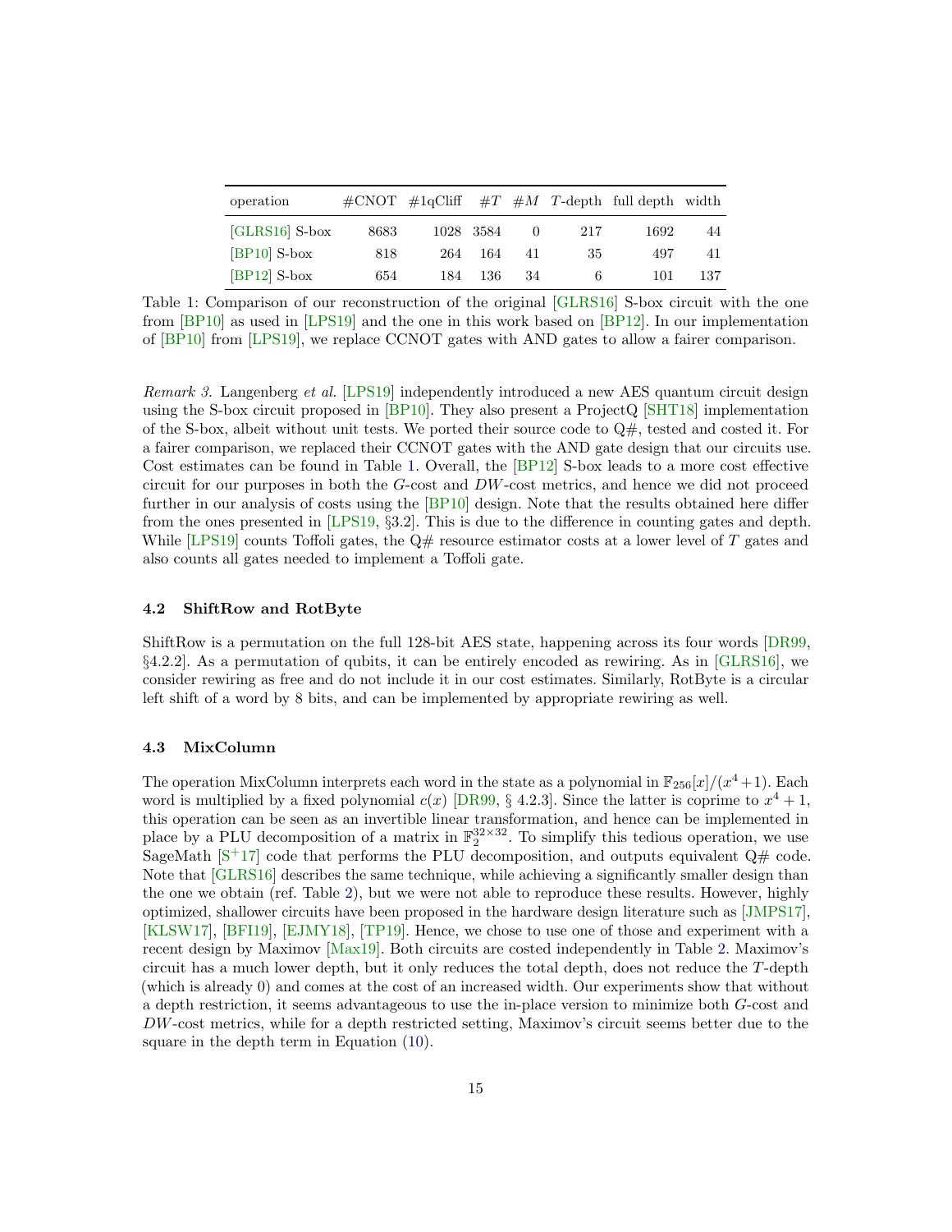| operation | #CNOT | #1qCliff | #$T$ | #$M$ | $T$-depth | full depth | width |
|---|---|---|---|---|---|---|---|
| [GLRS16] S-box | 8683 | 1028 | 3584 | 0 | 217 | 1692 | 44 |
| [BP10] S-box | 818 | 264 | 164 | 41 | 35 | 497 | 41 |
| [BP12] S-box | 654 | 184 | 136 | 34 | 6 | 101 | 137 |

Table 1: Comparison of our reconstruction of the original [GLRS16] S-box circuit with the one from [BP10] as used in [LPS19] and the one in this work based on [BP12]. In our implementation of [BP10] from [LPS19], we replace CCNOT gates with AND gates to allow a fairer comparison.

*Remark 3.* Langenberg *et al.* [LPS19] independently introduced a new AES quantum circuit design using the S-box circuit proposed in [BP10]. They also present a ProjectQ [SHT18] implementation of the S-box, albeit without unit tests. We ported their source code to Q#, tested and costed it. For a fairer comparison, we replaced their CCNOT gates with the AND gate design that our circuits use. Cost estimates can be found in Table 1. Overall, the [BP12] S-box leads to a more cost effective circuit for our purposes in both the $G$-cost and $DW$-cost metrics, and hence we did not proceed further in our analysis of costs using the [BP10] design. Note that the results obtained here differ from the ones presented in [LPS19, §3.2]. This is due to the difference in counting gates and depth. While [LPS19] counts Toffoli gates, the Q# resource estimator costs at a lower level of $T$ gates and also counts all gates needed to implement a Toffoli gate.

### 4.2 ShiftRow and RotByte

ShiftRow is a permutation on the full 128-bit AES state, happening across its four words [DR99, §4.2.2]. As a permutation of qubits, it can be entirely encoded as rewiring. As in [GLRS16], we consider rewiring as free and do not include it in our cost estimates. Similarly, RotByte is a circular left shift of a word by 8 bits, and can be implemented by appropriate rewiring as well.

### 4.3 MixColumn

The operation MixColumn interprets each word in the state as a polynomial in $\mathbb{F}_{256}[x]/(x^4+1)$. Each word is multiplied by a fixed polynomial $c(x)$ [DR99, § 4.2.3]. Since the latter is coprime to $x^4+1$, this operation can be seen as an invertible linear transformation, and hence can be implemented in place by a PLU decomposition of a matrix in $\mathbb{F}_2^{32\times 32}$. To simplify this tedious operation, we use SageMath [S+17] code that performs the PLU decomposition, and outputs equivalent Q# code. Note that [GLRS16] describes the same technique, while achieving a significantly smaller design than the one we obtain (ref. Table 2), but we were not able to reproduce these results. However, highly optimized, shallower circuits have been proposed in the hardware design literature such as [JMPS17], [KLSW17], [BFI19], [EJMY18], [TP19]. Hence, we chose to use one of those and experiment with a recent design by Maximov [Max19]. Both circuits are costed independently in Table 2. Maximov's circuit has a much lower depth, but it only reduces the total depth, does not reduce the $T$-depth (which is already 0) and comes at the cost of an increased width. Our experiments show that without a depth restriction, it seems advantageous to use the in-place version to minimize both $G$-cost and $DW$-cost metrics, while for a depth restricted setting, Maximov's circuit seems better due to the square in the depth term in Equation (10).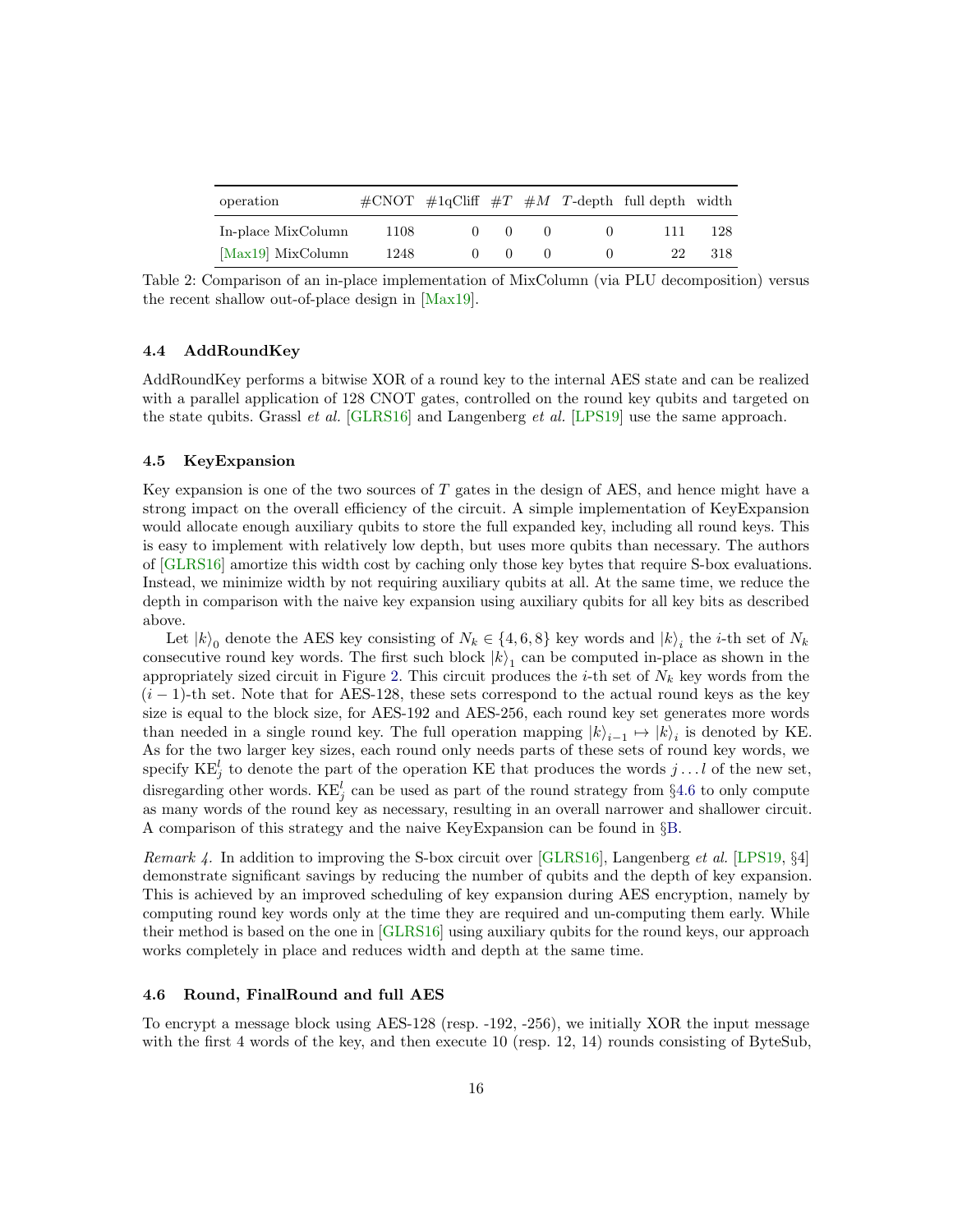| operation | #CNOT | #1qCliff | #$T$ | #$M$ | $T$-depth | full depth | width |
|---|---|---|---|---|---|---|---|
| In-place MixColumn | 1108 | 0 | 0 | 0 | 0 | 111 | 128 |
| [Max19] MixColumn | 1248 | 0 | 0 | 0 | 0 | 22 | 318 |

Table 2: Comparison of an in-place implementation of MixColumn (via PLU decomposition) versus the recent shallow out-of-place design in [Max19].

### 4.4 AddRoundKey

AddRoundKey performs a bitwise XOR of a round key to the internal AES state and can be realized with a parallel application of 128 CNOT gates, controlled on the round key qubits and targeted on the state qubits. Grassl *et al.* [GLRS16] and Langenberg *et al.* [LPS19] use the same approach.

### 4.5 KeyExpansion

Key expansion is one of the two sources of $T$ gates in the design of AES, and hence might have a strong impact on the overall efficiency of the circuit. A simple implementation of KeyExpansion would allocate enough auxiliary qubits to store the full expanded key, including all round keys. This is easy to implement with relatively low depth, but uses more qubits than necessary. The authors of [GLRS16] amortize this width cost by caching only those key bytes that require S-box evaluations. Instead, we minimize width by not requiring auxiliary qubits at all. At the same time, we reduce the depth in comparison with the naive key expansion using auxiliary qubits for all key bits as described above.

Let $|k\rangle_0$ denote the AES key consisting of $N_k \in \{4, 6, 8\}$ key words and $|k\rangle_i$ the $i$-th set of $N_k$ consecutive round key words. The first such block $|k\rangle_1$ can be computed in-place as shown in the appropriately sized circuit in Figure 2. This circuit produces the $i$-th set of $N_k$ key words from the $(i-1)$-th set. Note that for AES-128, these sets correspond to the actual round keys as the key size is equal to the block size, for AES-192 and AES-256, each round key set generates more words than needed in a single round key. The full operation mapping $|k\rangle_{i-1} \mapsto |k\rangle_i$ is denoted by KE. As for the two larger key sizes, each round only needs parts of these sets of round key words, we specify $\text{KE}_j^l$ to denote the part of the operation KE that produces the words $j \dots l$ of the new set, disregarding other words. $\text{KE}_j^l$ can be used as part of the round strategy from §4.6 to only compute as many words of the round key as necessary, resulting in an overall narrower and shallower circuit. A comparison of this strategy and the naive KeyExpansion can be found in §B.

*Remark 4.* In addition to improving the S-box circuit over [GLRS16], Langenberg *et al.* [LPS19, §4] demonstrate significant savings by reducing the number of qubits and the depth of key expansion. This is achieved by an improved scheduling of key expansion during AES encryption, namely by computing round key words only at the time they are required and un-computing them early. While their method is based on the one in [GLRS16] using auxiliary qubits for the round keys, our approach works completely in place and reduces width and depth at the same time.

### 4.6 Round, FinalRound and full AES

To encrypt a message block using AES-128 (resp. -192, -256), we initially XOR the input message with the first 4 words of the key, and then execute 10 (resp. 12, 14) rounds consisting of ByteSub,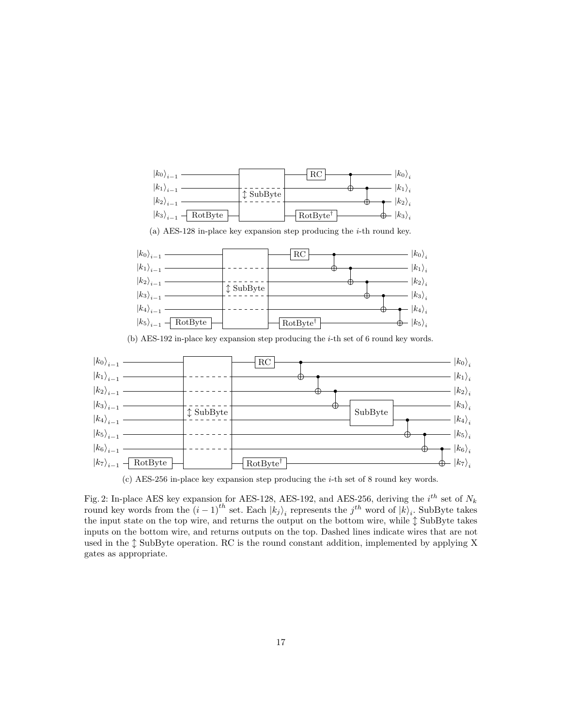(a) AES-128 in-place key expansion step producing the $i$-th round key.

(b) AES-192 in-place key expansion step producing the $i$-th set of 6 round key words.

(c) AES-256 in-place key expansion step producing the $i$-th set of 8 round key words.

Fig. 2: In-place AES key expansion for AES-128, AES-192, and AES-256, deriving the $i^{th}$ set of $N_k$ round key words from the $(i-1)^{th}$ set. Each $|k_j\rangle_i$ represents the $j^{th}$ word of $|k\rangle_i$. SubByte takes the input state on the top wire, and returns the output on the bottom wire, while $\updownarrow$ SubByte takes inputs on the bottom wire, and returns outputs on the top. Dashed lines indicate wires that are not used in the $\updownarrow$ SubByte operation. RC is the round constant addition, implemented by applying X gates as appropriate.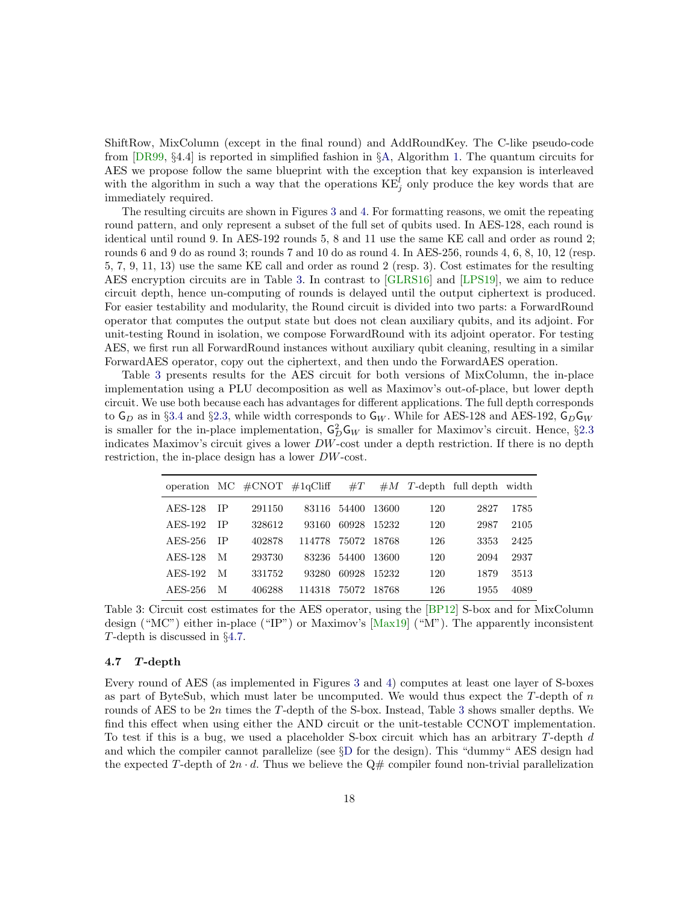ShiftRow, MixColumn (except in the final round) and AddRoundKey. The C-like pseudo-code from [DR99, §4.4] is reported in simplified fashion in §A, Algorithm 1. The quantum circuits for AES we propose follow the same blueprint with the exception that key expansion is interleaved with the algorithm in such a way that the operations $\text{KE}_j^l$ only produce the key words that are immediately required.

The resulting circuits are shown in Figures 3 and 4. For formatting reasons, we omit the repeating round pattern, and only represent a subset of the full set of qubits used. In AES-128, each round is identical until round 9. In AES-192 rounds 5, 8 and 11 use the same KE call and order as round 2; rounds 6 and 9 do as round 3; rounds 7 and 10 do as round 4. In AES-256, rounds 4, 6, 8, 10, 12 (resp. 5, 7, 9, 11, 13) use the same KE call and order as round 2 (resp. 3). Cost estimates for the resulting AES encryption circuits are in Table 3. In contrast to [GLRS16] and [LPS19], we aim to reduce circuit depth, hence un-computing of rounds is delayed until the output ciphertext is produced. For easier testability and modularity, the Round circuit is divided into two parts: a ForwardRound operator that computes the output state but does not clean auxiliary qubits, and its adjoint. For unit-testing Round in isolation, we compose ForwardRound with its adjoint operator. For testing AES, we first run all ForwardRound instances without auxiliary qubit cleaning, resulting in a similar ForwardAES operator, copy out the ciphertext, and then undo the ForwardAES operation.

Table 3 presents results for the AES circuit for both versions of MixColumn, the in-place implementation using a PLU decomposition as well as Maximov's out-of-place, but lower depth circuit. We use both because each has advantages for different applications. The full depth corresponds to $\mathsf{G}_D$ as in §3.4 and §2.3, while width corresponds to $\mathsf{G}_W$. While for AES-128 and AES-192, $\mathsf{G}_D\mathsf{G}_W$ is smaller for the in-place implementation, $\mathsf{G}_D^2\mathsf{G}_W$ is smaller for Maximov's circuit. Hence, §2.3 indicates Maximov's circuit gives a lower $DW$-cost under a depth restriction. If there is no depth restriction, the in-place design has a lower $DW$-cost.

| operation | MC | #CNOT | #1qCliff | $\#T$ | $\#M$ | $T$-depth | full depth | width |
|---|---|---|---|---|---|---|---|---|
| AES-128 | IP | 291150 | 83116 | 54400 | 13600 | 120 | 2827 | 1785 |
| AES-192 | IP | 328612 | 93160 | 60928 | 15232 | 120 | 2987 | 2105 |
| AES-256 | IP | 402878 | 114778 | 75072 | 18768 | 126 | 3353 | 2425 |
| AES-128 | M | 293730 | 83236 | 54400 | 13600 | 120 | 2094 | 2937 |
| AES-192 | M | 331752 | 93280 | 60928 | 15232 | 120 | 1879 | 3513 |
| AES-256 | M | 406288 | 114318 | 75072 | 18768 | 126 | 1955 | 4089 |

Table 3: Circuit cost estimates for the AES operator, using the [BP12] S-box and for MixColumn design ("MC") either in-place ("IP") or Maximov's [Max19] ("M"). The apparently inconsistent $T$-depth is discussed in §4.7.

### 4.7 *T*-depth

Every round of AES (as implemented in Figures 3 and 4) computes at least one layer of S-boxes as part of ByteSub, which must later be uncomputed. We would thus expect the $T$-depth of $n$ rounds of AES to be $2n$ times the $T$-depth of the S-box. Instead, Table 3 shows smaller depths. We find this effect when using either the AND circuit or the unit-testable CCNOT implementation. To test if this is a bug, we used a placeholder S-box circuit which has an arbitrary $T$-depth $d$ and which the compiler cannot parallelize (see §D for the design). This "dummy" AES design had the expected $T$-depth of $2n \cdot d$. Thus we believe the Q# compiler found non-trivial parallelization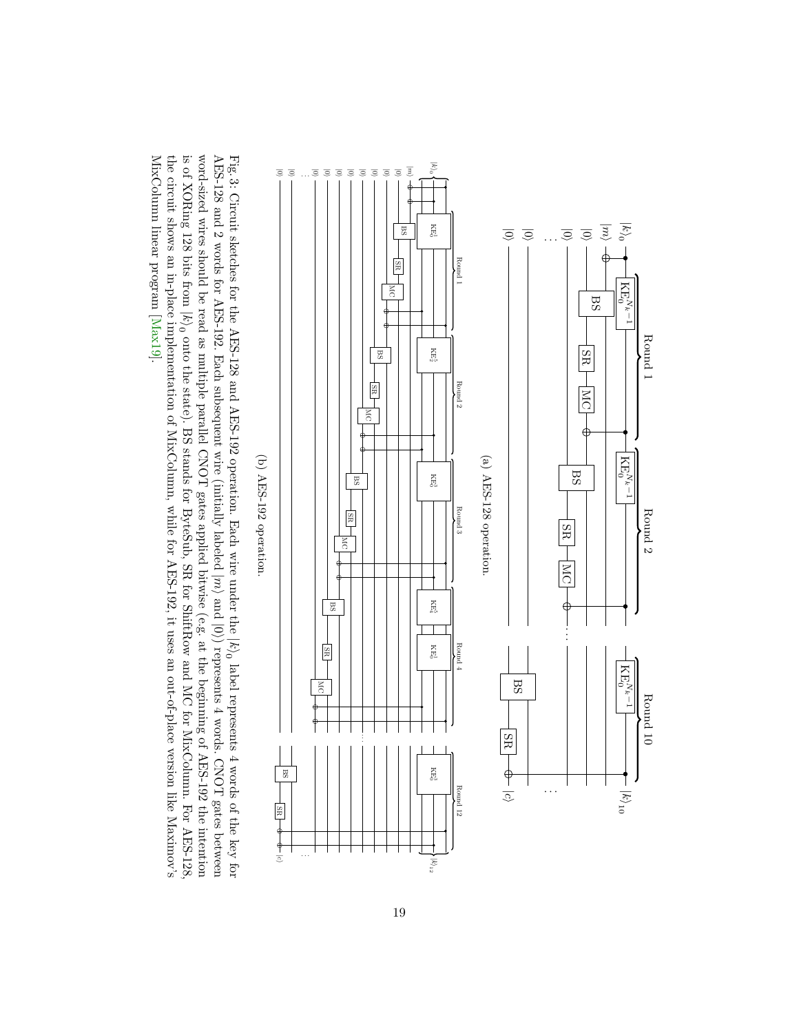(a) AES-128 operation.

(b) AES-192 operation.

Fig. 3: Circuit sketches for the AES-128 and AES-192 operation. Each wire under the $|k\rangle_0$ label represents 4 words of the key for AES-128 and 2 words for AES-192. Each subsequent wire (initially labeled $|m\rangle$ and $|0\rangle$) represents 4 words. CNOT gates between word-sized wires should be read as multiple parallel CNOT gates applied bitwise (e.g. at the beginning of AES-192 the intention is of XORing 128 bits from $|k\rangle_0$ onto the state). BS stands for ByteSub, SR for ShiftRow and MC for MixColumn. For AES-128, the circuit shows an in-place implementation of MixColumn, while for AES-192, it uses an out-of-place version like Maximov's MixColumn linear program [Max19].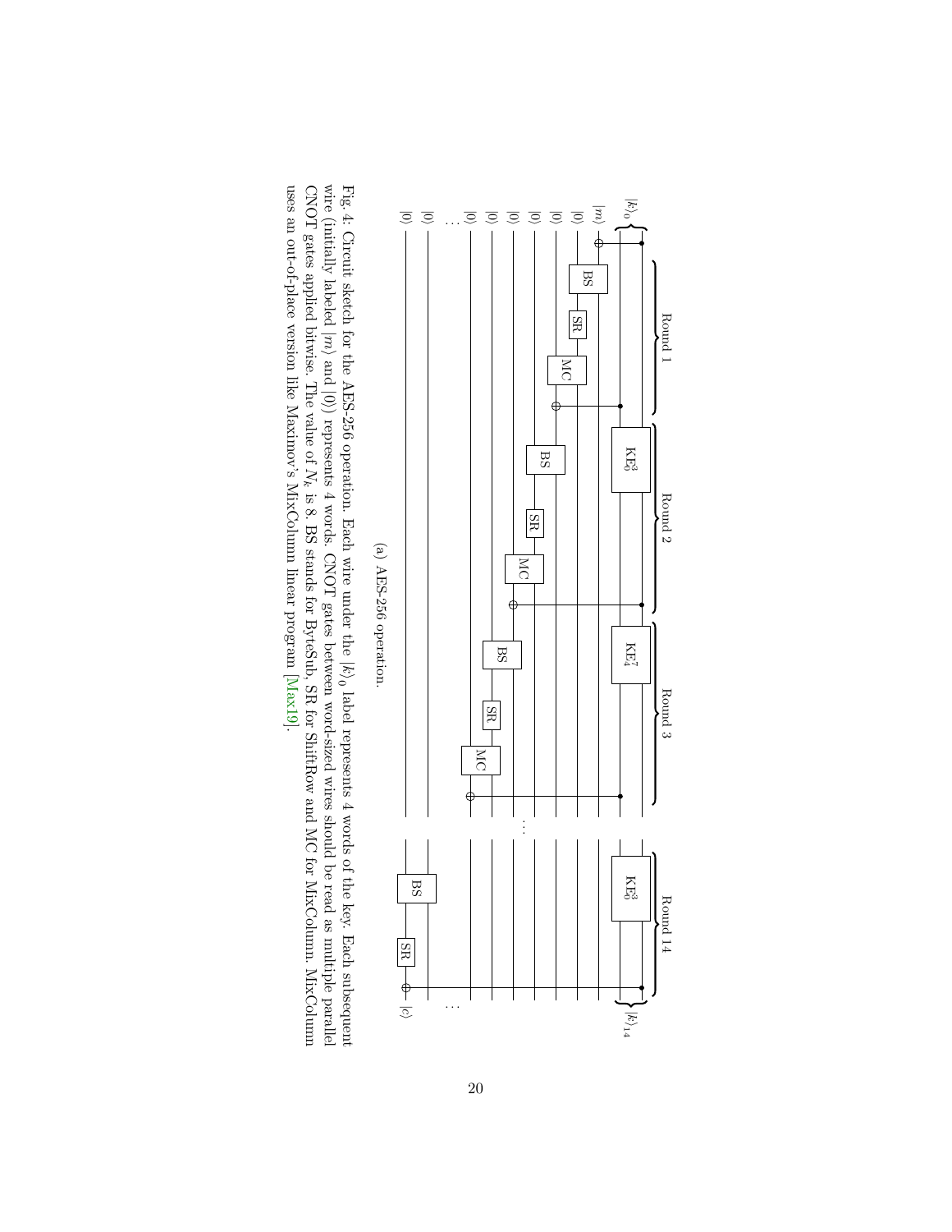(a) AES-256 operation.

Fig. 4: Circuit sketch for the AES-256 operation. Each wire under the $|k\rangle_0$ label represents 4 words of the key. Each subsequent wire (initially labeled $|m\rangle$ and $|0\rangle$) represents 4 words. CNOT gates between word-sized wires should be read as multiple parallel CNOT gates applied bitwise. The value of $N_k$ is 8. BS stands for ByteSub, SR for ShiftRow and MC for MixColumn. MixColumn uses an out-of-place version like Maximov's MixColumn linear program [Max19].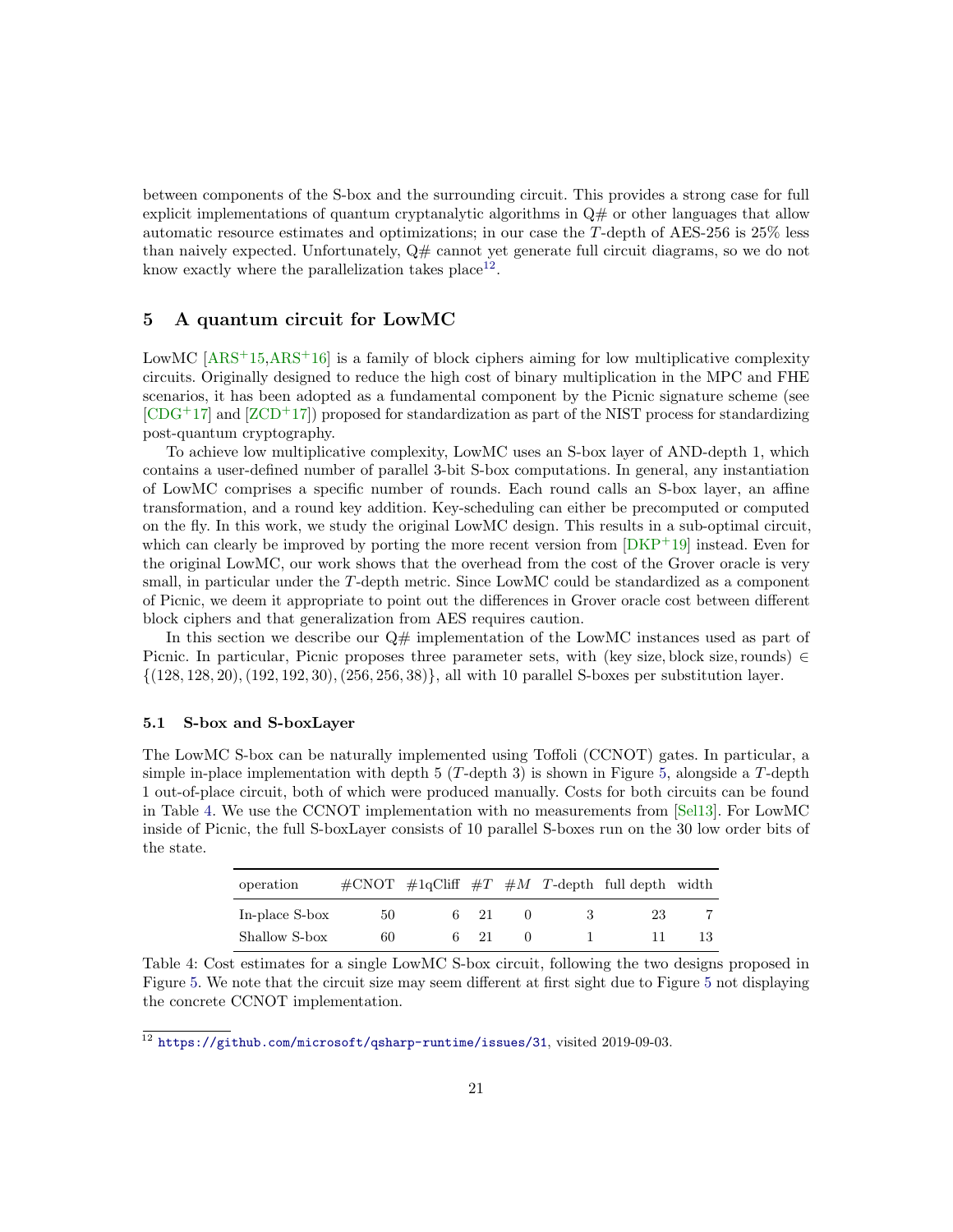between components of the S-box and the surrounding circuit. This provides a strong case for full explicit implementations of quantum cryptanalytic algorithms in Q# or other languages that allow automatic resource estimates and optimizations; in our case the $T$-depth of AES-256 is 25% less than naively expected. Unfortunately, Q# cannot yet generate full circuit diagrams, so we do not know exactly where the parallelization takes place[12].

## 5 A quantum circuit for LowMC

LowMC [ARS+15,ARS+16] is a family of block ciphers aiming for low multiplicative complexity circuits. Originally designed to reduce the high cost of binary multiplication in the MPC and FHE scenarios, it has been adopted as a fundamental component by the Picnic signature scheme (see [CDG+17] and [ZCD+17]) proposed for standardization as part of the NIST process for standardizing post-quantum cryptography.

To achieve low multiplicative complexity, LowMC uses an S-box layer of AND-depth 1, which contains a user-defined number of parallel 3-bit S-box computations. In general, any instantiation of LowMC comprises a specific number of rounds. Each round calls an S-box layer, an affine transformation, and a round key addition. Key-scheduling can either be precomputed or computed on the fly. In this work, we study the original LowMC design. This results in a sub-optimal circuit, which can clearly be improved by porting the more recent version from [DKP+19] instead. Even for the original LowMC, our work shows that the overhead from the cost of the Grover oracle is very small, in particular under the $T$-depth metric. Since LowMC could be standardized as a component of Picnic, we deem it appropriate to point out the differences in Grover oracle cost between different block ciphers and that generalization from AES requires caution.

In this section we describe our Q# implementation of the LowMC instances used as part of Picnic. In particular, Picnic proposes three parameter sets, with $(\text{key size}, \text{block size}, \text{rounds}) \in \{(128, 128, 20), (192, 192, 30), (256, 256, 38)\}$, all with 10 parallel S-boxes per substitution layer.

### 5.1 S-box and S-boxLayer

The LowMC S-box can be naturally implemented using Toffoli (CCNOT) gates. In particular, a simple in-place implementation with depth 5 ($T$-depth 3) is shown in Figure 5, alongside a $T$-depth 1 out-of-place circuit, both of which were produced manually. Costs for both circuits can be found in Table 4. We use the CCNOT implementation with no measurements from [Sel13]. For LowMC inside of Picnic, the full S-boxLayer consists of 10 parallel S-boxes run on the 30 low order bits of the state.

| operation | #CNOT | #1qCliff | $\#T$ | $\#M$ | $T$-depth | full depth | width |
|---|---|---|---|---|---|---|---|
| In-place S-box | 50 | 6 | 21 | 0 | 3 | 23 | 7 |
| Shallow S-box | 60 | 6 | 21 | 0 | 1 | 11 | 13 |

Table 4: Cost estimates for a single LowMC S-box circuit, following the two designs proposed in Figure 5. We note that the circuit size may seem different at first sight due to Figure 5 not displaying the concrete CCNOT implementation.

[12] https://github.com/microsoft/qsharp-runtime/issues/31, visited 2019-09-03.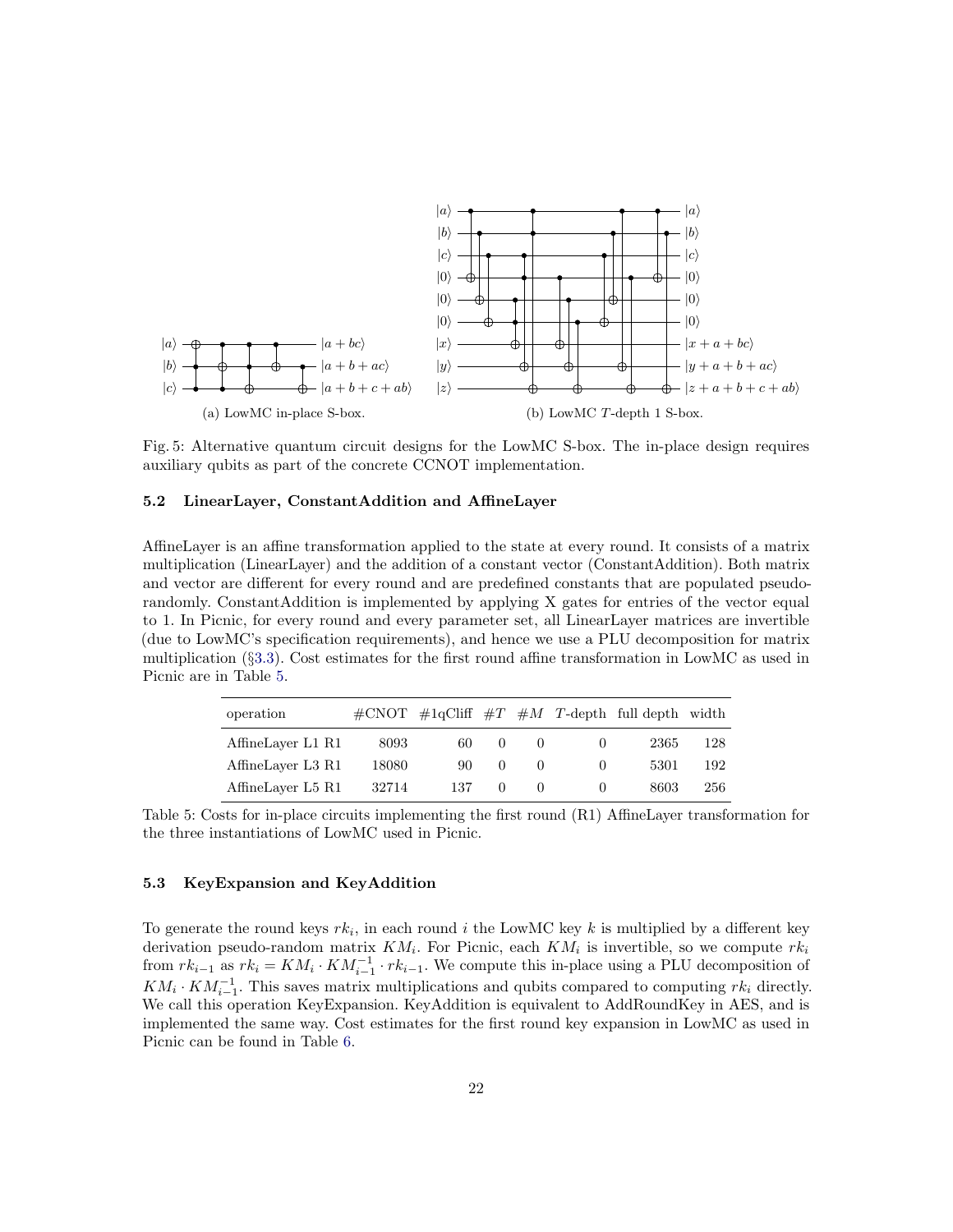(a) LowMC in-place S-box.

(b) LowMC $T$-depth 1 S-box.

Fig. 5: Alternative quantum circuit designs for the LowMC S-box. The in-place design requires auxiliary qubits as part of the concrete CCNOT implementation.

### 5.2 LinearLayer, ConstantAddition and AffineLayer

AffineLayer is an affine transformation applied to the state at every round. It consists of a matrix multiplication (LinearLayer) and the addition of a constant vector (ConstantAddition). Both matrix and vector are different for every round and are predefined constants that are populated pseudo-randomly. ConstantAddition is implemented by applying X gates for entries of the vector equal to 1. In Picnic, for every round and every parameter set, all LinearLayer matrices are invertible (due to LowMC's specification requirements), and hence we use a PLU decomposition for matrix multiplication (§3.3). Cost estimates for the first round affine transformation in LowMC as used in Picnic are in Table 5.

| operation | #CNOT | #1qCliff | $\#T$ | $\#M$ | $T$-depth | full depth | width |
|---|---|---|---|---|---|---|---|
| AffineLayer L1 R1 | 8093 | 60 | 0 | 0 | 0 | 2365 | 128 |
| AffineLayer L3 R1 | 18080 | 90 | 0 | 0 | 0 | 5301 | 192 |
| AffineLayer L5 R1 | 32714 | 137 | 0 | 0 | 0 | 8603 | 256 |

Table 5: Costs for in-place circuits implementing the first round (R1) AffineLayer transformation for the three instantiations of LowMC used in Picnic.

### 5.3 KeyExpansion and KeyAddition

To generate the round keys $rk_i$, in each round $i$ the LowMC key $k$ is multiplied by a different key derivation pseudo-random matrix $KM_i$. For Picnic, each $KM_i$ is invertible, so we compute $rk_i$ from $rk_{i-1}$ as $rk_i = KM_i \cdot KM_{i-1}^{-1} \cdot rk_{i-1}$. We compute this in-place using a PLU decomposition of $KM_i \cdot KM_{i-1}^{-1}$. This saves matrix multiplications and qubits compared to computing $rk_i$ directly. We call this operation KeyExpansion. KeyAddition is equivalent to AddRoundKey in AES, and is implemented the same way. Cost estimates for the first round key expansion in LowMC as used in Picnic can be found in Table 6.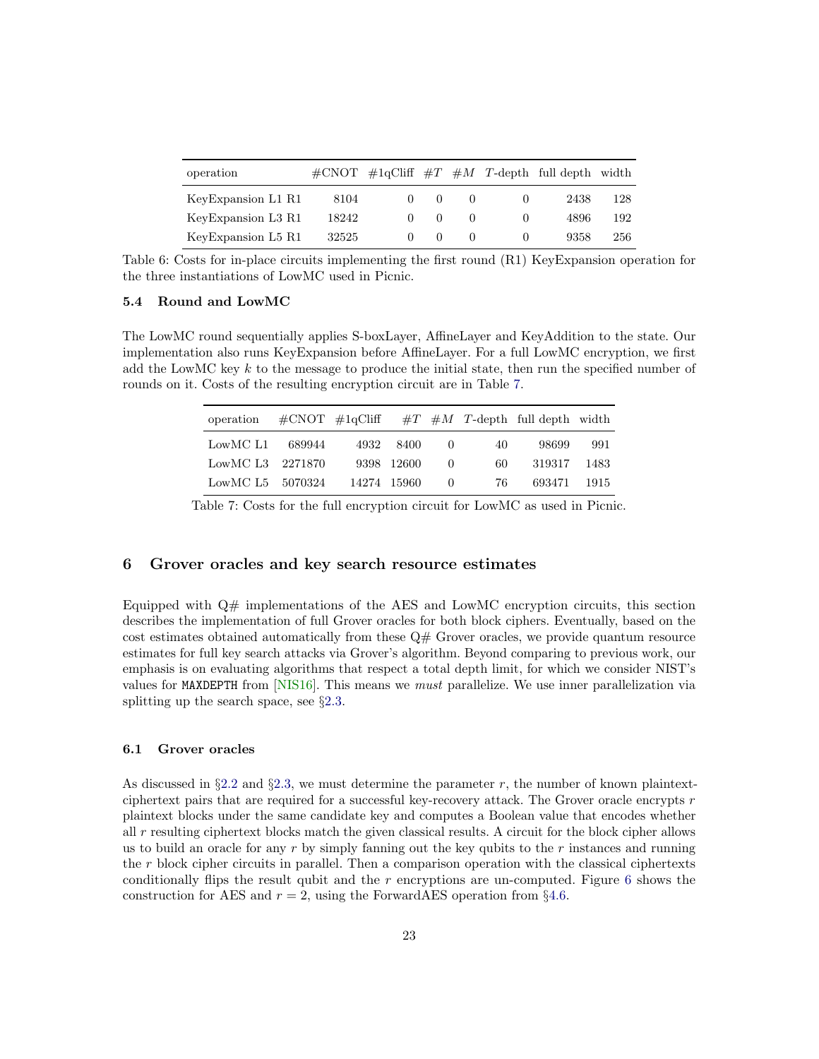| operation | #CNOT | #1qCliff | $\#T$ | $\#M$ | $T$-depth | full depth | width |
|---|---|---|---|---|---|---|---|
| KeyExpansion L1 R1 | 8104 | 0 | 0 | 0 | 0 | 2438 | 128 |
| KeyExpansion L3 R1 | 18242 | 0 | 0 | 0 | 0 | 4896 | 192 |
| KeyExpansion L5 R1 | 32525 | 0 | 0 | 0 | 0 | 9358 | 256 |

Table 6: Costs for in-place circuits implementing the first round (R1) KeyExpansion operation for the three instantiations of LowMC used in Picnic.

### 5.4 Round and LowMC

The LowMC round sequentially applies S-boxLayer, AffineLayer and KeyAddition to the state. Our implementation also runs KeyExpansion before AffineLayer. For a full LowMC encryption, we first add the LowMC key $k$ to the message to produce the initial state, then run the specified number of rounds on it. Costs of the resulting encryption circuit are in Table 7.

| operation | #CNOT | #1qCliff | $\#T$ | $\#M$ | $T$-depth | full depth | width |
|---|---|---|---|---|---|---|---|
| LowMC L1 | 689944 | 4932 | 8400 | 0 | 40 | 98699 | 991 |
| LowMC L3 | 2271870 | 9398 | 12600 | 0 | 60 | 319317 | 1483 |
| LowMC L5 | 5070324 | 14274 | 15960 | 0 | 76 | 693471 | 1915 |

Table 7: Costs for the full encryption circuit for LowMC as used in Picnic.

## 6 Grover oracles and key search resource estimates

Equipped with Q# implementations of the AES and LowMC encryption circuits, this section describes the implementation of full Grover oracles for both block ciphers. Eventually, based on the cost estimates obtained automatically from these Q# Grover oracles, we provide quantum resource estimates for full key search attacks via Grover's algorithm. Beyond comparing to previous work, our emphasis is on evaluating algorithms that respect a total depth limit, for which we consider NIST's values for `MAXDEPTH` from [NIS16]. This means we *must* parallelize. We use inner parallelization via splitting up the search space, see §2.3.

### 6.1 Grover oracles

As discussed in §2.2 and §2.3, we must determine the parameter $r$, the number of known plaintext-ciphertext pairs that are required for a successful key-recovery attack. The Grover oracle encrypts $r$ plaintext blocks under the same candidate key and computes a Boolean value that encodes whether all $r$ resulting ciphertext blocks match the given classical results. A circuit for the block cipher allows us to build an oracle for any $r$ by simply fanning out the key qubits to the $r$ instances and running the $r$ block cipher circuits in parallel. Then a comparison operation with the classical ciphertexts conditionally flips the result qubit and the $r$ encryptions are un-computed. Figure 6 shows the construction for AES and $r = 2$, using the ForwardAES operation from §4.6.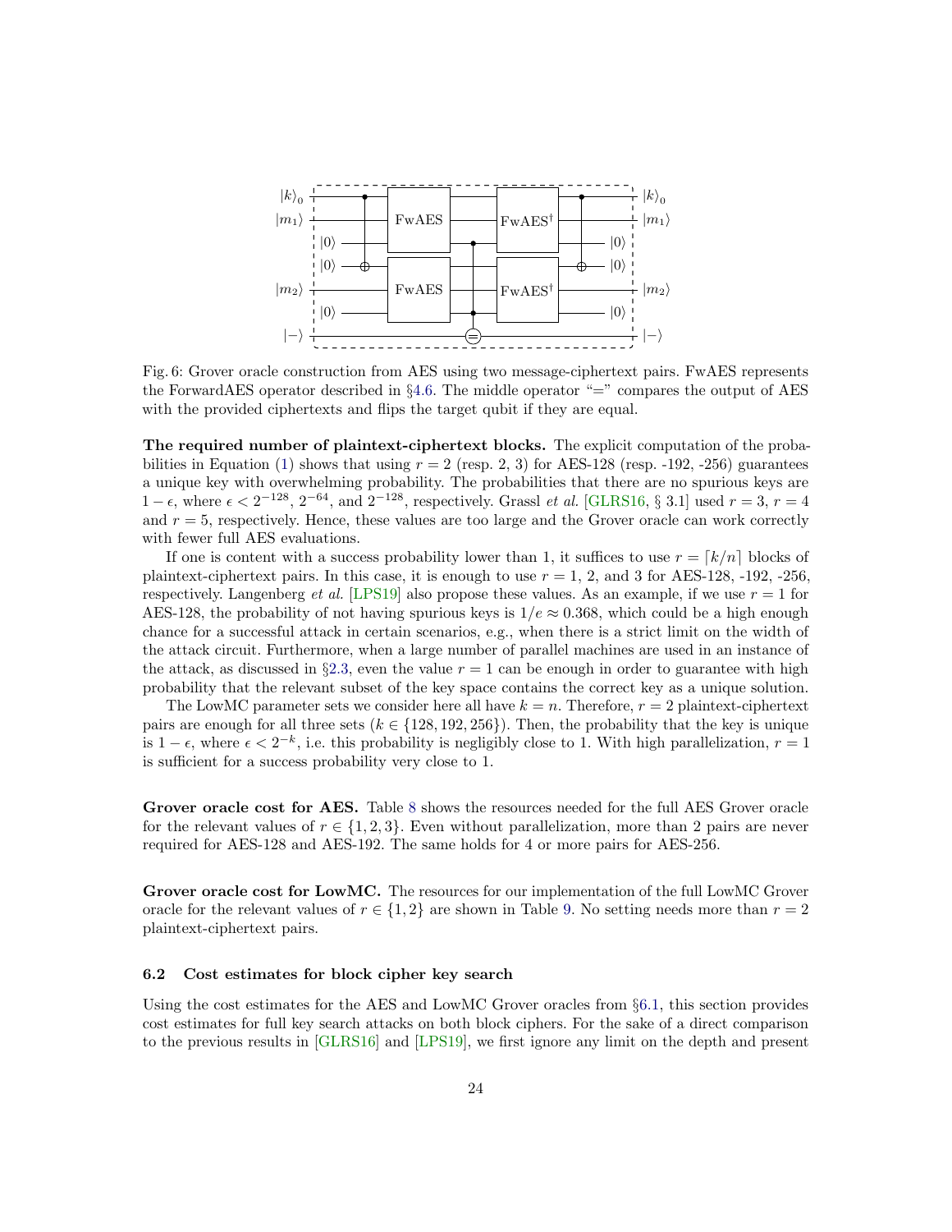Fig. 6: Grover oracle construction from AES using two message-ciphertext pairs. FwAES represents the ForwardAES operator described in §4.6. The middle operator "=" compares the output of AES with the provided ciphertexts and flips the target qubit if they are equal.

**The required number of plaintext-ciphertext blocks.** The explicit computation of the probabilities in Equation (1) shows that using $r = 2$ (resp. 2, 3) for AES-128 (resp. -192, -256) guarantees a unique key with overwhelming probability. The probabilities that there are no spurious keys are $1 - \epsilon$, where $\epsilon < 2^{-128}$, $2^{-64}$, and $2^{-128}$, respectively. Grassl *et al.* [GLRS16, § 3.1] used $r = 3$, $r = 4$ and $r = 5$, respectively. Hence, these values are too large and the Grover oracle can work correctly with fewer full AES evaluations.

If one is content with a success probability lower than 1, it suffices to use $r = \lceil k/n \rceil$ blocks of plaintext-ciphertext pairs. In this case, it is enough to use $r = 1$, 2, and 3 for AES-128, -192, -256, respectively. Langenberg *et al.* [LPS19] also propose these values. As an example, if we use $r = 1$ for AES-128, the probability of not having spurious keys is $1/e \approx 0.368$, which could be a high enough chance for a successful attack in certain scenarios, e.g., when there is a strict limit on the width of the attack circuit. Furthermore, when a large number of parallel machines are used in an instance of the attack, as discussed in §2.3, even the value $r = 1$ can be enough in order to guarantee with high probability that the relevant subset of the key space contains the correct key as a unique solution.

The LowMC parameter sets we consider here all have $k = n$. Therefore, $r = 2$ plaintext-ciphertext pairs are enough for all three sets ($k \in \{128, 192, 256\}$). Then, the probability that the key is unique is $1 - \epsilon$, where $\epsilon < 2^{-k}$, i.e. this probability is negligibly close to 1. With high parallelization, $r = 1$ is sufficient for a success probability very close to 1.

**Grover oracle cost for AES.** Table 8 shows the resources needed for the full AES Grover oracle for the relevant values of $r \in \{1, 2, 3\}$. Even without parallelization, more than 2 pairs are never required for AES-128 and AES-192. The same holds for 4 or more pairs for AES-256.

**Grover oracle cost for LowMC.** The resources for our implementation of the full LowMC Grover oracle for the relevant values of $r \in \{1, 2\}$ are shown in Table 9. No setting needs more than $r = 2$ plaintext-ciphertext pairs.

### 6.2 Cost estimates for block cipher key search

Using the cost estimates for the AES and LowMC Grover oracles from §6.1, this section provides cost estimates for full key search attacks on both block ciphers. For the sake of a direct comparison to the previous results in [GLRS16] and [LPS19], we first ignore any limit on the depth and present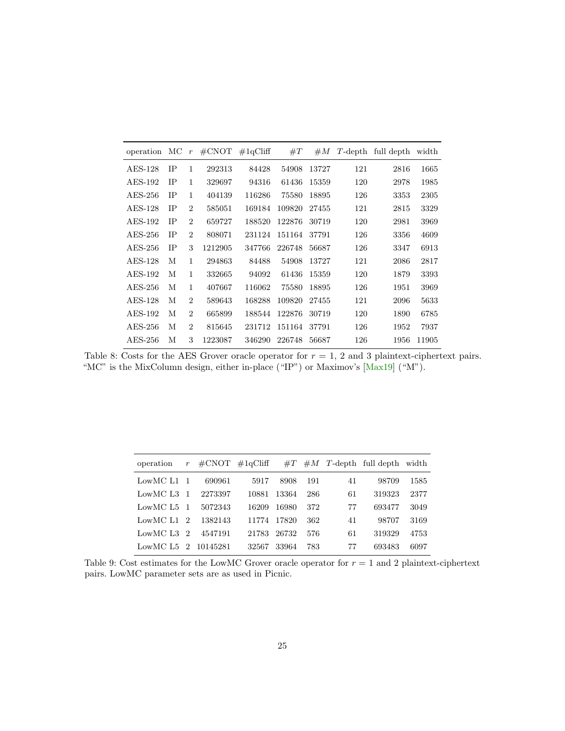| operation | MC | $r$ | #CNOT | #1qCliff | #$T$ | #$M$ | $T$-depth | full depth | width |
|---|---|---|---|---|---|---|---|---|---|
| AES-128 | IP | 1 | 292313 | 84428 | 54908 | 13727 | 121 | 2816 | 1665 |
| AES-192 | IP | 1 | 329697 | 94316 | 61436 | 15359 | 120 | 2978 | 1985 |
| AES-256 | IP | 1 | 404139 | 116286 | 75580 | 18895 | 126 | 3353 | 2305 |
| AES-128 | IP | 2 | 585051 | 169184 | 109820 | 27455 | 121 | 2815 | 3329 |
| AES-192 | IP | 2 | 659727 | 188520 | 122876 | 30719 | 120 | 2981 | 3969 |
| AES-256 | IP | 2 | 808071 | 231124 | 151164 | 37791 | 126 | 3356 | 4609 |
| AES-256 | IP | 3 | 1212905 | 347766 | 226748 | 56687 | 126 | 3347 | 6913 |
| AES-128 | M | 1 | 294863 | 84488 | 54908 | 13727 | 121 | 2086 | 2817 |
| AES-192 | M | 1 | 332665 | 94092 | 61436 | 15359 | 120 | 1879 | 3393 |
| AES-256 | M | 1 | 407667 | 116062 | 75580 | 18895 | 126 | 1951 | 3969 |
| AES-128 | M | 2 | 589643 | 168288 | 109820 | 27455 | 121 | 2096 | 5633 |
| AES-192 | M | 2 | 665899 | 188544 | 122876 | 30719 | 120 | 1890 | 6785 |
| AES-256 | M | 2 | 815645 | 231712 | 151164 | 37791 | 126 | 1952 | 7937 |
| AES-256 | M | 3 | 1223087 | 346290 | 226748 | 56687 | 126 | 1956 | 11905 |

Table 8: Costs for the AES Grover oracle operator for $r = 1$, 2 and 3 plaintext-ciphertext pairs. "MC" is the MixColumn design, either in-place ("IP") or Maximov's [Max19] ("M").

| operation | $r$ | #CNOT | #1qCliff | #$T$ | #$M$ | $T$-depth | full depth | width |
|---|---|---|---|---|---|---|---|---|
| LowMC L1 | 1 | 690961 | 5917 | 8908 | 191 | 41 | 98709 | 1585 |
| LowMC L3 | 1 | 2273397 | 10881 | 13364 | 286 | 61 | 319323 | 2377 |
| LowMC L5 | 1 | 5072343 | 16209 | 16980 | 372 | 77 | 693477 | 3049 |
| LowMC L1 | 2 | 1382143 | 11774 | 17820 | 362 | 41 | 98707 | 3169 |
| LowMC L3 | 2 | 4547191 | 21783 | 26732 | 576 | 61 | 319329 | 4753 |
| LowMC L5 | 2 | 10145281 | 32567 | 33964 | 783 | 77 | 693483 | 6097 |

Table 9: Cost estimates for the LowMC Grover oracle operator for $r = 1$ and 2 plaintext-ciphertext pairs. LowMC parameter sets are as used in Picnic.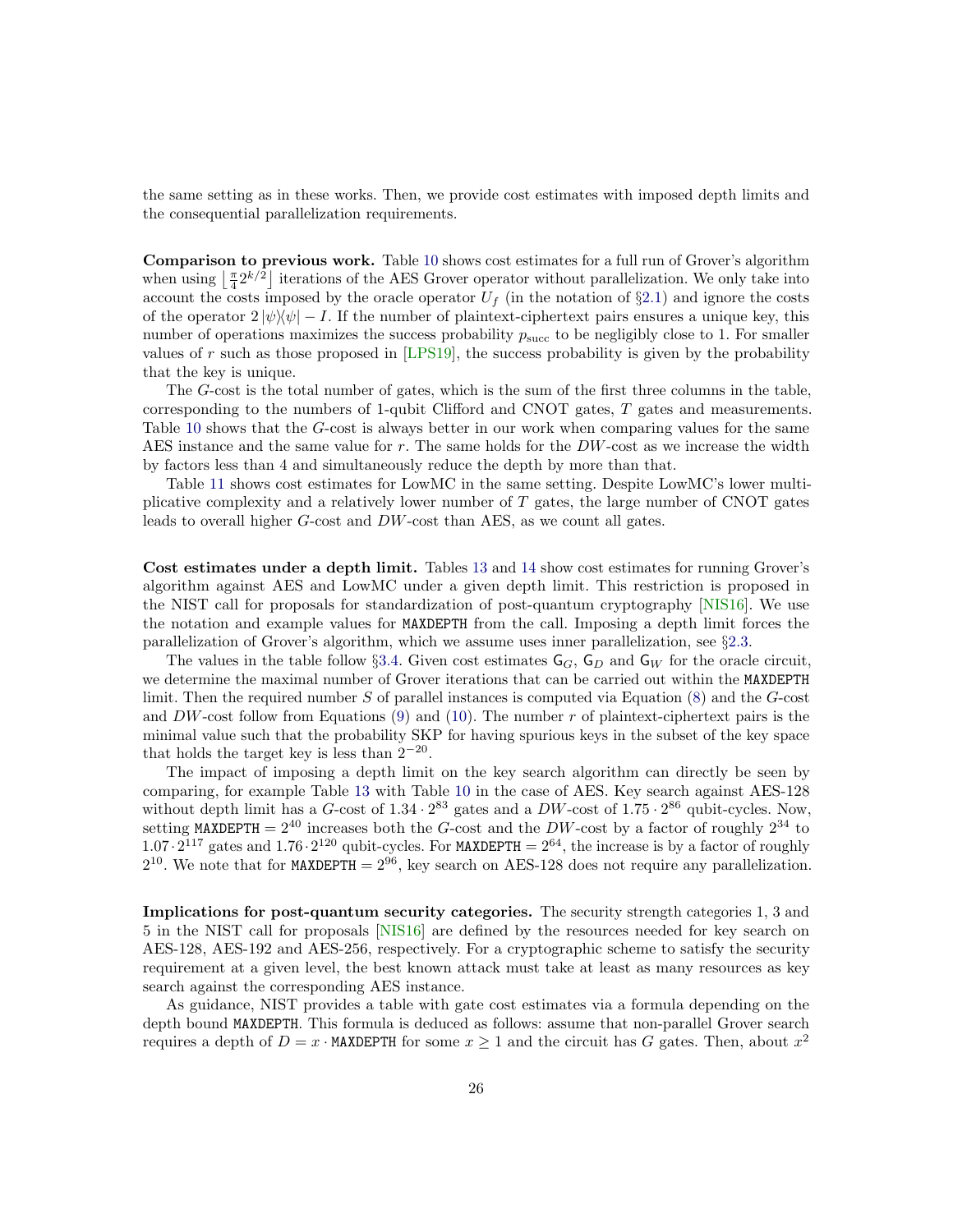the same setting as in these works. Then, we provide cost estimates with imposed depth limits and the consequential parallelization requirements.

**Comparison to previous work.** Table 10 shows cost estimates for a full run of Grover's algorithm when using $\lfloor \frac{\pi}{4} 2^{k/2} \rfloor$ iterations of the AES Grover operator without parallelization. We only take into account the costs imposed by the oracle operator $U_f$ (in the notation of §2.1) and ignore the costs of the operator $2|\psi\rangle\langle\psi| - I$. If the number of plaintext-ciphertext pairs ensures a unique key, this number of operations maximizes the success probability $p_{\text{succ}}$ to be negligibly close to 1. For smaller values of $r$ such as those proposed in [LPS19], the success probability is given by the probability that the key is unique.

The $G$-cost is the total number of gates, which is the sum of the first three columns in the table, corresponding to the numbers of 1-qubit Clifford and CNOT gates, $T$ gates and measurements. Table 10 shows that the $G$-cost is always better in our work when comparing values for the same AES instance and the same value for $r$. The same holds for the $DW$-cost as we increase the width by factors less than 4 and simultaneously reduce the depth by more than that.

Table 11 shows cost estimates for LowMC in the same setting. Despite LowMC's lower multiplicative complexity and a relatively lower number of $T$ gates, the large number of CNOT gates leads to overall higher $G$-cost and $DW$-cost than AES, as we count all gates.

**Cost estimates under a depth limit.** Tables 13 and 14 show cost estimates for running Grover's algorithm against AES and LowMC under a given depth limit. This restriction is proposed in the NIST call for proposals for standardization of post-quantum cryptography [NIS16]. We use the notation and example values for `MAXDEPTH` from the call. Imposing a depth limit forces the parallelization of Grover's algorithm, which we assume uses inner parallelization, see §2.3.

The values in the table follow §3.4. Given cost estimates $\mathsf{G}_G$, $\mathsf{G}_D$ and $\mathsf{G}_W$ for the oracle circuit, we determine the maximal number of Grover iterations that can be carried out within the `MAXDEPTH` limit. Then the required number $S$ of parallel instances is computed via Equation (8) and the $G$-cost and $DW$-cost follow from Equations (9) and (10). The number $r$ of plaintext-ciphertext pairs is the minimal value such that the probability SKP for having spurious keys in the subset of the key space that holds the target key is less than $2^{-20}$.

The impact of imposing a depth limit on the key search algorithm can directly be seen by comparing, for example Table 13 with Table 10 in the case of AES. Key search against AES-128 without depth limit has a $G$-cost of $1.34 \cdot 2^{83}$ gates and a $DW$-cost of $1.75 \cdot 2^{86}$ qubit-cycles. Now, setting `MAXDEPTH` $= 2^{40}$ increases both the $G$-cost and the $DW$-cost by a factor of roughly $2^{34}$ to $1.07 \cdot 2^{117}$ gates and $1.76 \cdot 2^{120}$ qubit-cycles. For `MAXDEPTH` $= 2^{64}$, the increase is by a factor of roughly $2^{10}$. We note that for `MAXDEPTH` $= 2^{96}$, key search on AES-128 does not require any parallelization.

**Implications for post-quantum security categories.** The security strength categories 1, 3 and 5 in the NIST call for proposals [NIS16] are defined by the resources needed for key search on AES-128, AES-192 and AES-256, respectively. For a cryptographic scheme to satisfy the security requirement at a given level, the best known attack must take at least as many resources as key search against the corresponding AES instance.

As guidance, NIST provides a table with gate cost estimates via a formula depending on the depth bound `MAXDEPTH`. This formula is deduced as follows: assume that non-parallel Grover search requires a depth of $D = x \cdot$ `MAXDEPTH` for some $x \geq 1$ and the circuit has $G$ gates. Then, about $x^2$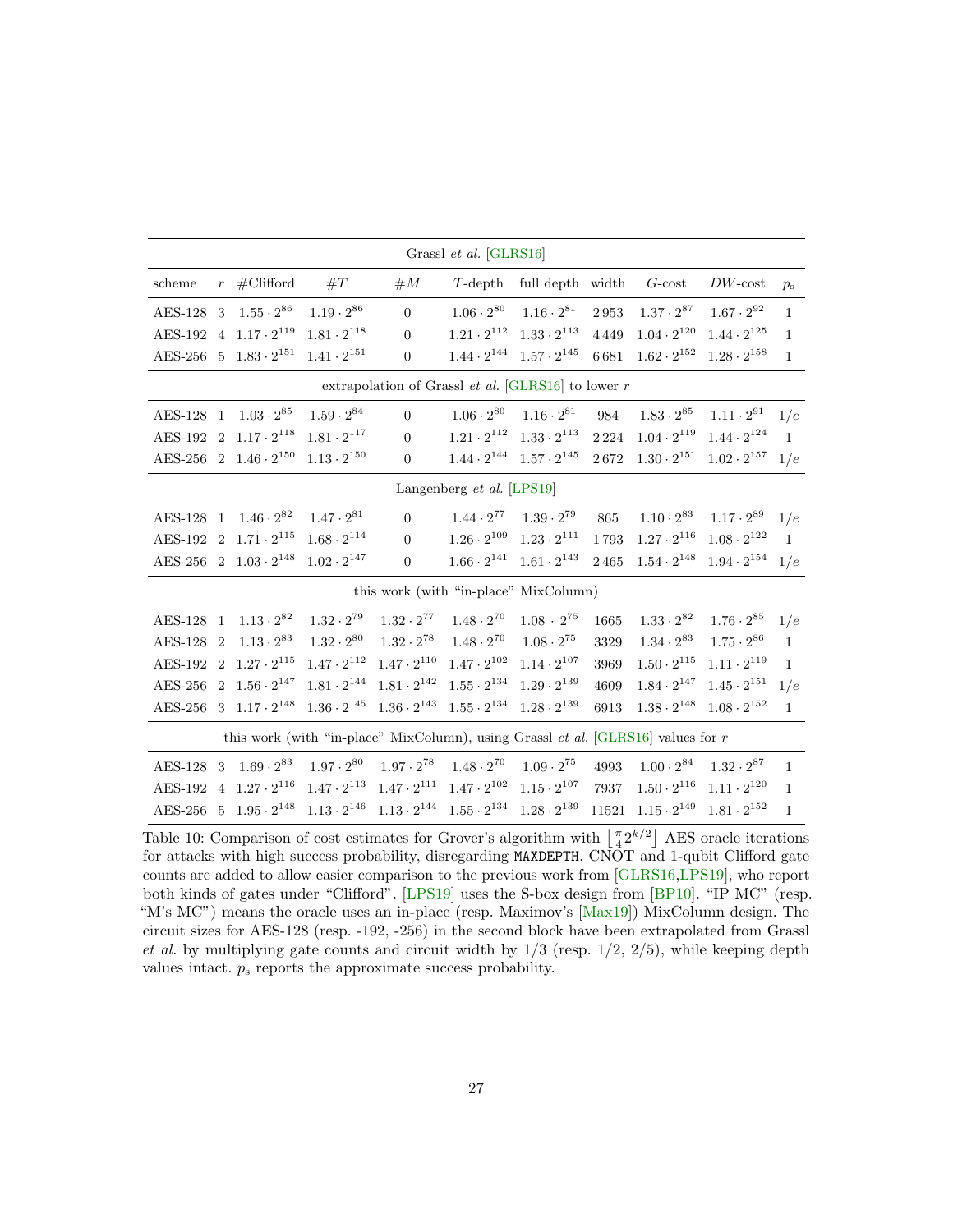| scheme | $r$ | #Clifford | $\#T$ | $\#M$ | $T$-depth | full depth | width | $G$-cost | $DW$-cost | $p_s$ |
|---|---|---|---|---|---|---|---|---|---|---|
| Grassl *et al.* [GLRS16] | | | | | | | | | | |
| AES-128 | 3 | $1.55 \cdot 2^{86}$ | $1.19 \cdot 2^{86}$ | 0 | $1.06 \cdot 2^{80}$ | $1.16 \cdot 2^{81}$ | 2 953 | $1.37 \cdot 2^{87}$ | $1.67 \cdot 2^{92}$ | 1 |
| AES-192 | 4 | $1.17 \cdot 2^{119}$ | $1.81 \cdot 2^{118}$ | 0 | $1.21 \cdot 2^{112}$ | $1.33 \cdot 2^{113}$ | 4 449 | $1.04 \cdot 2^{120}$ | $1.44 \cdot 2^{125}$ | 1 |
| AES-256 | 5 | $1.83 \cdot 2^{151}$ | $1.41 \cdot 2^{151}$ | 0 | $1.44 \cdot 2^{144}$ | $1.57 \cdot 2^{145}$ | 6 681 | $1.62 \cdot 2^{152}$ | $1.28 \cdot 2^{158}$ | 1 |
| extrapolation of Grassl *et al.* [GLRS16] to lower $r$ | | | | | | | | | | |
| AES-128 | 1 | $1.03 \cdot 2^{85}$ | $1.59 \cdot 2^{84}$ | 0 | $1.06 \cdot 2^{80}$ | $1.16 \cdot 2^{81}$ | 984 | $1.83 \cdot 2^{85}$ | $1.11 \cdot 2^{91}$ | $1/e$ |
| AES-192 | 2 | $1.17 \cdot 2^{118}$ | $1.81 \cdot 2^{117}$ | 0 | $1.21 \cdot 2^{112}$ | $1.33 \cdot 2^{113}$ | 2 224 | $1.04 \cdot 2^{119}$ | $1.44 \cdot 2^{124}$ | 1 |
| AES-256 | 2 | $1.46 \cdot 2^{150}$ | $1.13 \cdot 2^{150}$ | 0 | $1.44 \cdot 2^{144}$ | $1.57 \cdot 2^{145}$ | 2 672 | $1.30 \cdot 2^{151}$ | $1.02 \cdot 2^{157}$ | $1/e$ |
| Langenberg *et al.* [LPS19] | | | | | | | | | | |
| AES-128 | 1 | $1.46 \cdot 2^{82}$ | $1.47 \cdot 2^{81}$ | 0 | $1.44 \cdot 2^{77}$ | $1.39 \cdot 2^{79}$ | 865 | $1.10 \cdot 2^{83}$ | $1.17 \cdot 2^{89}$ | $1/e$ |
| AES-192 | 2 | $1.71 \cdot 2^{115}$ | $1.68 \cdot 2^{114}$ | 0 | $1.26 \cdot 2^{109}$ | $1.23 \cdot 2^{111}$ | 1 793 | $1.27 \cdot 2^{116}$ | $1.08 \cdot 2^{122}$ | 1 |
| AES-256 | 2 | $1.03 \cdot 2^{148}$ | $1.02 \cdot 2^{147}$ | 0 | $1.66 \cdot 2^{141}$ | $1.61 \cdot 2^{143}$ | 2 465 | $1.54 \cdot 2^{148}$ | $1.94 \cdot 2^{154}$ | $1/e$ |
| this work (with "in-place" MixColumn) | | | | | | | | | | |
| AES-128 | 1 | $1.13 \cdot 2^{82}$ | $1.32 \cdot 2^{79}$ | $1.32 \cdot 2^{77}$ | $1.48 \cdot 2^{70}$ | $1.08 \cdot 2^{75}$ | 1665 | $1.33 \cdot 2^{82}$ | $1.76 \cdot 2^{85}$ | $1/e$ |
| AES-128 | 2 | $1.13 \cdot 2^{83}$ | $1.32 \cdot 2^{80}$ | $1.32 \cdot 2^{78}$ | $1.48 \cdot 2^{70}$ | $1.08 \cdot 2^{75}$ | 3329 | $1.34 \cdot 2^{83}$ | $1.75 \cdot 2^{86}$ | 1 |
| AES-192 | 2 | $1.27 \cdot 2^{115}$ | $1.47 \cdot 2^{112}$ | $1.47 \cdot 2^{110}$ | $1.47 \cdot 2^{102}$ | $1.14 \cdot 2^{107}$ | 3969 | $1.50 \cdot 2^{115}$ | $1.11 \cdot 2^{119}$ | 1 |
| AES-256 | 2 | $1.56 \cdot 2^{147}$ | $1.81 \cdot 2^{144}$ | $1.81 \cdot 2^{142}$ | $1.55 \cdot 2^{134}$ | $1.29 \cdot 2^{139}$ | 4609 | $1.84 \cdot 2^{147}$ | $1.45 \cdot 2^{151}$ | $1/e$ |
| AES-256 | 3 | $1.17 \cdot 2^{148}$ | $1.36 \cdot 2^{145}$ | $1.36 \cdot 2^{143}$ | $1.55 \cdot 2^{134}$ | $1.28 \cdot 2^{139}$ | 6913 | $1.38 \cdot 2^{148}$ | $1.08 \cdot 2^{152}$ | 1 |
| this work (with "in-place" MixColumn), using Grassl *et al.* [GLRS16] values for $r$ | | | | | | | | | | |
| AES-128 | 3 | $1.69 \cdot 2^{83}$ | $1.97 \cdot 2^{80}$ | $1.97 \cdot 2^{78}$ | $1.48 \cdot 2^{70}$ | $1.09 \cdot 2^{75}$ | 4993 | $1.00 \cdot 2^{84}$ | $1.32 \cdot 2^{87}$ | 1 |
| AES-192 | 4 | $1.27 \cdot 2^{116}$ | $1.47 \cdot 2^{113}$ | $1.47 \cdot 2^{111}$ | $1.47 \cdot 2^{102}$ | $1.15 \cdot 2^{107}$ | 7937 | $1.50 \cdot 2^{116}$ | $1.11 \cdot 2^{120}$ | 1 |
| AES-256 | 5 | $1.95 \cdot 2^{148}$ | $1.13 \cdot 2^{146}$ | $1.13 \cdot 2^{144}$ | $1.55 \cdot 2^{134}$ | $1.28 \cdot 2^{139}$ | 11521 | $1.15 \cdot 2^{149}$ | $1.81 \cdot 2^{152}$ | 1 |

Table 10: Comparison of cost estimates for Grover's algorithm with $\left\lfloor \frac{\pi}{4} 2^{k/2} \right\rfloor$ AES oracle iterations for attacks with high success probability, disregarding `MAXDEPTH`. CNOT and 1-qubit Clifford gate counts are added to allow easier comparison to the previous work from [GLRS16,LPS19], who report both kinds of gates under "Clifford". [LPS19] uses the S-box design from [BP10]. "IP MC" (resp. "M's MC") means the oracle uses an in-place (resp. Maximov's [Max19]) MixColumn design. The circuit sizes for AES-128 (resp. -192, -256) in the second block have been extrapolated from Grassl *et al.* by multiplying gate counts and circuit width by 1/3 (resp. 1/2, 2/5), while keeping depth values intact. $p_s$ reports the approximate success probability.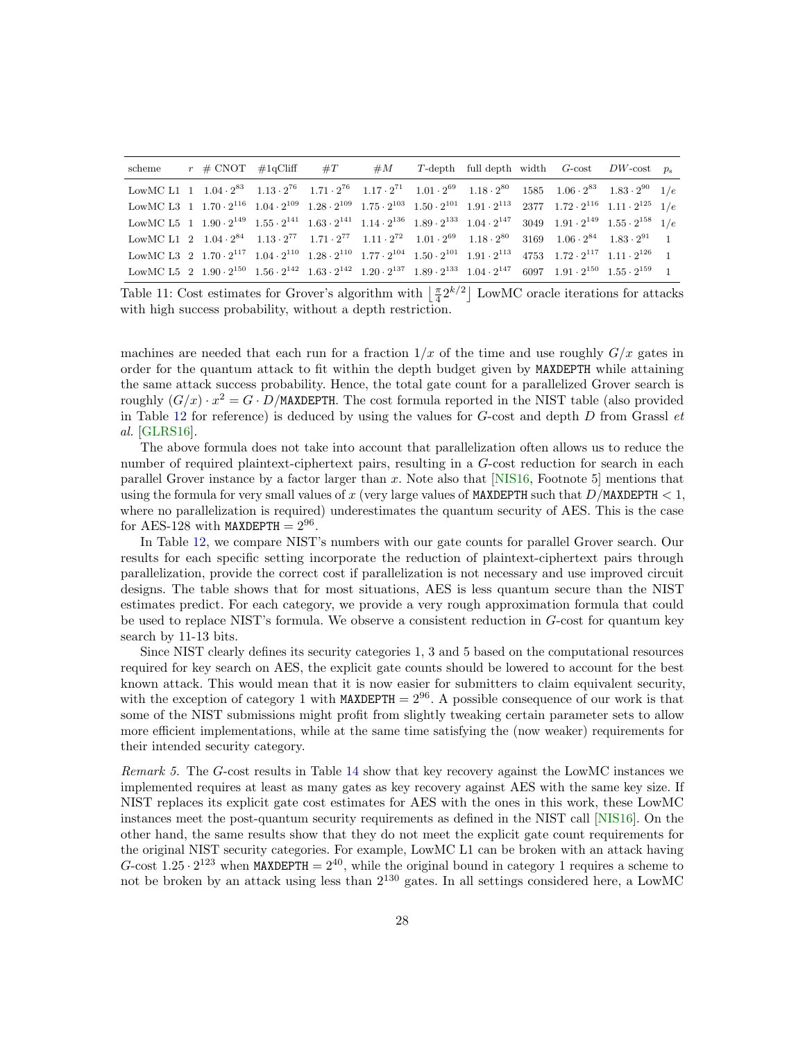| scheme | $r$ | # CNOT | #1qCliff | $\#T$ | $\#M$ | $T$-depth | full depth | width | $G$-cost | $DW$-cost | $p_s$ |
|---|---|---|---|---|---|---|---|---|---|---|---|
| LowMC L1 | 1 | $1.04 \cdot 2^{83}$ | $1.13 \cdot 2^{76}$ | $1.71 \cdot 2^{76}$ | $1.17 \cdot 2^{71}$ | $1.01 \cdot 2^{69}$ | $1.18 \cdot 2^{80}$ | 1585 | $1.06 \cdot 2^{83}$ | $1.83 \cdot 2^{90}$ | $1/e$ |
| LowMC L3 | 1 | $1.70 \cdot 2^{116}$ | $1.04 \cdot 2^{109}$ | $1.28 \cdot 2^{109}$ | $1.75 \cdot 2^{103}$ | $1.50 \cdot 2^{101}$ | $1.91 \cdot 2^{113}$ | 2377 | $1.72 \cdot 2^{116}$ | $1.11 \cdot 2^{125}$ | $1/e$ |
| LowMC L5 | 1 | $1.90 \cdot 2^{149}$ | $1.55 \cdot 2^{141}$ | $1.63 \cdot 2^{141}$ | $1.14 \cdot 2^{136}$ | $1.89 \cdot 2^{133}$ | $1.04 \cdot 2^{147}$ | 3049 | $1.91 \cdot 2^{149}$ | $1.55 \cdot 2^{158}$ | $1/e$ |
| LowMC L1 | 2 | $1.04 \cdot 2^{84}$ | $1.13 \cdot 2^{77}$ | $1.71 \cdot 2^{77}$ | $1.11 \cdot 2^{72}$ | $1.01 \cdot 2^{69}$ | $1.18 \cdot 2^{80}$ | 3169 | $1.06 \cdot 2^{84}$ | $1.83 \cdot 2^{91}$ | 1 |
| LowMC L3 | 2 | $1.70 \cdot 2^{117}$ | $1.04 \cdot 2^{110}$ | $1.28 \cdot 2^{110}$ | $1.77 \cdot 2^{104}$ | $1.50 \cdot 2^{101}$ | $1.91 \cdot 2^{113}$ | 4753 | $1.72 \cdot 2^{117}$ | $1.11 \cdot 2^{126}$ | 1 |
| LowMC L5 | 2 | $1.90 \cdot 2^{150}$ | $1.56 \cdot 2^{142}$ | $1.63 \cdot 2^{142}$ | $1.20 \cdot 2^{137}$ | $1.89 \cdot 2^{133}$ | $1.04 \cdot 2^{147}$ | 6097 | $1.91 \cdot 2^{150}$ | $1.55 \cdot 2^{159}$ | 1 |

Table 11: Cost estimates for Grover's algorithm with $\left\lfloor \frac{\pi}{4} 2^{k/2} \right\rfloor$ LowMC oracle iterations for attacks with high success probability, without a depth restriction.

machines are needed that each run for a fraction $1/x$ of the time and use roughly $G/x$ gates in order for the quantum attack to fit within the depth budget given by MAXDEPTH while attaining the same attack success probability. Hence, the total gate count for a parallelized Grover search is roughly $(G/x) \cdot x^2 = G \cdot D/\texttt{MAXDEPTH}$. The cost formula reported in the NIST table (also provided in Table 12 for reference) is deduced by using the values for $G$-cost and depth $D$ from Grassl *et al.* [GLRS16].

The above formula does not take into account that parallelization often allows us to reduce the number of required plaintext-ciphertext pairs, resulting in a $G$-cost reduction for search in each parallel Grover instance by a factor larger than $x$. Note also that [NIS16, Footnote 5] mentions that using the formula for very small values of $x$ (very large values of MAXDEPTH such that $D/\texttt{MAXDEPTH} < 1$, where no parallelization is required) underestimates the quantum security of AES. This is the case for AES-128 with $\texttt{MAXDEPTH} = 2^{96}$.

In Table 12, we compare NIST's numbers with our gate counts for parallel Grover search. Our results for each specific setting incorporate the reduction of plaintext-ciphertext pairs through parallelization, provide the correct cost if parallelization is not necessary and use improved circuit designs. The table shows that for most situations, AES is less quantum secure than the NIST estimates predict. For each category, we provide a very rough approximation formula that could be used to replace NIST's formula. We observe a consistent reduction in $G$-cost for quantum key search by 11-13 bits.

Since NIST clearly defines its security categories 1, 3 and 5 based on the computational resources required for key search on AES, the explicit gate counts should be lowered to account for the best known attack. This would mean that it is now easier for submitters to claim equivalent security, with the exception of category 1 with $\texttt{MAXDEPTH} = 2^{96}$. A possible consequence of our work is that some of the NIST submissions might profit from slightly tweaking certain parameter sets to allow more efficient implementations, while at the same time satisfying the (now weaker) requirements for their intended security category.

*Remark 5.* The $G$-cost results in Table 14 show that key recovery against the LowMC instances we implemented requires at least as many gates as key recovery against AES with the same key size. If NIST replaces its explicit gate cost estimates for AES with the ones in this work, these LowMC instances meet the post-quantum security requirements as defined in the NIST call [NIS16]. On the other hand, the same results show that they do not meet the explicit gate count requirements for the original NIST security categories. For example, LowMC L1 can be broken with an attack having $G$-cost $1.25 \cdot 2^{123}$ when $\texttt{MAXDEPTH} = 2^{40}$, while the original bound in category 1 requires a scheme to not be broken by an attack using less than $2^{130}$ gates. In all settings considered here, a LowMC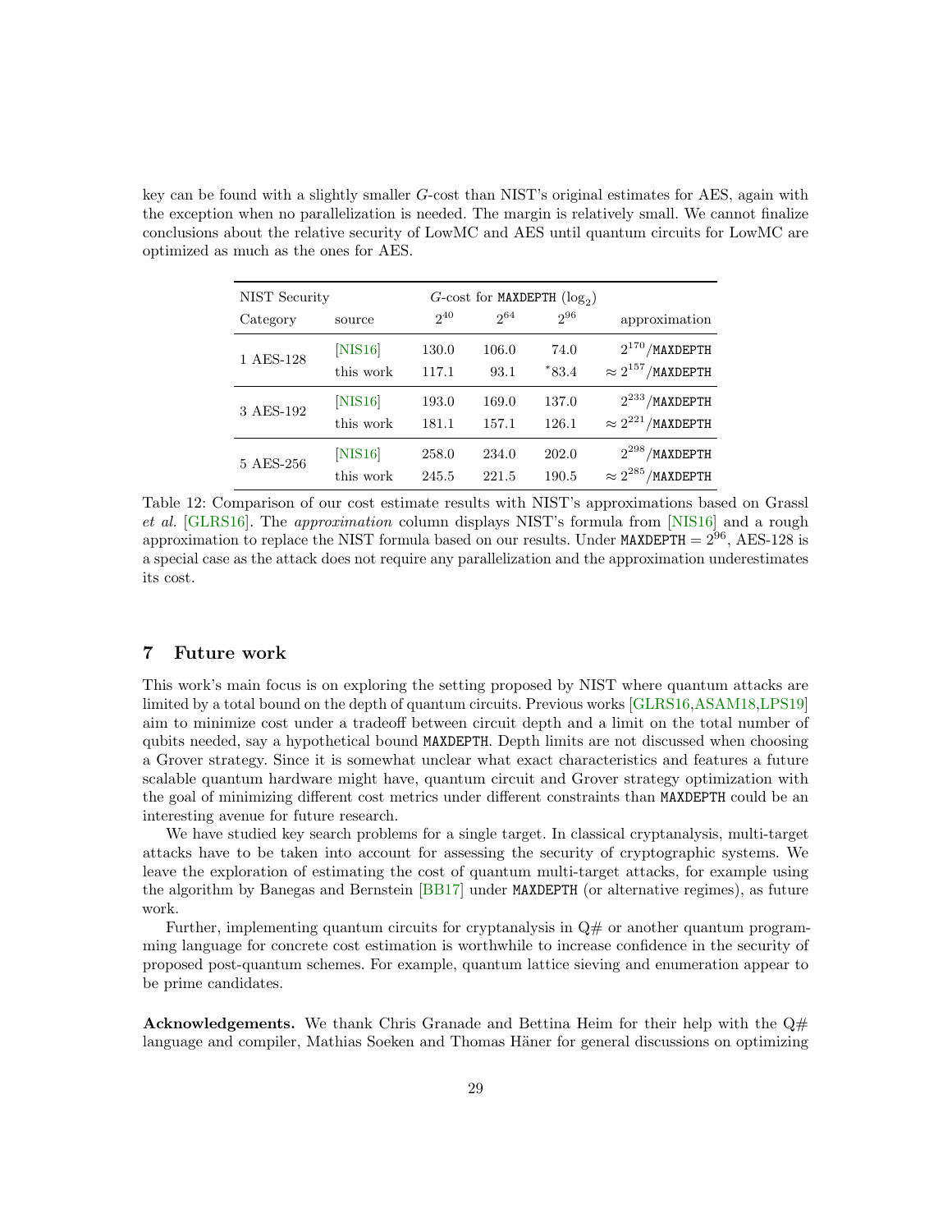key can be found with a slightly smaller $G$-cost than NIST's original estimates for AES, again with the exception when no parallelization is needed. The margin is relatively small. We cannot finalize conclusions about the relative security of LowMC and AES until quantum circuits for LowMC are optimized as much as the ones for AES.

| NIST Security Category | source | $G$-cost for MAXDEPTH ($\log_2$) $2^{40}$ | $2^{64}$ | $2^{96}$ | approximation |
|---|---|---|---|---|---|
| 1 AES-128 | [NIS16] | 130.0 | 106.0 | 74.0 | $2^{170}$/MAXDEPTH |
| | this work | 117.1 | 93.1 | $^{*}$83.4 | $\approx 2^{157}$/MAXDEPTH |
| 3 AES-192 | [NIS16] | 193.0 | 169.0 | 137.0 | $2^{233}$/MAXDEPTH |
| | this work | 181.1 | 157.1 | 126.1 | $\approx 2^{221}$/MAXDEPTH |
| 5 AES-256 | [NIS16] | 258.0 | 234.0 | 202.0 | $2^{298}$/MAXDEPTH |
| | this work | 245.5 | 221.5 | 190.5 | $\approx 2^{285}$/MAXDEPTH |

Table 12: Comparison of our cost estimate results with NIST's approximations based on Grassl *et al.* [GLRS16]. The *approximation* column displays NIST's formula from [NIS16] and a rough approximation to replace the NIST formula based on our results. Under MAXDEPTH $= 2^{96}$, AES-128 is a special case as the attack does not require any parallelization and the approximation underestimates its cost.

## 7 Future work

This work's main focus is on exploring the setting proposed by NIST where quantum attacks are limited by a total bound on the depth of quantum circuits. Previous works [GLRS16,ASAM18,LPS19] aim to minimize cost under a tradeoff between circuit depth and a limit on the total number of qubits needed, say a hypothetical bound MAXDEPTH. Depth limits are not discussed when choosing a Grover strategy. Since it is somewhat unclear what exact characteristics and features a future scalable quantum hardware might have, quantum circuit and Grover strategy optimization with the goal of minimizing different cost metrics under different constraints than MAXDEPTH could be an interesting avenue for future research.

We have studied key search problems for a single target. In classical cryptanalysis, multi-target attacks have to be taken into account for assessing the security of cryptographic systems. We leave the exploration of estimating the cost of quantum multi-target attacks, for example using the algorithm by Banegas and Bernstein [BB17] under MAXDEPTH (or alternative regimes), as future work.

Further, implementing quantum circuits for cryptanalysis in Q# or another quantum programming language for concrete cost estimation is worthwhile to increase confidence in the security of proposed post-quantum schemes. For example, quantum lattice sieving and enumeration appear to be prime candidates.

**Acknowledgements.** We thank Chris Granade and Bettina Heim for their help with the Q# language and compiler, Mathias Soeken and Thomas Häner for general discussions on optimizing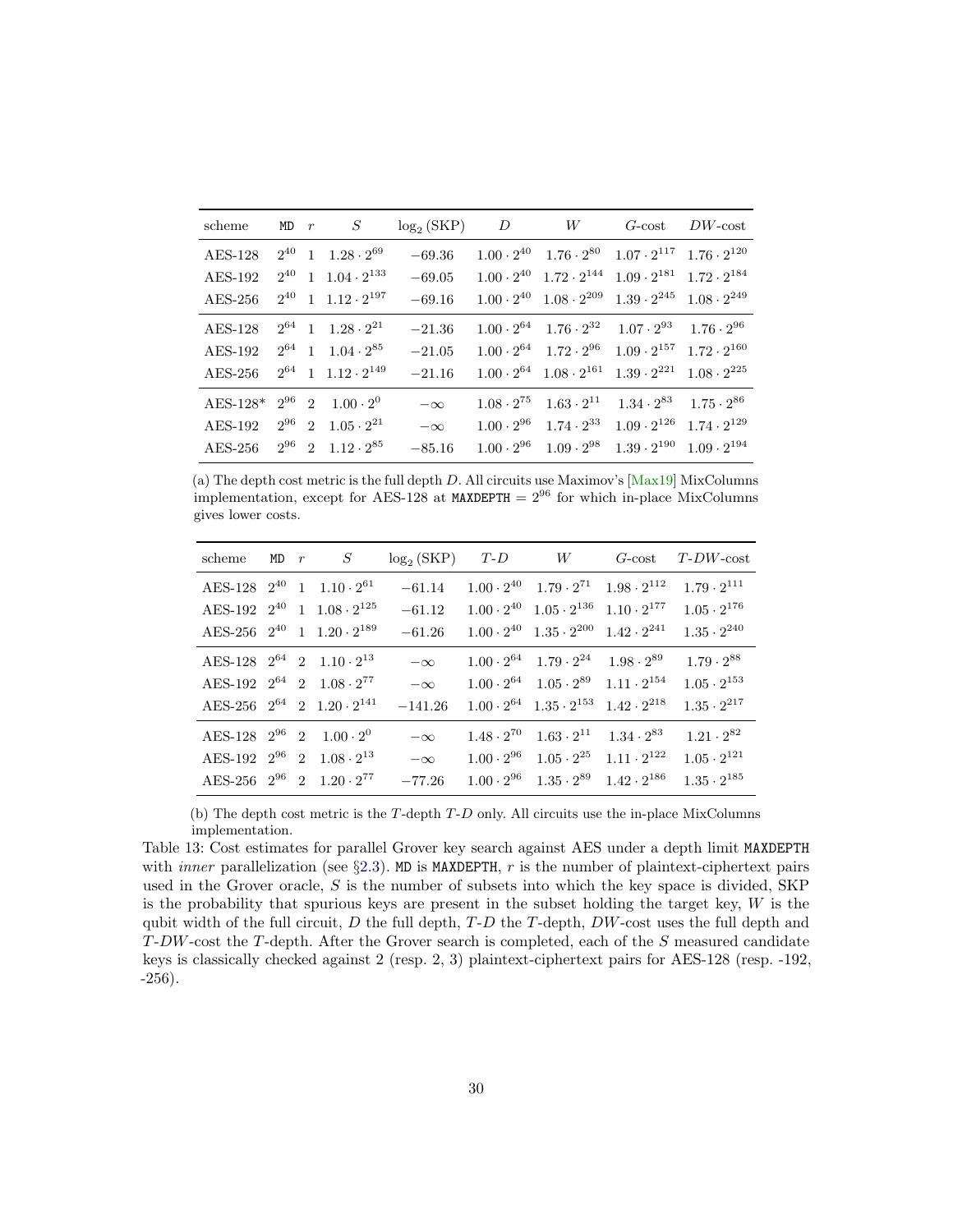| scheme | MD | $r$ | $S$ | $\log_2(\text{SKP})$ | $D$ | $W$ | $G$-cost | $DW$-cost |
|---|---|---|---|---|---|---|---|---|
| AES-128 | $2^{40}$ | 1 | $1.28 \cdot 2^{69}$ | $-69.36$ | $1.00 \cdot 2^{40}$ | $1.76 \cdot 2^{80}$ | $1.07 \cdot 2^{117}$ | $1.76 \cdot 2^{120}$ |
| AES-192 | $2^{40}$ | 1 | $1.04 \cdot 2^{133}$ | $-69.05$ | $1.00 \cdot 2^{40}$ | $1.72 \cdot 2^{144}$ | $1.09 \cdot 2^{181}$ | $1.72 \cdot 2^{184}$ |
| AES-256 | $2^{40}$ | 1 | $1.12 \cdot 2^{197}$ | $-69.16$ | $1.00 \cdot 2^{40}$ | $1.08 \cdot 2^{209}$ | $1.39 \cdot 2^{245}$ | $1.08 \cdot 2^{249}$ |
| AES-128 | $2^{64}$ | 1 | $1.28 \cdot 2^{21}$ | $-21.36$ | $1.00 \cdot 2^{64}$ | $1.76 \cdot 2^{32}$ | $1.07 \cdot 2^{93}$ | $1.76 \cdot 2^{96}$ |
| AES-192 | $2^{64}$ | 1 | $1.04 \cdot 2^{85}$ | $-21.05$ | $1.00 \cdot 2^{64}$ | $1.72 \cdot 2^{96}$ | $1.09 \cdot 2^{157}$ | $1.72 \cdot 2^{160}$ |
| AES-256 | $2^{64}$ | 1 | $1.12 \cdot 2^{149}$ | $-21.16$ | $1.00 \cdot 2^{64}$ | $1.08 \cdot 2^{161}$ | $1.39 \cdot 2^{221}$ | $1.08 \cdot 2^{225}$ |
| AES-128* | $2^{96}$ | 2 | $1.00 \cdot 2^{0}$ | $-\infty$ | $1.08 \cdot 2^{75}$ | $1.63 \cdot 2^{11}$ | $1.34 \cdot 2^{83}$ | $1.75 \cdot 2^{86}$ |
| AES-192 | $2^{96}$ | 2 | $1.05 \cdot 2^{21}$ | $-\infty$ | $1.00 \cdot 2^{96}$ | $1.74 \cdot 2^{33}$ | $1.09 \cdot 2^{126}$ | $1.74 \cdot 2^{129}$ |
| AES-256 | $2^{96}$ | 2 | $1.12 \cdot 2^{85}$ | $-85.16$ | $1.00 \cdot 2^{96}$ | $1.09 \cdot 2^{98}$ | $1.39 \cdot 2^{190}$ | $1.09 \cdot 2^{194}$ |

(a) The depth cost metric is the full depth $D$. All circuits use Maximov's [Max19] MixColumns implementation, except for AES-128 at MAXDEPTH $= 2^{96}$ for which in-place MixColumns gives lower costs.

| scheme | MD | $r$ | $S$ | $\log_2(\text{SKP})$ | $T$-$D$ | $W$ | $G$-cost | $T$-$DW$-cost |
|---|---|---|---|---|---|---|---|---|
| AES-128 | $2^{40}$ | 1 | $1.10 \cdot 2^{61}$ | $-61.14$ | $1.00 \cdot 2^{40}$ | $1.79 \cdot 2^{71}$ | $1.98 \cdot 2^{112}$ | $1.79 \cdot 2^{111}$ |
| AES-192 | $2^{40}$ | 1 | $1.08 \cdot 2^{125}$ | $-61.12$ | $1.00 \cdot 2^{40}$ | $1.05 \cdot 2^{136}$ | $1.10 \cdot 2^{177}$ | $1.05 \cdot 2^{176}$ |
| AES-256 | $2^{40}$ | 1 | $1.20 \cdot 2^{189}$ | $-61.26$ | $1.00 \cdot 2^{40}$ | $1.35 \cdot 2^{200}$ | $1.42 \cdot 2^{241}$ | $1.35 \cdot 2^{240}$ |
| AES-128 | $2^{64}$ | 2 | $1.10 \cdot 2^{13}$ | $-\infty$ | $1.00 \cdot 2^{64}$ | $1.79 \cdot 2^{24}$ | $1.98 \cdot 2^{89}$ | $1.79 \cdot 2^{88}$ |
| AES-192 | $2^{64}$ | 2 | $1.08 \cdot 2^{77}$ | $-\infty$ | $1.00 \cdot 2^{64}$ | $1.05 \cdot 2^{89}$ | $1.11 \cdot 2^{154}$ | $1.05 \cdot 2^{153}$ |
| AES-256 | $2^{64}$ | 2 | $1.20 \cdot 2^{141}$ | $-141.26$ | $1.00 \cdot 2^{64}$ | $1.35 \cdot 2^{153}$ | $1.42 \cdot 2^{218}$ | $1.35 \cdot 2^{217}$ |
| AES-128 | $2^{96}$ | 2 | $1.00 \cdot 2^{0}$ | $-\infty$ | $1.48 \cdot 2^{70}$ | $1.63 \cdot 2^{11}$ | $1.34 \cdot 2^{83}$ | $1.21 \cdot 2^{82}$ |
| AES-192 | $2^{96}$ | 2 | $1.08 \cdot 2^{13}$ | $-\infty$ | $1.00 \cdot 2^{96}$ | $1.05 \cdot 2^{25}$ | $1.11 \cdot 2^{122}$ | $1.05 \cdot 2^{121}$ |
| AES-256 | $2^{96}$ | 2 | $1.20 \cdot 2^{77}$ | $-77.26$ | $1.00 \cdot 2^{96}$ | $1.35 \cdot 2^{89}$ | $1.42 \cdot 2^{186}$ | $1.35 \cdot 2^{185}$ |

(b) The depth cost metric is the $T$-depth $T$-$D$ only. All circuits use the in-place MixColumns implementation.

Table 13: Cost estimates for parallel Grover key search against AES under a depth limit MAXDEPTH with *inner* parallelization (see §2.3). MD is MAXDEPTH, $r$ is the number of plaintext-ciphertext pairs used in the Grover oracle, $S$ is the number of subsets into which the key space is divided, SKP is the probability that spurious keys are present in the subset holding the target key, $W$ is the qubit width of the full circuit, $D$ the full depth, $T$-$D$ the $T$-depth, $DW$-cost uses the full depth and $T$-$DW$-cost the $T$-depth. After the Grover search is completed, each of the $S$ measured candidate keys is classically checked against 2 (resp. 2, 3) plaintext-ciphertext pairs for AES-128 (resp. -192, -256).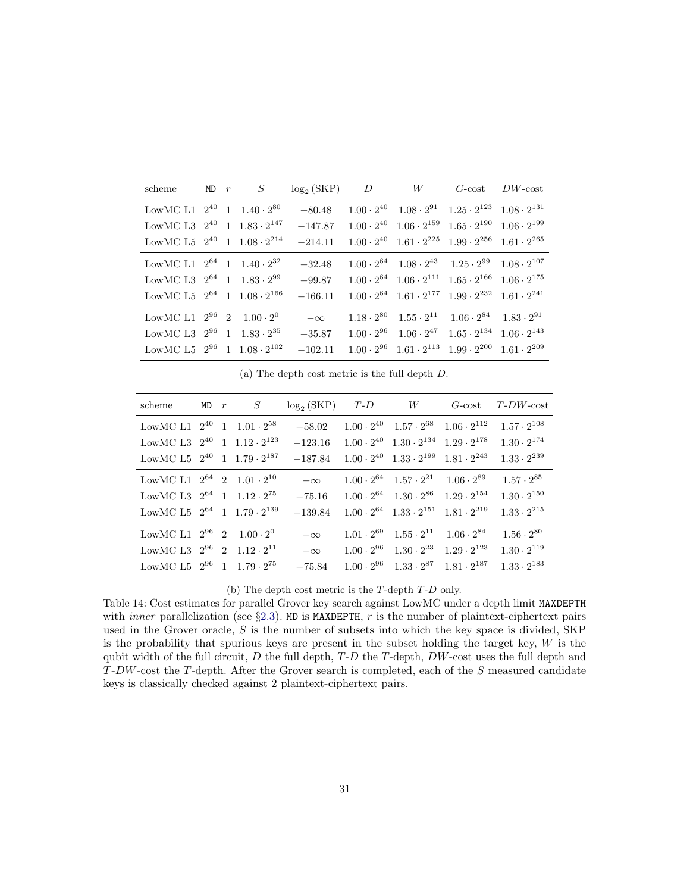| scheme | MD | $r$ | $S$ | $\log_2(\text{SKP})$ | $D$ | $W$ | $G$-cost | $DW$-cost |
|---|---|---|---|---|---|---|---|---|
| LowMC L1 | $2^{40}$ | 1 | $1.40 \cdot 2^{80}$ | $-80.48$ | $1.00 \cdot 2^{40}$ | $1.08 \cdot 2^{91}$ | $1.25 \cdot 2^{123}$ | $1.08 \cdot 2^{131}$ |
| LowMC L3 | $2^{40}$ | 1 | $1.83 \cdot 2^{147}$ | $-147.87$ | $1.00 \cdot 2^{40}$ | $1.06 \cdot 2^{159}$ | $1.65 \cdot 2^{190}$ | $1.06 \cdot 2^{199}$ |
| LowMC L5 | $2^{40}$ | 1 | $1.08 \cdot 2^{214}$ | $-214.11$ | $1.00 \cdot 2^{40}$ | $1.61 \cdot 2^{225}$ | $1.99 \cdot 2^{256}$ | $1.61 \cdot 2^{265}$ |
| LowMC L1 | $2^{64}$ | 1 | $1.40 \cdot 2^{32}$ | $-32.48$ | $1.00 \cdot 2^{64}$ | $1.08 \cdot 2^{43}$ | $1.25 \cdot 2^{99}$ | $1.08 \cdot 2^{107}$ |
| LowMC L3 | $2^{64}$ | 1 | $1.83 \cdot 2^{99}$ | $-99.87$ | $1.00 \cdot 2^{64}$ | $1.06 \cdot 2^{111}$ | $1.65 \cdot 2^{166}$ | $1.06 \cdot 2^{175}$ |
| LowMC L5 | $2^{64}$ | 1 | $1.08 \cdot 2^{166}$ | $-166.11$ | $1.00 \cdot 2^{64}$ | $1.61 \cdot 2^{177}$ | $1.99 \cdot 2^{232}$ | $1.61 \cdot 2^{241}$ |
| LowMC L1 | $2^{96}$ | 2 | $1.00 \cdot 2^{0}$ | $-\infty$ | $1.18 \cdot 2^{80}$ | $1.55 \cdot 2^{11}$ | $1.06 \cdot 2^{84}$ | $1.83 \cdot 2^{91}$ |
| LowMC L3 | $2^{96}$ | 1 | $1.83 \cdot 2^{35}$ | $-35.87$ | $1.00 \cdot 2^{96}$ | $1.06 \cdot 2^{47}$ | $1.65 \cdot 2^{134}$ | $1.06 \cdot 2^{143}$ |
| LowMC L5 | $2^{96}$ | 1 | $1.08 \cdot 2^{102}$ | $-102.11$ | $1.00 \cdot 2^{96}$ | $1.61 \cdot 2^{113}$ | $1.99 \cdot 2^{200}$ | $1.61 \cdot 2^{209}$ |

(a) The depth cost metric is the full depth $D$.

| scheme | MD | $r$ | $S$ | $\log_2(\text{SKP})$ | $T$-$D$ | $W$ | $G$-cost | $T$-$DW$-cost |
|---|---|---|---|---|---|---|---|---|
| LowMC L1 | $2^{40}$ | 1 | $1.01 \cdot 2^{58}$ | $-58.02$ | $1.00 \cdot 2^{40}$ | $1.57 \cdot 2^{68}$ | $1.06 \cdot 2^{112}$ | $1.57 \cdot 2^{108}$ |
| LowMC L3 | $2^{40}$ | 1 | $1.12 \cdot 2^{123}$ | $-123.16$ | $1.00 \cdot 2^{40}$ | $1.30 \cdot 2^{134}$ | $1.29 \cdot 2^{178}$ | $1.30 \cdot 2^{174}$ |
| LowMC L5 | $2^{40}$ | 1 | $1.79 \cdot 2^{187}$ | $-187.84$ | $1.00 \cdot 2^{40}$ | $1.33 \cdot 2^{199}$ | $1.81 \cdot 2^{243}$ | $1.33 \cdot 2^{239}$ |
| LowMC L1 | $2^{64}$ | 2 | $1.01 \cdot 2^{10}$ | $-\infty$ | $1.00 \cdot 2^{64}$ | $1.57 \cdot 2^{21}$ | $1.06 \cdot 2^{89}$ | $1.57 \cdot 2^{85}$ |
| LowMC L3 | $2^{64}$ | 1 | $1.12 \cdot 2^{75}$ | $-75.16$ | $1.00 \cdot 2^{64}$ | $1.30 \cdot 2^{86}$ | $1.29 \cdot 2^{154}$ | $1.30 \cdot 2^{150}$ |
| LowMC L5 | $2^{64}$ | 1 | $1.79 \cdot 2^{139}$ | $-139.84$ | $1.00 \cdot 2^{64}$ | $1.33 \cdot 2^{151}$ | $1.81 \cdot 2^{219}$ | $1.33 \cdot 2^{215}$ |
| LowMC L1 | $2^{96}$ | 2 | $1.00 \cdot 2^{0}$ | $-\infty$ | $1.01 \cdot 2^{69}$ | $1.55 \cdot 2^{11}$ | $1.06 \cdot 2^{84}$ | $1.56 \cdot 2^{80}$ |
| LowMC L3 | $2^{96}$ | 2 | $1.12 \cdot 2^{11}$ | $-\infty$ | $1.00 \cdot 2^{96}$ | $1.30 \cdot 2^{23}$ | $1.29 \cdot 2^{123}$ | $1.30 \cdot 2^{119}$ |
| LowMC L5 | $2^{96}$ | 1 | $1.79 \cdot 2^{75}$ | $-75.84$ | $1.00 \cdot 2^{96}$ | $1.33 \cdot 2^{87}$ | $1.81 \cdot 2^{187}$ | $1.33 \cdot 2^{183}$ |

(b) The depth cost metric is the $T$-depth $T$-$D$ only.

Table 14: Cost estimates for parallel Grover key search against LowMC under a depth limit `MAXDEPTH` with *inner* parallelization (see §2.3). `MD` is `MAXDEPTH`, $r$ is the number of plaintext-ciphertext pairs used in the Grover oracle, $S$ is the number of subsets into which the key space is divided, SKP is the probability that spurious keys are present in the subset holding the target key, $W$ is the qubit width of the full circuit, $D$ the full depth, $T$-$D$ the $T$-depth, $DW$-cost uses the full depth and $T$-$DW$-cost the $T$-depth. After the Grover search is completed, each of the $S$ measured candidate keys is classically checked against 2 plaintext-ciphertext pairs.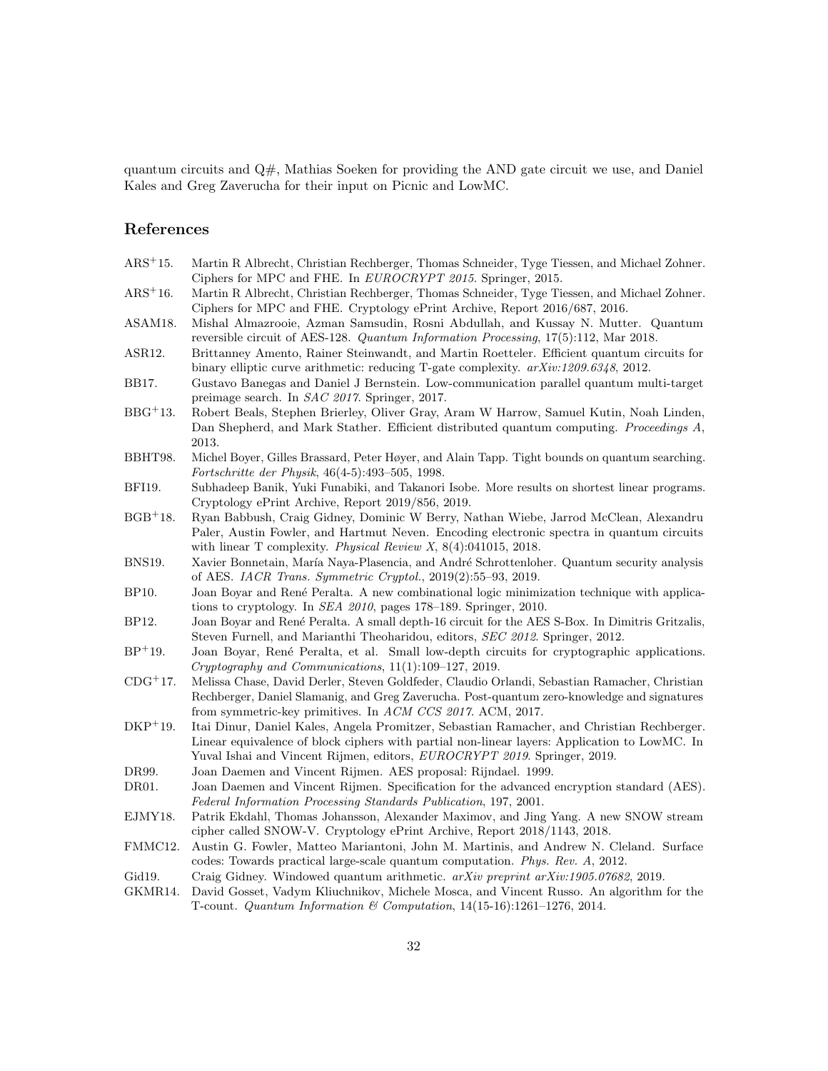quantum circuits and Q#, Mathias Soeken for providing the AND gate circuit we use, and Daniel Kales and Greg Zaverucha for their input on Picnic and LowMC.

## References

- ARS+15. Martin R Albrecht, Christian Rechberger, Thomas Schneider, Tyge Tiessen, and Michael Zohner. Ciphers for MPC and FHE. In *EUROCRYPT 2015*. Springer, 2015.
- ARS+16. Martin R Albrecht, Christian Rechberger, Thomas Schneider, Tyge Tiessen, and Michael Zohner. Ciphers for MPC and FHE. Cryptology ePrint Archive, Report 2016/687, 2016.
- ASAM18. Mishal Almazrooie, Azman Samsudin, Rosni Abdullah, and Kussay N. Mutter. Quantum reversible circuit of AES-128. *Quantum Information Processing*, 17(5):112, Mar 2018.
- ASR12. Brittanney Amento, Rainer Steinwandt, and Martin Roetteler. Efficient quantum circuits for binary elliptic curve arithmetic: reducing T-gate complexity. *arXiv:1209.6348*, 2012.
- BB17. Gustavo Banegas and Daniel J Bernstein. Low-communication parallel quantum multi-target preimage search. In *SAC 2017*. Springer, 2017.
- BBG+13. Robert Beals, Stephen Brierley, Oliver Gray, Aram W Harrow, Samuel Kutin, Noah Linden, Dan Shepherd, and Mark Stather. Efficient distributed quantum computing. *Proceedings A*, 2013.
- BBHT98. Michel Boyer, Gilles Brassard, Peter Høyer, and Alain Tapp. Tight bounds on quantum searching. *Fortschritte der Physik*, 46(4-5):493–505, 1998.
- BFI19. Subhadeep Banik, Yuki Funabiki, and Takanori Isobe. More results on shortest linear programs. Cryptology ePrint Archive, Report 2019/856, 2019.
- BGB+18. Ryan Babbush, Craig Gidney, Dominic W Berry, Nathan Wiebe, Jarrod McClean, Alexandru Paler, Austin Fowler, and Hartmut Neven. Encoding electronic spectra in quantum circuits with linear T complexity. *Physical Review X*, 8(4):041015, 2018.
- BNS19. Xavier Bonnetain, María Naya-Plasencia, and André Schrottenloher. Quantum security analysis of AES. *IACR Trans. Symmetric Cryptol.*, 2019(2):55–93, 2019.
- BP10. Joan Boyar and René Peralta. A new combinational logic minimization technique with applications to cryptology. In *SEA 2010*, pages 178–189. Springer, 2010.
- BP12. Joan Boyar and René Peralta. A small depth-16 circuit for the AES S-Box. In Dimitris Gritzalis, Steven Furnell, and Marianthi Theoharidou, editors, *SEC 2012*. Springer, 2012.
- BP+19. Joan Boyar, René Peralta, et al. Small low-depth circuits for cryptographic applications. *Cryptography and Communications*, 11(1):109–127, 2019.
- CDG+17. Melissa Chase, David Derler, Steven Goldfeder, Claudio Orlandi, Sebastian Ramacher, Christian Rechberger, Daniel Slamanig, and Greg Zaverucha. Post-quantum zero-knowledge and signatures from symmetric-key primitives. In *ACM CCS 2017*. ACM, 2017.
- DKP+19. Itai Dinur, Daniel Kales, Angela Promitzer, Sebastian Ramacher, and Christian Rechberger. Linear equivalence of block ciphers with partial non-linear layers: Application to LowMC. In Yuval Ishai and Vincent Rijmen, editors, *EUROCRYPT 2019*. Springer, 2019.
- DR99. Joan Daemen and Vincent Rijmen. AES proposal: Rijndael. 1999.
- DR01. Joan Daemen and Vincent Rijmen. Specification for the advanced encryption standard (AES). *Federal Information Processing Standards Publication*, 197, 2001.
- EJMY18. Patrik Ekdahl, Thomas Johansson, Alexander Maximov, and Jing Yang. A new SNOW stream cipher called SNOW-V. Cryptology ePrint Archive, Report 2018/1143, 2018.
- FMMC12. Austin G. Fowler, Matteo Mariantoni, John M. Martinis, and Andrew N. Cleland. Surface codes: Towards practical large-scale quantum computation. *Phys. Rev. A*, 2012.
- Gid19. Craig Gidney. Windowed quantum arithmetic. *arXiv preprint arXiv:1905.07682*, 2019.
- GKMR14. David Gosset, Vadym Kliuchnikov, Michele Mosca, and Vincent Russo. An algorithm for the T-count. *Quantum Information & Computation*, 14(15-16):1261–1276, 2014.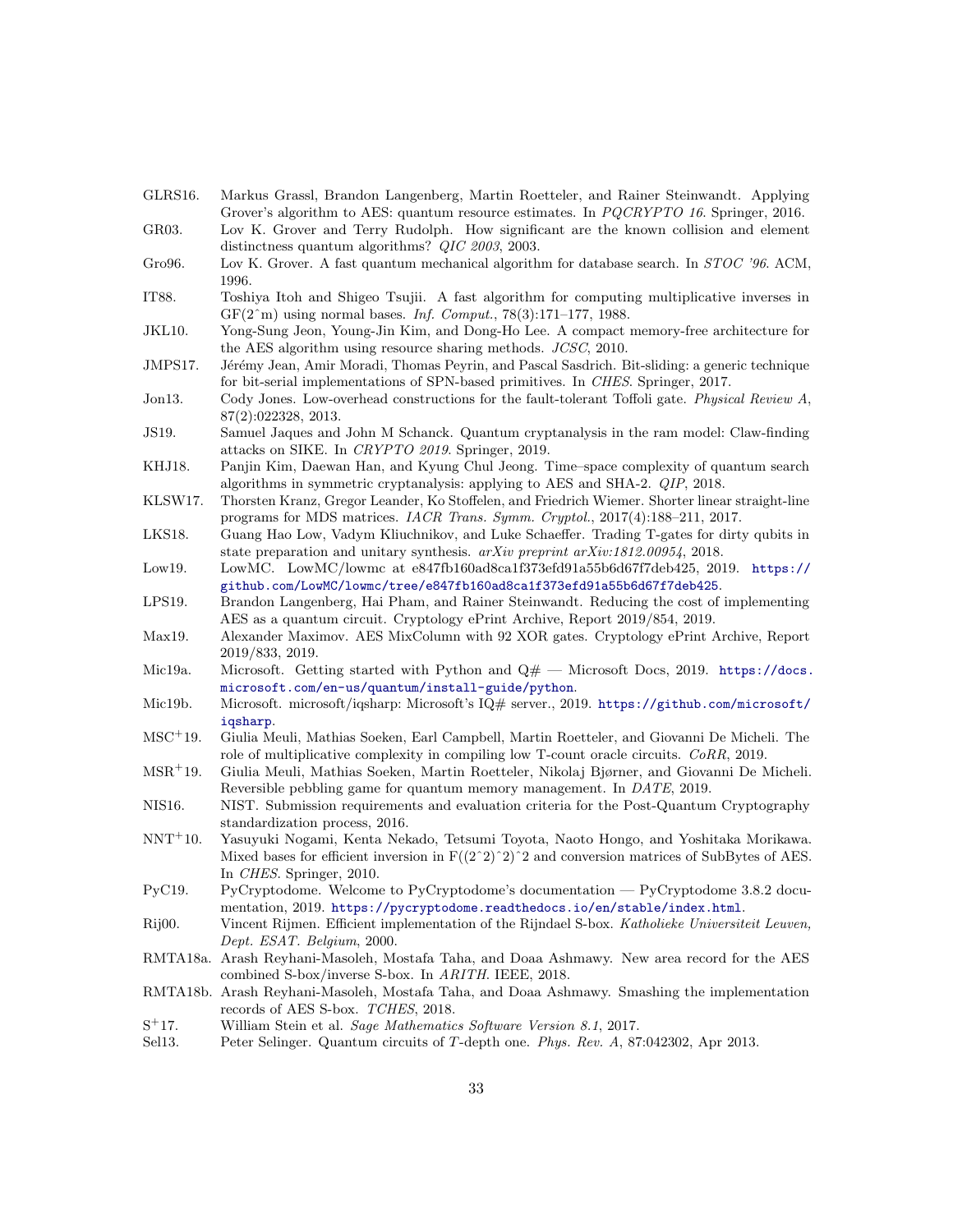GLRS16. Markus Grassl, Brandon Langenberg, Martin Roetteler, and Rainer Steinwandt. Applying Grover's algorithm to AES: quantum resource estimates. In *PQCRYPTO 16*. Springer, 2016.

GR03. Lov K. Grover and Terry Rudolph. How significant are the known collision and element distinctness quantum algorithms? *QIC 2003*, 2003.

Gro96. Lov K. Grover. A fast quantum mechanical algorithm for database search. In *STOC '96*. ACM, 1996.

IT88. Toshiya Itoh and Shigeo Tsujii. A fast algorithm for computing multiplicative inverses in GF(2ˆm) using normal bases. *Inf. Comput.*, 78(3):171–177, 1988.

JKL10. Yong-Sung Jeon, Young-Jin Kim, and Dong-Ho Lee. A compact memory-free architecture for the AES algorithm using resource sharing methods. *JCSC*, 2010.

JMPS17. Jérémy Jean, Amir Moradi, Thomas Peyrin, and Pascal Sasdrich. Bit-sliding: a generic technique for bit-serial implementations of SPN-based primitives. In *CHES*. Springer, 2017.

Jon13. Cody Jones. Low-overhead constructions for the fault-tolerant Toffoli gate. *Physical Review A*, 87(2):022328, 2013.

JS19. Samuel Jaques and John M Schanck. Quantum cryptanalysis in the ram model: Claw-finding attacks on SIKE. In *CRYPTO 2019*. Springer, 2019.

KHJ18. Panjin Kim, Daewan Han, and Kyung Chul Jeong. Time–space complexity of quantum search algorithms in symmetric cryptanalysis: applying to AES and SHA-2. *QIP*, 2018.

KLSW17. Thorsten Kranz, Gregor Leander, Ko Stoffelen, and Friedrich Wiemer. Shorter linear straight-line programs for MDS matrices. *IACR Trans. Symm. Cryptol.*, 2017(4):188–211, 2017.

LKS18. Guang Hao Low, Vadym Kliuchnikov, and Luke Schaeffer. Trading T-gates for dirty qubits in state preparation and unitary synthesis. *arXiv preprint arXiv:1812.00954*, 2018.

Low19. LowMC. LowMC/lowmc at e847fb160ad8ca1f373efd91a55b6d67f7deb425, 2019. https://github.com/LowMC/lowmc/tree/e847fb160ad8ca1f373efd91a55b6d67f7deb425.

LPS19. Brandon Langenberg, Hai Pham, and Rainer Steinwandt. Reducing the cost of implementing AES as a quantum circuit. Cryptology ePrint Archive, Report 2019/854, 2019.

Max19. Alexander Maximov. AES MixColumn with 92 XOR gates. Cryptology ePrint Archive, Report 2019/833, 2019.

Mic19a. Microsoft. Getting started with Python and Q# — Microsoft Docs, 2019. https://docs.microsoft.com/en-us/quantum/install-guide/python.

Mic19b. Microsoft. microsoft/iqsharp: Microsoft's IQ# server., 2019. https://github.com/microsoft/iqsharp.

MSC+19. Giulia Meuli, Mathias Soeken, Earl Campbell, Martin Roetteler, and Giovanni De Micheli. The role of multiplicative complexity in compiling low T-count oracle circuits. *CoRR*, 2019.

MSR+19. Giulia Meuli, Mathias Soeken, Martin Roetteler, Nikolaj Bjørner, and Giovanni De Micheli. Reversible pebbling game for quantum memory management. In *DATE*, 2019.

NIS16. NIST. Submission requirements and evaluation criteria for the Post-Quantum Cryptography standardization process, 2016.

NNT+10. Yasuyuki Nogami, Kenta Nekado, Tetsumi Toyota, Naoto Hongo, and Yoshitaka Morikawa. Mixed bases for efficient inversion in F((2ˆ2)ˆ2)ˆ2 and conversion matrices of SubBytes of AES. In *CHES*. Springer, 2010.

PyC19. PyCryptodome. Welcome to PyCryptodome's documentation — PyCryptodome 3.8.2 documentation, 2019. https://pycryptodome.readthedocs.io/en/stable/index.html.

Rij00. Vincent Rijmen. Efficient implementation of the Rijndael S-box. *Katholieke Universiteit Leuven, Dept. ESAT. Belgium*, 2000.

RMTA18a. Arash Reyhani-Masoleh, Mostafa Taha, and Doaa Ashmawy. New area record for the AES combined S-box/inverse S-box. In *ARITH*. IEEE, 2018.

RMTA18b. Arash Reyhani-Masoleh, Mostafa Taha, and Doaa Ashmawy. Smashing the implementation records of AES S-box. *TCHES*, 2018.

S+17. William Stein et al. *Sage Mathematics Software Version 8.1*, 2017.

Sel13. Peter Selinger. Quantum circuits of $T$-depth one. *Phys. Rev. A*, 87:042302, Apr 2013.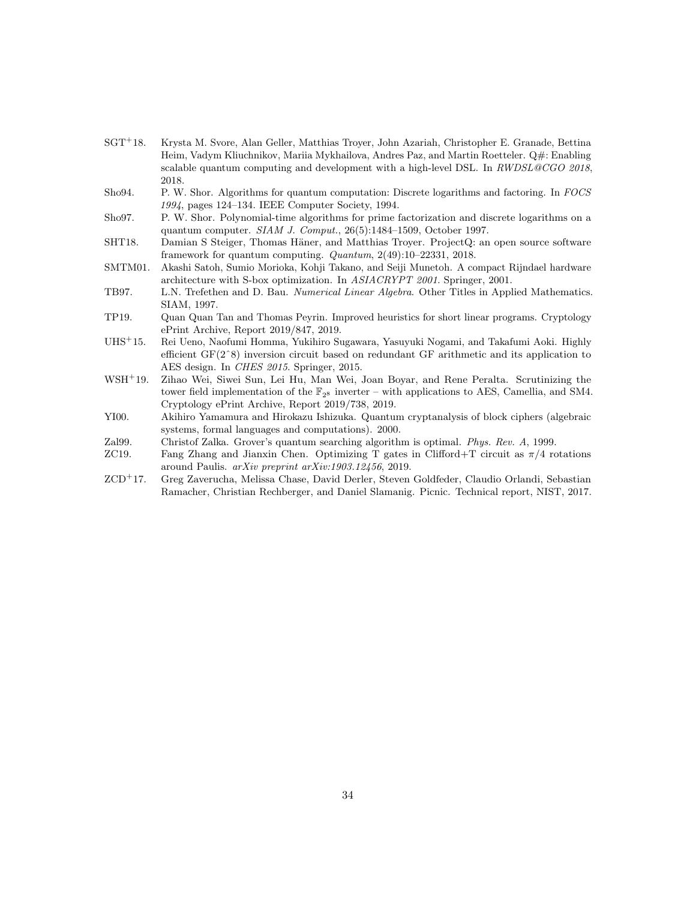SGT[+]18. Krysta M. Svore, Alan Geller, Matthias Troyer, John Azariah, Christopher E. Granade, Bettina Heim, Vadym Kliuchnikov, Mariia Mykhailova, Andres Paz, and Martin Roetteler. Q#: Enabling scalable quantum computing and development with a high-level DSL. In *RWDSL@CGO 2018*, 2018.

Sho94. P. W. Shor. Algorithms for quantum computation: Discrete logarithms and factoring. In *FOCS 1994*, pages 124–134. IEEE Computer Society, 1994.

Sho97. P. W. Shor. Polynomial-time algorithms for prime factorization and discrete logarithms on a quantum computer. *SIAM J. Comput.*, 26(5):1484–1509, October 1997.

SHT18. Damian S Steiger, Thomas Häner, and Matthias Troyer. ProjectQ: an open source software framework for quantum computing. *Quantum*, 2(49):10–22331, 2018.

SMTM01. Akashi Satoh, Sumio Morioka, Kohji Takano, and Seiji Munetoh. A compact Rijndael hardware architecture with S-box optimization. In *ASIACRYPT 2001*. Springer, 2001.

TB97. L.N. Trefethen and D. Bau. *Numerical Linear Algebra*. Other Titles in Applied Mathematics. SIAM, 1997.

TP19. Quan Quan Tan and Thomas Peyrin. Improved heuristics for short linear programs. Cryptology ePrint Archive, Report 2019/847, 2019.

UHS[+]15. Rei Ueno, Naofumi Homma, Yukihiro Sugawara, Yasuyuki Nogami, and Takafumi Aoki. Highly efficient GF(2ˆ8) inversion circuit based on redundant GF arithmetic and its application to AES design. In *CHES 2015*. Springer, 2015.

WSH[+]19. Zihao Wei, Siwei Sun, Lei Hu, Man Wei, Joan Boyar, and Rene Peralta. Scrutinizing the tower field implementation of the $\mathbb{F}_{2^8}$ inverter – with applications to AES, Camellia, and SM4. Cryptology ePrint Archive, Report 2019/738, 2019.

YI00. Akihiro Yamamura and Hirokazu Ishizuka. Quantum cryptanalysis of block ciphers (algebraic systems, formal languages and computations). 2000.

Zal99. Christof Zalka. Grover's quantum searching algorithm is optimal. *Phys. Rev. A*, 1999.

ZC19. Fang Zhang and Jianxin Chen. Optimizing T gates in Clifford+T circuit as $\pi/4$ rotations around Paulis. *arXiv preprint arXiv:1903.12456*, 2019.

ZCD[+]17. Greg Zaverucha, Melissa Chase, David Derler, Steven Goldfeder, Claudio Orlandi, Sebastian Ramacher, Christian Rechberger, and Daniel Slamanig. Picnic. Technical report, NIST, 2017.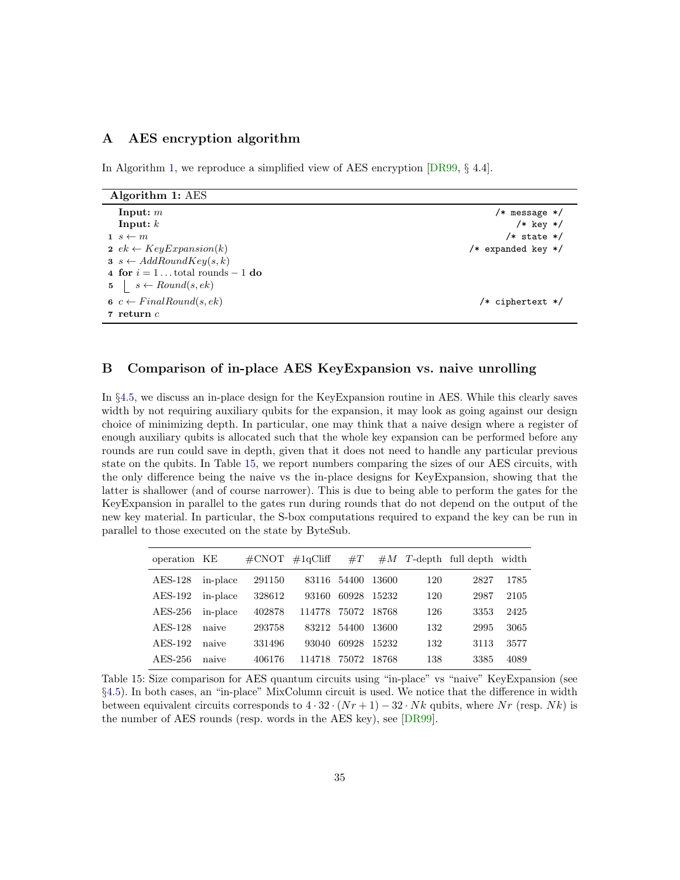## A AES encryption algorithm

In Algorithm 1, we reproduce a simplified view of AES encryption [DR99, § 4.4].

**Algorithm 1:** AES

```
   Input: m                                    /* message */
   Input: k                                        /* key */
 1 s ← m                                         /* state */
 2 ek ← KeyExpansion(k)                   /* expanded key */
 3 s ← AddRoundKey(s, k)
 4 for i = 1 ... total rounds − 1 do
 5 │ s ← Round(s, ek)
 6 c ← FinalRound(s, ek)                     /* ciphertext */
 7 return c
```

## B Comparison of in-place AES KeyExpansion vs. naive unrolling

In §4.5, we discuss an in-place design for the KeyExpansion routine in AES. While this clearly saves width by not requiring auxiliary qubits for the expansion, it may look as going against our design choice of minimizing depth. In particular, one may think that a naive design where a register of enough auxiliary qubits is allocated such that the whole key expansion can be performed before any rounds are run could save in depth, given that it does not need to handle any particular previous state on the qubits. In Table 15, we report numbers comparing the sizes of our AES circuits, with the only difference being the naive vs the in-place designs for KeyExpansion, showing that the latter is shallower (and of course narrower). This is due to being able to perform the gates for the KeyExpansion in parallel to the gates run during rounds that do not depend on the output of the new key material. In particular, the S-box computations required to expand the key can be run in parallel to those executed on the state by ByteSub.

| operation | KE | #CNOT | #1qCliff | $\#T$ | $\#M$ | $T$-depth | full depth | width |
|---|---|---|---|---|---|---|---|---|
| AES-128 | in-place | 291150 | 83116 | 54400 | 13600 | 120 | 2827 | 1785 |
| AES-192 | in-place | 328612 | 93160 | 60928 | 15232 | 120 | 2987 | 2105 |
| AES-256 | in-place | 402878 | 114778 | 75072 | 18768 | 126 | 3353 | 2425 |
| AES-128 | naive | 293758 | 83212 | 54400 | 13600 | 132 | 2995 | 3065 |
| AES-192 | naive | 331496 | 93040 | 60928 | 15232 | 132 | 3113 | 3577 |
| AES-256 | naive | 406176 | 114718 | 75072 | 18768 | 138 | 3385 | 4089 |

Table 15: Size comparison for AES quantum circuits using "in-place" vs "naive" KeyExpansion (see §4.5). In both cases, an "in-place" MixColumn circuit is used. We notice that the difference in width between equivalent circuits corresponds to $4 \cdot 32 \cdot (Nr + 1) - 32 \cdot Nk$ qubits, where $Nr$ (resp. $Nk$) is the number of AES rounds (resp. words in the AES key), see [DR99].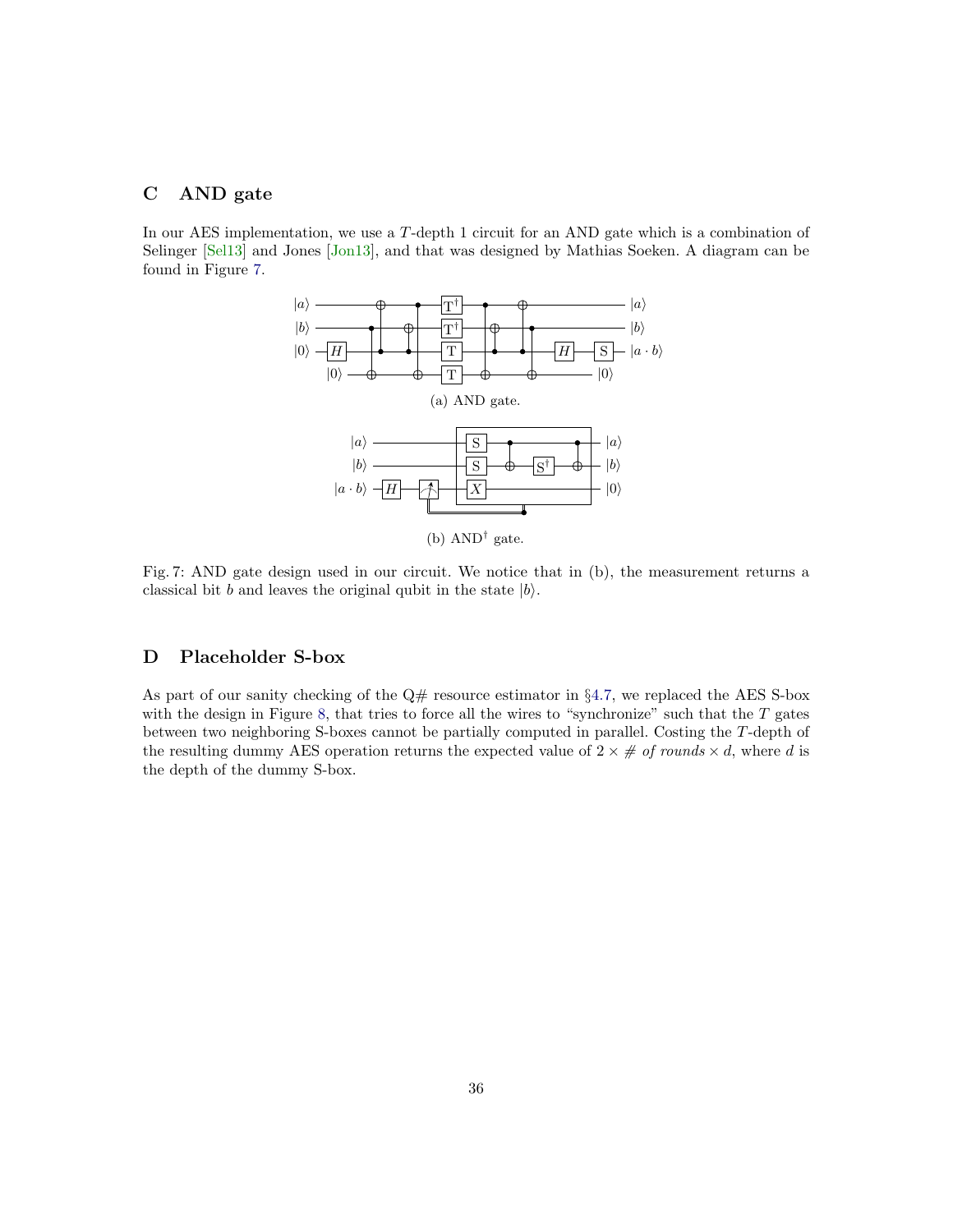## C AND gate

In our AES implementation, we use a $T$-depth 1 circuit for an AND gate which is a combination of Selinger [Sel13] and Jones [Jon13], and that was designed by Mathias Soeken. A diagram can be found in Figure 7.

(a) AND gate.

(b) AND$^\dagger$ gate.

Fig. 7: AND gate design used in our circuit. We notice that in (b), the measurement returns a classical bit $b$ and leaves the original qubit in the state $|b\rangle$.

## D Placeholder S-box

As part of our sanity checking of the Q# resource estimator in §4.7, we replaced the AES S-box with the design in Figure 8, that tries to force all the wires to "synchronize" such that the $T$ gates between two neighboring S-boxes cannot be partially computed in parallel. Costing the $T$-depth of the resulting dummy AES operation returns the expected value of $2 \times$ *# of rounds* $\times d$, where $d$ is the depth of the dummy S-box.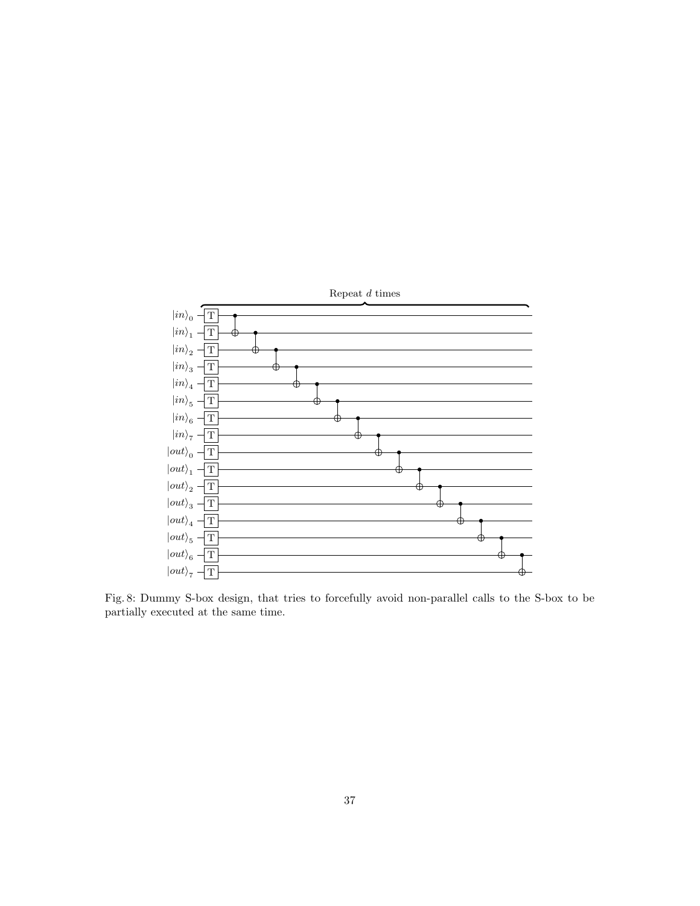Repeat $d$ times

$|in\rangle_0$

$|in\rangle_1$

$|in\rangle_2$

$|in\rangle_3$

$|in\rangle_4$

$|in\rangle_5$

$|in\rangle_6$

$|in\rangle_7$

$|out\rangle_0$

$|out\rangle_1$

$|out\rangle_2$

$|out\rangle_3$

$|out\rangle_4$

$|out\rangle_5$

$|out\rangle_6$

$|out\rangle_7$

T

Fig. 8: Dummy S-box design, that tries to forcefully avoid non-parallel calls to the S-box to be partially executed at the same time.